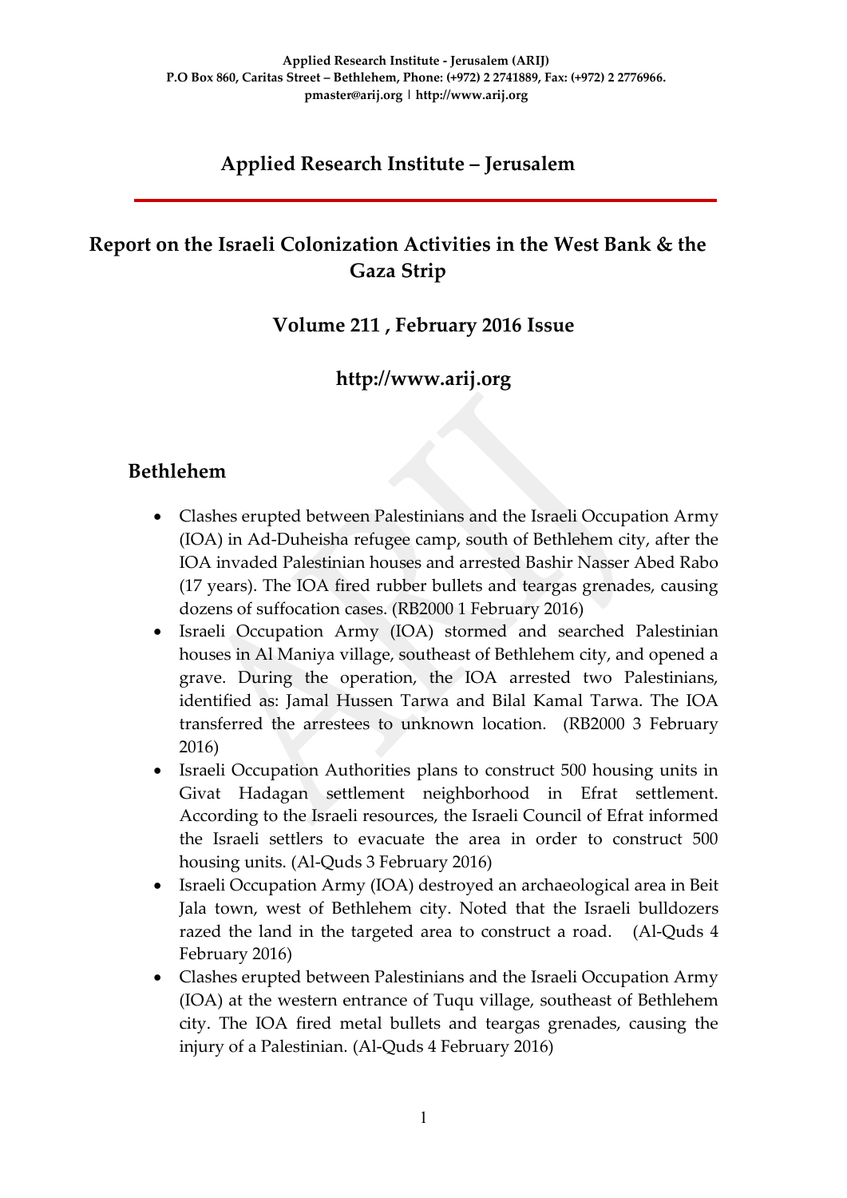Applied Research Institute - Jerusalem (ARIJ)
P.O Box 860, Caritas Street – Bethlehem, Phone: (+972) 2 2741889, Fax: (+972) 2 2776966.
pmaster@arij.org | http://www.arij.org

# Applied Research Institute – Jerusalem

## Report on the Israeli Colonization Activities in the West Bank & the Gaza Strip

### Volume 211 , February 2016 Issue

### http://www.arij.org

## Bethlehem

- Clashes erupted between Palestinians and the Israeli Occupation Army (IOA) in Ad-Duheisha refugee camp, south of Bethlehem city, after the IOA invaded Palestinian houses and arrested Bashir Nasser Abed Rabo (17 years). The IOA fired rubber bullets and teargas grenades, causing dozens of suffocation cases. (RB2000 1 February 2016)
- Israeli Occupation Army (IOA) stormed and searched Palestinian houses in Al Maniya village, southeast of Bethlehem city, and opened a grave. During the operation, the IOA arrested two Palestinians, identified as: Jamal Hussen Tarwa and Bilal Kamal Tarwa. The IOA transferred the arrestees to unknown location. (RB2000 3 February 2016)
- Israeli Occupation Authorities plans to construct 500 housing units in Givat Hadagan settlement neighborhood in Efrat settlement. According to the Israeli resources, the Israeli Council of Efrat informed the Israeli settlers to evacuate the area in order to construct 500 housing units. (Al-Quds 3 February 2016)
- Israeli Occupation Army (IOA) destroyed an archaeological area in Beit Jala town, west of Bethlehem city. Noted that the Israeli bulldozers razed the land in the targeted area to construct a road. (Al-Quds 4 February 2016)
- Clashes erupted between Palestinians and the Israeli Occupation Army (IOA) at the western entrance of Tuqu village, southeast of Bethlehem city. The IOA fired metal bullets and teargas grenades, causing the injury of a Palestinian. (Al-Quds 4 February 2016)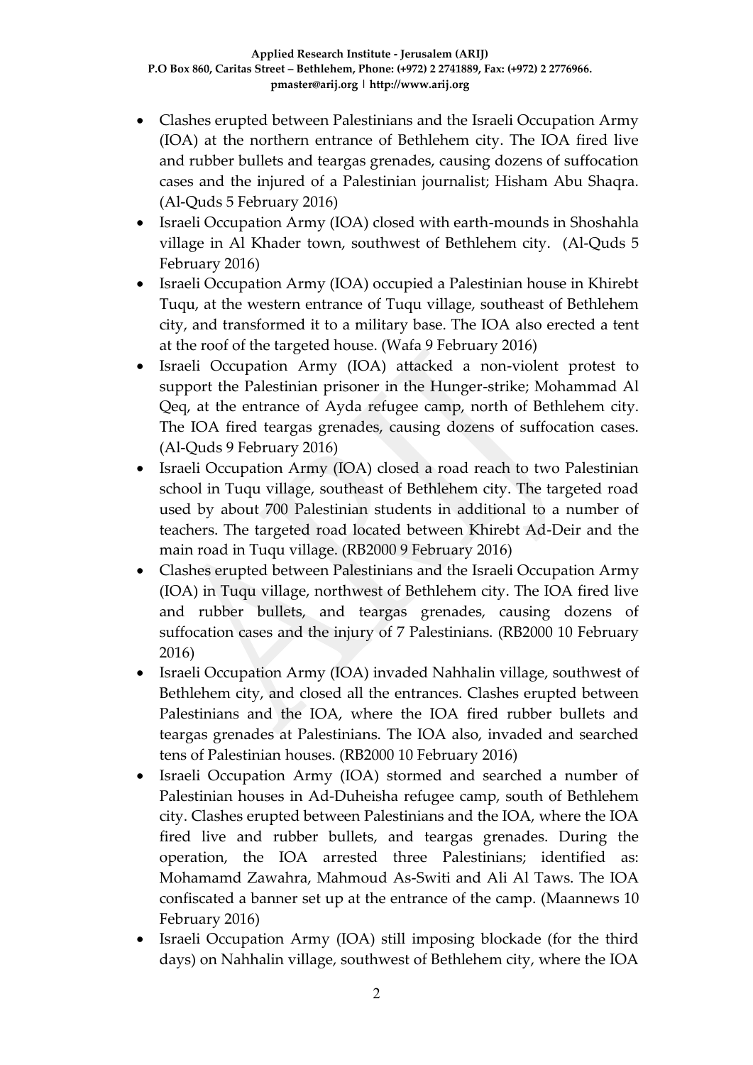- Clashes erupted between Palestinians and the Israeli Occupation Army (IOA) at the northern entrance of Bethlehem city. The IOA fired live and rubber bullets and teargas grenades, causing dozens of suffocation cases and the injured of a Palestinian journalist; Hisham Abu Shaqra. (Al-Quds 5 February 2016)
- Israeli Occupation Army (IOA) closed with earth-mounds in Shoshahla village in Al Khader town, southwest of Bethlehem city. (Al-Quds 5 February 2016)
- Israeli Occupation Army (IOA) occupied a Palestinian house in Khirebt Tuqu, at the western entrance of Tuqu village, southeast of Bethlehem city, and transformed it to a military base. The IOA also erected a tent at the roof of the targeted house. (Wafa 9 February 2016)
- Israeli Occupation Army (IOA) attacked a non-violent protest to support the Palestinian prisoner in the Hunger-strike; Mohammad Al Qeq, at the entrance of Ayda refugee camp, north of Bethlehem city. The IOA fired teargas grenades, causing dozens of suffocation cases. (Al-Quds 9 February 2016)
- Israeli Occupation Army (IOA) closed a road reach to two Palestinian school in Tuqu village, southeast of Bethlehem city. The targeted road used by about 700 Palestinian students in additional to a number of teachers. The targeted road located between Khirebt Ad-Deir and the main road in Tuqu village. (RB2000 9 February 2016)
- Clashes erupted between Palestinians and the Israeli Occupation Army (IOA) in Tuqu village, northwest of Bethlehem city. The IOA fired live and rubber bullets, and teargas grenades, causing dozens of suffocation cases and the injury of 7 Palestinians. (RB2000 10 February 2016)
- Israeli Occupation Army (IOA) invaded Nahhalin village, southwest of Bethlehem city, and closed all the entrances. Clashes erupted between Palestinians and the IOA, where the IOA fired rubber bullets and teargas grenades at Palestinians. The IOA also, invaded and searched tens of Palestinian houses. (RB2000 10 February 2016)
- Israeli Occupation Army (IOA) stormed and searched a number of Palestinian houses in Ad-Duheisha refugee camp, south of Bethlehem city. Clashes erupted between Palestinians and the IOA, where the IOA fired live and rubber bullets, and teargas grenades. During the operation, the IOA arrested three Palestinians; identified as: Mohamamd Zawahra, Mahmoud As-Switi and Ali Al Taws. The IOA confiscated a banner set up at the entrance of the camp. (Maannews 10 February 2016)
- Israeli Occupation Army (IOA) still imposing blockade (for the third days) on Nahhalin village, southwest of Bethlehem city, where the IOA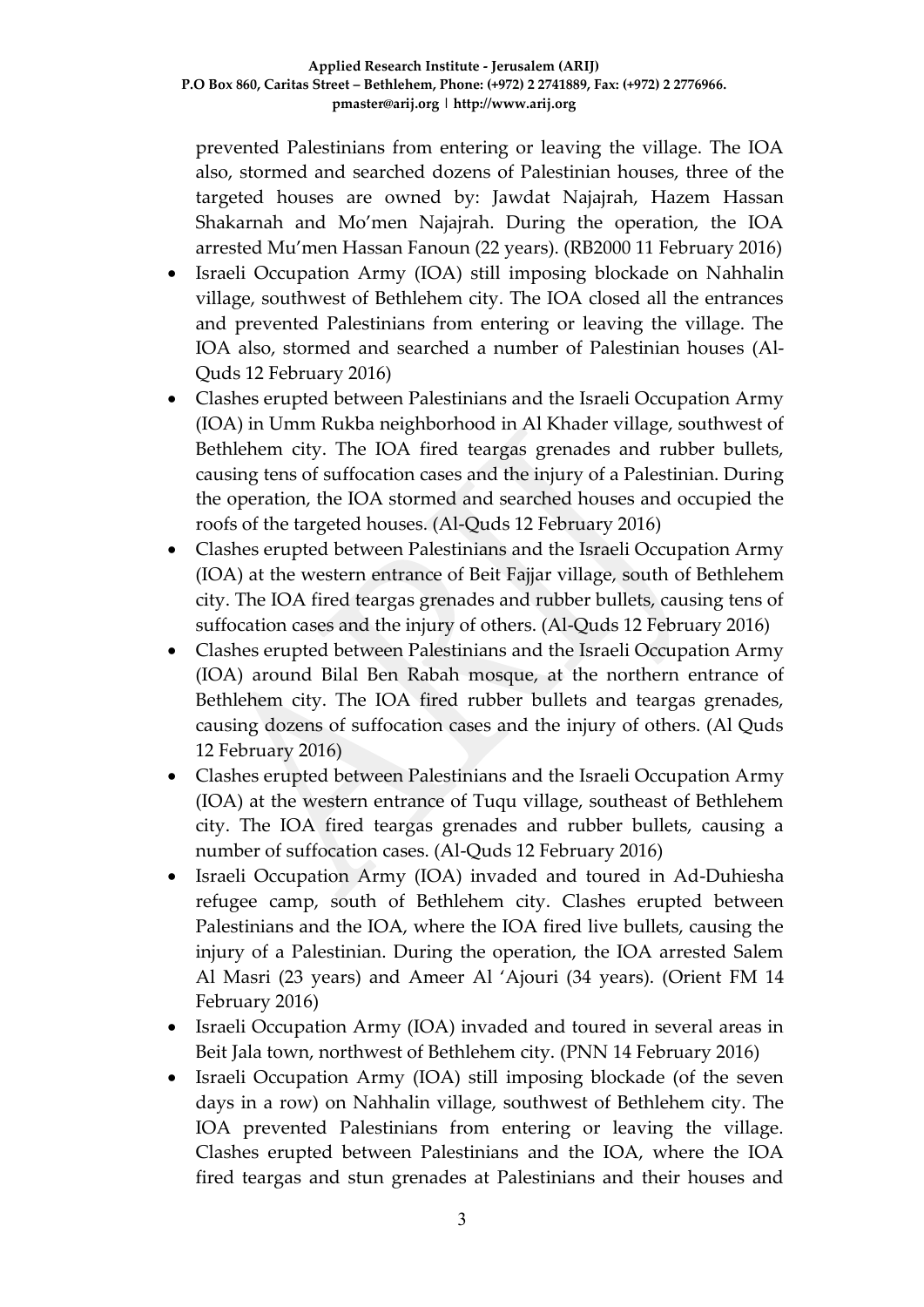prevented Palestinians from entering or leaving the village. The IOA also, stormed and searched dozens of Palestinian houses, three of the targeted houses are owned by: Jawdat Najajrah, Hazem Hassan Shakarnah and Mo'men Najajrah. During the operation, the IOA arrested Mu'men Hassan Fanoun (22 years). (RB2000 11 February 2016)

- Israeli Occupation Army (IOA) still imposing blockade on Nahhalin village, southwest of Bethlehem city. The IOA closed all the entrances and prevented Palestinians from entering or leaving the village. The IOA also, stormed and searched a number of Palestinian houses (Al-Quds 12 February 2016)
- Clashes erupted between Palestinians and the Israeli Occupation Army (IOA) in Umm Rukba neighborhood in Al Khader village, southwest of Bethlehem city. The IOA fired teargas grenades and rubber bullets, causing tens of suffocation cases and the injury of a Palestinian. During the operation, the IOA stormed and searched houses and occupied the roofs of the targeted houses. (Al-Quds 12 February 2016)
- Clashes erupted between Palestinians and the Israeli Occupation Army (IOA) at the western entrance of Beit Fajjar village, south of Bethlehem city. The IOA fired teargas grenades and rubber bullets, causing tens of suffocation cases and the injury of others. (Al-Quds 12 February 2016)
- Clashes erupted between Palestinians and the Israeli Occupation Army (IOA) around Bilal Ben Rabah mosque, at the northern entrance of Bethlehem city. The IOA fired rubber bullets and teargas grenades, causing dozens of suffocation cases and the injury of others. (Al Quds 12 February 2016)
- Clashes erupted between Palestinians and the Israeli Occupation Army (IOA) at the western entrance of Tuqu village, southeast of Bethlehem city. The IOA fired teargas grenades and rubber bullets, causing a number of suffocation cases. (Al-Quds 12 February 2016)
- Israeli Occupation Army (IOA) invaded and toured in Ad-Duhiesha refugee camp, south of Bethlehem city. Clashes erupted between Palestinians and the IOA, where the IOA fired live bullets, causing the injury of a Palestinian. During the operation, the IOA arrested Salem Al Masri (23 years) and Ameer Al 'Ajouri (34 years). (Orient FM 14 February 2016)
- Israeli Occupation Army (IOA) invaded and toured in several areas in Beit Jala town, northwest of Bethlehem city. (PNN 14 February 2016)
- Israeli Occupation Army (IOA) still imposing blockade (of the seven days in a row) on Nahhalin village, southwest of Bethlehem city. The IOA prevented Palestinians from entering or leaving the village. Clashes erupted between Palestinians and the IOA, where the IOA fired teargas and stun grenades at Palestinians and their houses and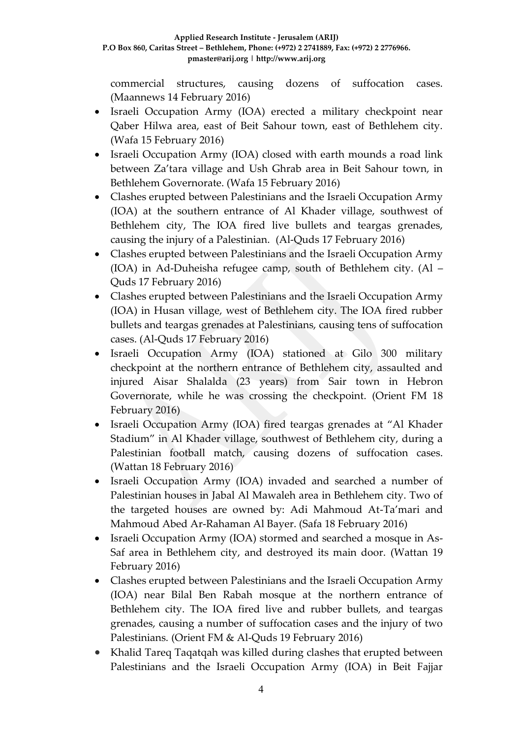commercial structures, causing dozens of suffocation cases. (Maannews 14 February 2016)

- Israeli Occupation Army (IOA) erected a military checkpoint near Qaber Hilwa area, east of Beit Sahour town, east of Bethlehem city. (Wafa 15 February 2016)
- Israeli Occupation Army (IOA) closed with earth mounds a road link between Za'tara village and Ush Ghrab area in Beit Sahour town, in Bethlehem Governorate. (Wafa 15 February 2016)
- Clashes erupted between Palestinians and the Israeli Occupation Army (IOA) at the southern entrance of Al Khader village, southwest of Bethlehem city, The IOA fired live bullets and teargas grenades, causing the injury of a Palestinian. (Al-Quds 17 February 2016)
- Clashes erupted between Palestinians and the Israeli Occupation Army (IOA) in Ad-Duheisha refugee camp, south of Bethlehem city. (Al – Quds 17 February 2016)
- Clashes erupted between Palestinians and the Israeli Occupation Army (IOA) in Husan village, west of Bethlehem city. The IOA fired rubber bullets and teargas grenades at Palestinians, causing tens of suffocation cases. (Al-Quds 17 February 2016)
- Israeli Occupation Army (IOA) stationed at Gilo 300 military checkpoint at the northern entrance of Bethlehem city, assaulted and injured Aisar Shalalda (23 years) from Sair town in Hebron Governorate, while he was crossing the checkpoint. (Orient FM 18 February 2016)
- Israeli Occupation Army (IOA) fired teargas grenades at "Al Khader Stadium" in Al Khader village, southwest of Bethlehem city, during a Palestinian football match, causing dozens of suffocation cases. (Wattan 18 February 2016)
- Israeli Occupation Army (IOA) invaded and searched a number of Palestinian houses in Jabal Al Mawaleh area in Bethlehem city. Two of the targeted houses are owned by: Adi Mahmoud At-Ta'mari and Mahmoud Abed Ar-Rahaman Al Bayer. (Safa 18 February 2016)
- Israeli Occupation Army (IOA) stormed and searched a mosque in As-Saf area in Bethlehem city, and destroyed its main door. (Wattan 19 February 2016)
- Clashes erupted between Palestinians and the Israeli Occupation Army (IOA) near Bilal Ben Rabah mosque at the northern entrance of Bethlehem city. The IOA fired live and rubber bullets, and teargas grenades, causing a number of suffocation cases and the injury of two Palestinians. (Orient FM & Al-Quds 19 February 2016)
- Khalid Tareq Taqatqah was killed during clashes that erupted between Palestinians and the Israeli Occupation Army (IOA) in Beit Fajjar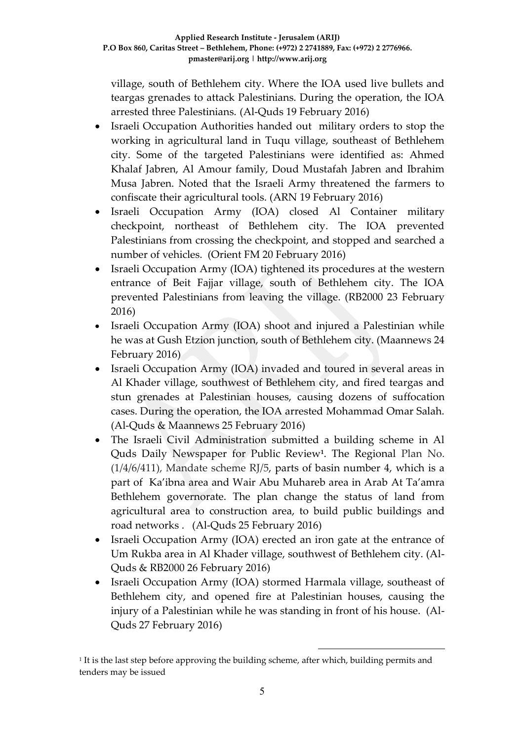village, south of Bethlehem city. Where the IOA used live bullets and teargas grenades to attack Palestinians. During the operation, the IOA arrested three Palestinians. (Al-Quds 19 February 2016)

- Israeli Occupation Authorities handed out military orders to stop the working in agricultural land in Tuqu village, southeast of Bethlehem city. Some of the targeted Palestinians were identified as: Ahmed Khalaf Jabren, Al Amour family, Doud Mustafah Jabren and Ibrahim Musa Jabren. Noted that the Israeli Army threatened the farmers to confiscate their agricultural tools. (ARN 19 February 2016)
- Israeli Occupation Army (IOA) closed Al Container military checkpoint, northeast of Bethlehem city. The IOA prevented Palestinians from crossing the checkpoint, and stopped and searched a number of vehicles. (Orient FM 20 February 2016)
- Israeli Occupation Army (IOA) tightened its procedures at the western entrance of Beit Fajjar village, south of Bethlehem city. The IOA prevented Palestinians from leaving the village. (RB2000 23 February 2016)
- Israeli Occupation Army (IOA) shoot and injured a Palestinian while he was at Gush Etzion junction, south of Bethlehem city. (Maannews 24 February 2016)
- Israeli Occupation Army (IOA) invaded and toured in several areas in Al Khader village, southwest of Bethlehem city, and fired teargas and stun grenades at Palestinian houses, causing dozens of suffocation cases. During the operation, the IOA arrested Mohammad Omar Salah. (Al-Quds & Maannews 25 February 2016)
- The Israeli Civil Administration submitted a building scheme in Al Quds Daily Newspaper for Public Review[1]. The Regional Plan No. (1/4/6/411), Mandate scheme RJ/5, parts of basin number 4, which is a part of Ka'ibna area and Wair Abu Muhareb area in Arab At Ta'amra Bethlehem governorate. The plan change the status of land from agricultural area to construction area, to build public buildings and road networks . (Al-Quds 25 February 2016)
- Israeli Occupation Army (IOA) erected an iron gate at the entrance of Um Rukba area in Al Khader village, southwest of Bethlehem city. (Al-Quds & RB2000 26 February 2016)
- Israeli Occupation Army (IOA) stormed Harmala village, southeast of Bethlehem city, and opened fire at Palestinian houses, causing the injury of a Palestinian while he was standing in front of his house. (Al-Quds 27 February 2016)

[1] It is the last step before approving the building scheme, after which, building permits and tenders may be issued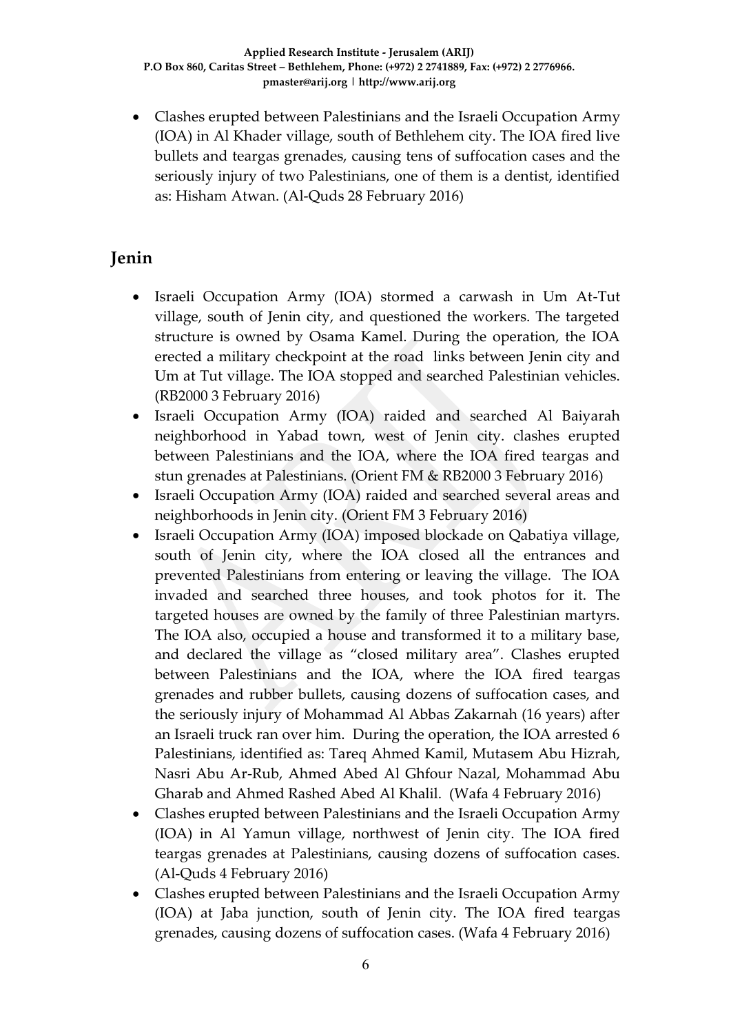- Clashes erupted between Palestinians and the Israeli Occupation Army (IOA) in Al Khader village, south of Bethlehem city. The IOA fired live bullets and teargas grenades, causing tens of suffocation cases and the seriously injury of two Palestinians, one of them is a dentist, identified as: Hisham Atwan. (Al-Quds 28 February 2016)

## Jenin

- Israeli Occupation Army (IOA) stormed a carwash in Um At-Tut village, south of Jenin city, and questioned the workers. The targeted structure is owned by Osama Kamel. During the operation, the IOA erected a military checkpoint at the road links between Jenin city and Um at Tut village. The IOA stopped and searched Palestinian vehicles. (RB2000 3 February 2016)
- Israeli Occupation Army (IOA) raided and searched Al Baiyarah neighborhood in Yabad town, west of Jenin city. clashes erupted between Palestinians and the IOA, where the IOA fired teargas and stun grenades at Palestinians. (Orient FM & RB2000 3 February 2016)
- Israeli Occupation Army (IOA) raided and searched several areas and neighborhoods in Jenin city. (Orient FM 3 February 2016)
- Israeli Occupation Army (IOA) imposed blockade on Qabatiya village, south of Jenin city, where the IOA closed all the entrances and prevented Palestinians from entering or leaving the village. The IOA invaded and searched three houses, and took photos for it. The targeted houses are owned by the family of three Palestinian martyrs. The IOA also, occupied a house and transformed it to a military base, and declared the village as "closed military area". Clashes erupted between Palestinians and the IOA, where the IOA fired teargas grenades and rubber bullets, causing dozens of suffocation cases, and the seriously injury of Mohammad Al Abbas Zakarnah (16 years) after an Israeli truck ran over him. During the operation, the IOA arrested 6 Palestinians, identified as: Tareq Ahmed Kamil, Mutasem Abu Hizrah, Nasri Abu Ar-Rub, Ahmed Abed Al Ghfour Nazal, Mohammad Abu Gharab and Ahmed Rashed Abed Al Khalil. (Wafa 4 February 2016)
- Clashes erupted between Palestinians and the Israeli Occupation Army (IOA) in Al Yamun village, northwest of Jenin city. The IOA fired teargas grenades at Palestinians, causing dozens of suffocation cases. (Al-Quds 4 February 2016)
- Clashes erupted between Palestinians and the Israeli Occupation Army (IOA) at Jaba junction, south of Jenin city. The IOA fired teargas grenades, causing dozens of suffocation cases. (Wafa 4 February 2016)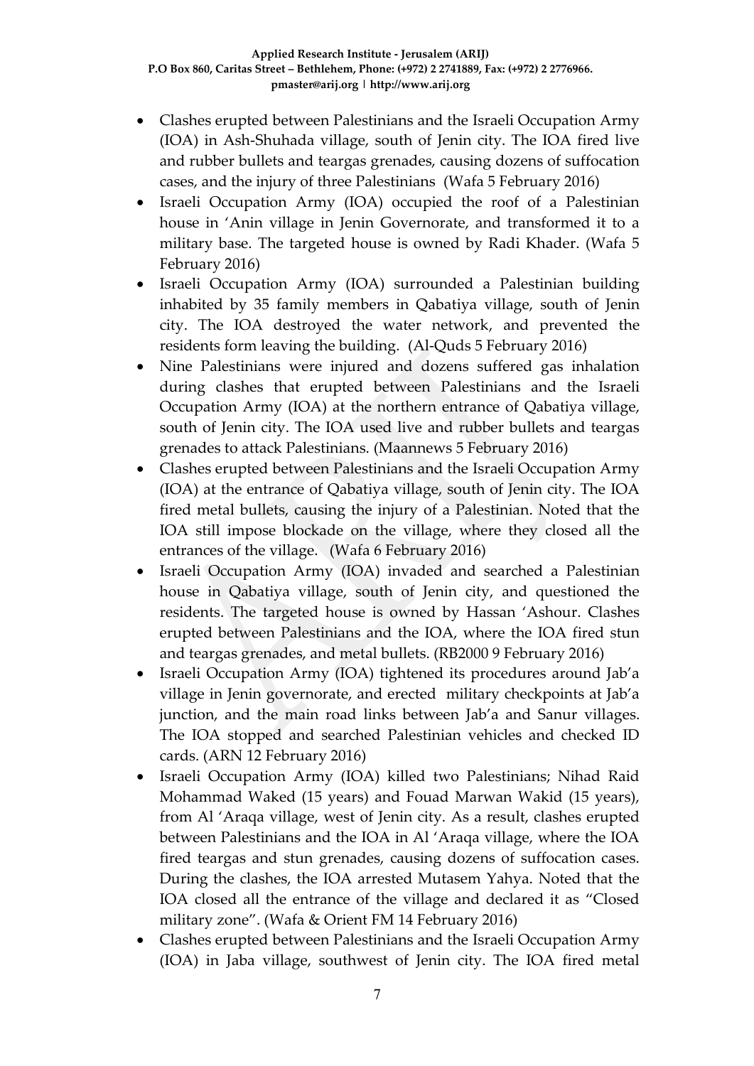- Clashes erupted between Palestinians and the Israeli Occupation Army (IOA) in Ash-Shuhada village, south of Jenin city. The IOA fired live and rubber bullets and teargas grenades, causing dozens of suffocation cases, and the injury of three Palestinians (Wafa 5 February 2016)
- Israeli Occupation Army (IOA) occupied the roof of a Palestinian house in 'Anin village in Jenin Governorate, and transformed it to a military base. The targeted house is owned by Radi Khader. (Wafa 5 February 2016)
- Israeli Occupation Army (IOA) surrounded a Palestinian building inhabited by 35 family members in Qabatiya village, south of Jenin city. The IOA destroyed the water network, and prevented the residents form leaving the building. (Al-Quds 5 February 2016)
- Nine Palestinians were injured and dozens suffered gas inhalation during clashes that erupted between Palestinians and the Israeli Occupation Army (IOA) at the northern entrance of Qabatiya village, south of Jenin city. The IOA used live and rubber bullets and teargas grenades to attack Palestinians. (Maannews 5 February 2016)
- Clashes erupted between Palestinians and the Israeli Occupation Army (IOA) at the entrance of Qabatiya village, south of Jenin city. The IOA fired metal bullets, causing the injury of a Palestinian. Noted that the IOA still impose blockade on the village, where they closed all the entrances of the village. (Wafa 6 February 2016)
- Israeli Occupation Army (IOA) invaded and searched a Palestinian house in Qabatiya village, south of Jenin city, and questioned the residents. The targeted house is owned by Hassan 'Ashour. Clashes erupted between Palestinians and the IOA, where the IOA fired stun and teargas grenades, and metal bullets. (RB2000 9 February 2016)
- Israeli Occupation Army (IOA) tightened its procedures around Jab'a village in Jenin governorate, and erected military checkpoints at Jab'a junction, and the main road links between Jab'a and Sanur villages. The IOA stopped and searched Palestinian vehicles and checked ID cards. (ARN 12 February 2016)
- Israeli Occupation Army (IOA) killed two Palestinians; Nihad Raid Mohammad Waked (15 years) and Fouad Marwan Wakid (15 years), from Al 'Araqa village, west of Jenin city. As a result, clashes erupted between Palestinians and the IOA in Al 'Araqa village, where the IOA fired teargas and stun grenades, causing dozens of suffocation cases. During the clashes, the IOA arrested Mutasem Yahya. Noted that the IOA closed all the entrance of the village and declared it as "Closed military zone". (Wafa & Orient FM 14 February 2016)
- Clashes erupted between Palestinians and the Israeli Occupation Army (IOA) in Jaba village, southwest of Jenin city. The IOA fired metal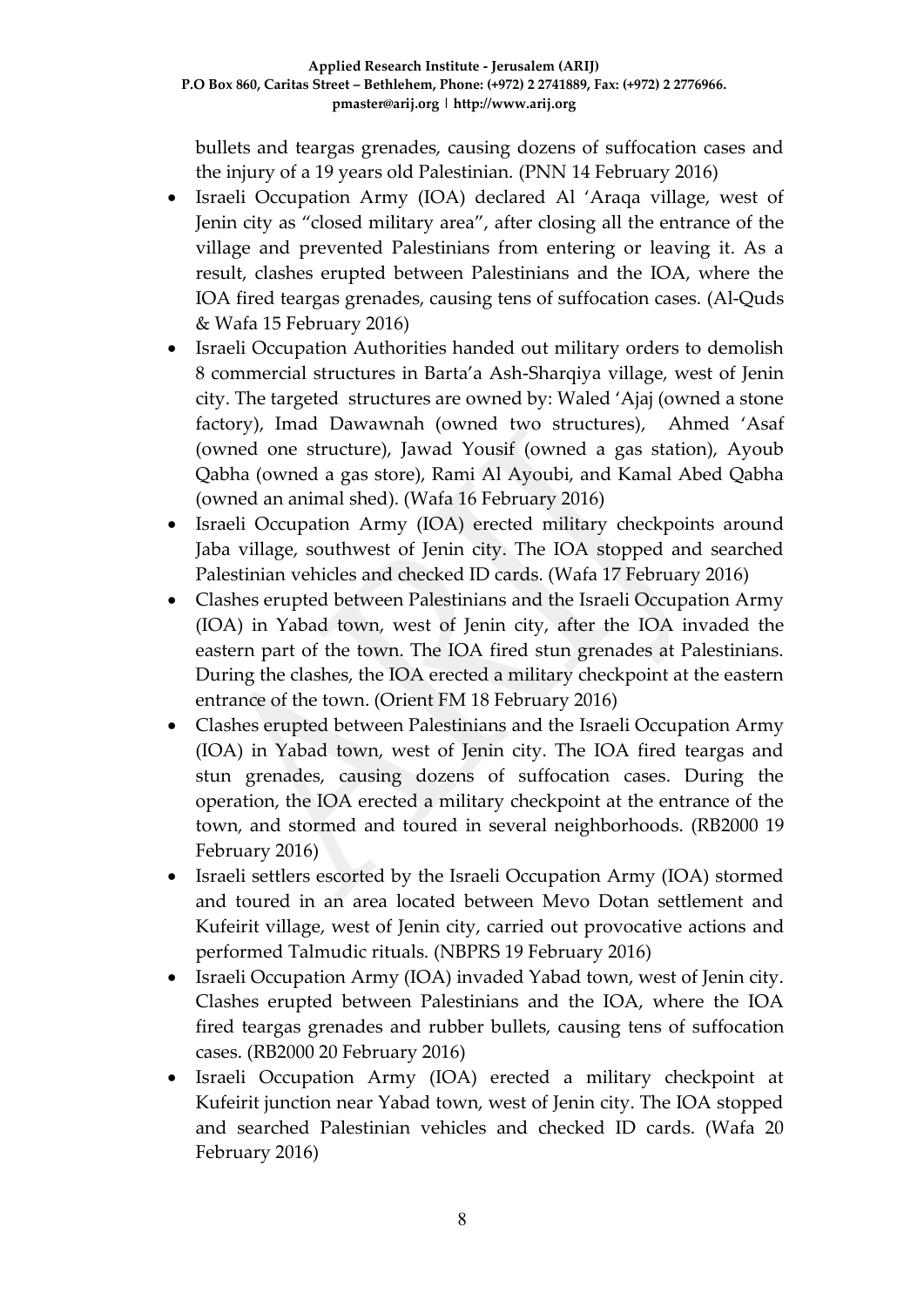bullets and teargas grenades, causing dozens of suffocation cases and the injury of a 19 years old Palestinian. (PNN 14 February 2016)

- Israeli Occupation Army (IOA) declared Al 'Araqa village, west of Jenin city as "closed military area", after closing all the entrance of the village and prevented Palestinians from entering or leaving it. As a result, clashes erupted between Palestinians and the IOA, where the IOA fired teargas grenades, causing tens of suffocation cases. (Al-Quds & Wafa 15 February 2016)
- Israeli Occupation Authorities handed out military orders to demolish 8 commercial structures in Barta'a Ash-Sharqiya village, west of Jenin city. The targeted structures are owned by: Waled 'Ajaj (owned a stone factory), Imad Dawawnah (owned two structures), Ahmed 'Asaf (owned one structure), Jawad Yousif (owned a gas station), Ayoub Qabha (owned a gas store), Rami Al Ayoubi, and Kamal Abed Qabha (owned an animal shed). (Wafa 16 February 2016)
- Israeli Occupation Army (IOA) erected military checkpoints around Jaba village, southwest of Jenin city. The IOA stopped and searched Palestinian vehicles and checked ID cards. (Wafa 17 February 2016)
- Clashes erupted between Palestinians and the Israeli Occupation Army (IOA) in Yabad town, west of Jenin city, after the IOA invaded the eastern part of the town. The IOA fired stun grenades at Palestinians. During the clashes, the IOA erected a military checkpoint at the eastern entrance of the town. (Orient FM 18 February 2016)
- Clashes erupted between Palestinians and the Israeli Occupation Army (IOA) in Yabad town, west of Jenin city. The IOA fired teargas and stun grenades, causing dozens of suffocation cases. During the operation, the IOA erected a military checkpoint at the entrance of the town, and stormed and toured in several neighborhoods. (RB2000 19 February 2016)
- Israeli settlers escorted by the Israeli Occupation Army (IOA) stormed and toured in an area located between Mevo Dotan settlement and Kufeirit village, west of Jenin city, carried out provocative actions and performed Talmudic rituals. (NBPRS 19 February 2016)
- Israeli Occupation Army (IOA) invaded Yabad town, west of Jenin city. Clashes erupted between Palestinians and the IOA, where the IOA fired teargas grenades and rubber bullets, causing tens of suffocation cases. (RB2000 20 February 2016)
- Israeli Occupation Army (IOA) erected a military checkpoint at Kufeirit junction near Yabad town, west of Jenin city. The IOA stopped and searched Palestinian vehicles and checked ID cards. (Wafa 20 February 2016)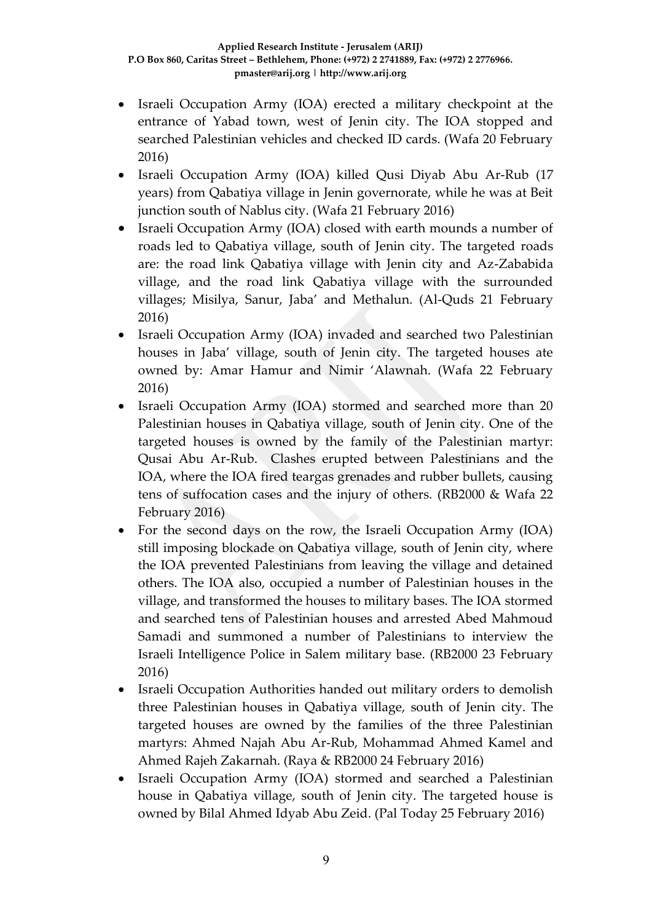- Israeli Occupation Army (IOA) erected a military checkpoint at the entrance of Yabad town, west of Jenin city. The IOA stopped and searched Palestinian vehicles and checked ID cards. (Wafa 20 February 2016)
- Israeli Occupation Army (IOA) killed Qusi Diyab Abu Ar-Rub (17 years) from Qabatiya village in Jenin governorate, while he was at Beit junction south of Nablus city. (Wafa 21 February 2016)
- Israeli Occupation Army (IOA) closed with earth mounds a number of roads led to Qabatiya village, south of Jenin city. The targeted roads are: the road link Qabatiya village with Jenin city and Az-Zababida village, and the road link Qabatiya village with the surrounded villages; Misilya, Sanur, Jaba' and Methalun. (Al-Quds 21 February 2016)
- Israeli Occupation Army (IOA) invaded and searched two Palestinian houses in Jaba' village, south of Jenin city. The targeted houses ate owned by: Amar Hamur and Nimir 'Alawnah. (Wafa 22 February 2016)
- Israeli Occupation Army (IOA) stormed and searched more than 20 Palestinian houses in Qabatiya village, south of Jenin city. One of the targeted houses is owned by the family of the Palestinian martyr: Qusai Abu Ar-Rub. Clashes erupted between Palestinians and the IOA, where the IOA fired teargas grenades and rubber bullets, causing tens of suffocation cases and the injury of others. (RB2000 & Wafa 22 February 2016)
- For the second days on the row, the Israeli Occupation Army (IOA) still imposing blockade on Qabatiya village, south of Jenin city, where the IOA prevented Palestinians from leaving the village and detained others. The IOA also, occupied a number of Palestinian houses in the village, and transformed the houses to military bases. The IOA stormed and searched tens of Palestinian houses and arrested Abed Mahmoud Samadi and summoned a number of Palestinians to interview the Israeli Intelligence Police in Salem military base. (RB2000 23 February 2016)
- Israeli Occupation Authorities handed out military orders to demolish three Palestinian houses in Qabatiya village, south of Jenin city. The targeted houses are owned by the families of the three Palestinian martyrs: Ahmed Najah Abu Ar-Rub, Mohammad Ahmed Kamel and Ahmed Rajeh Zakarnah. (Raya & RB2000 24 February 2016)
- Israeli Occupation Army (IOA) stormed and searched a Palestinian house in Qabatiya village, south of Jenin city. The targeted house is owned by Bilal Ahmed Idyab Abu Zeid. (Pal Today 25 February 2016)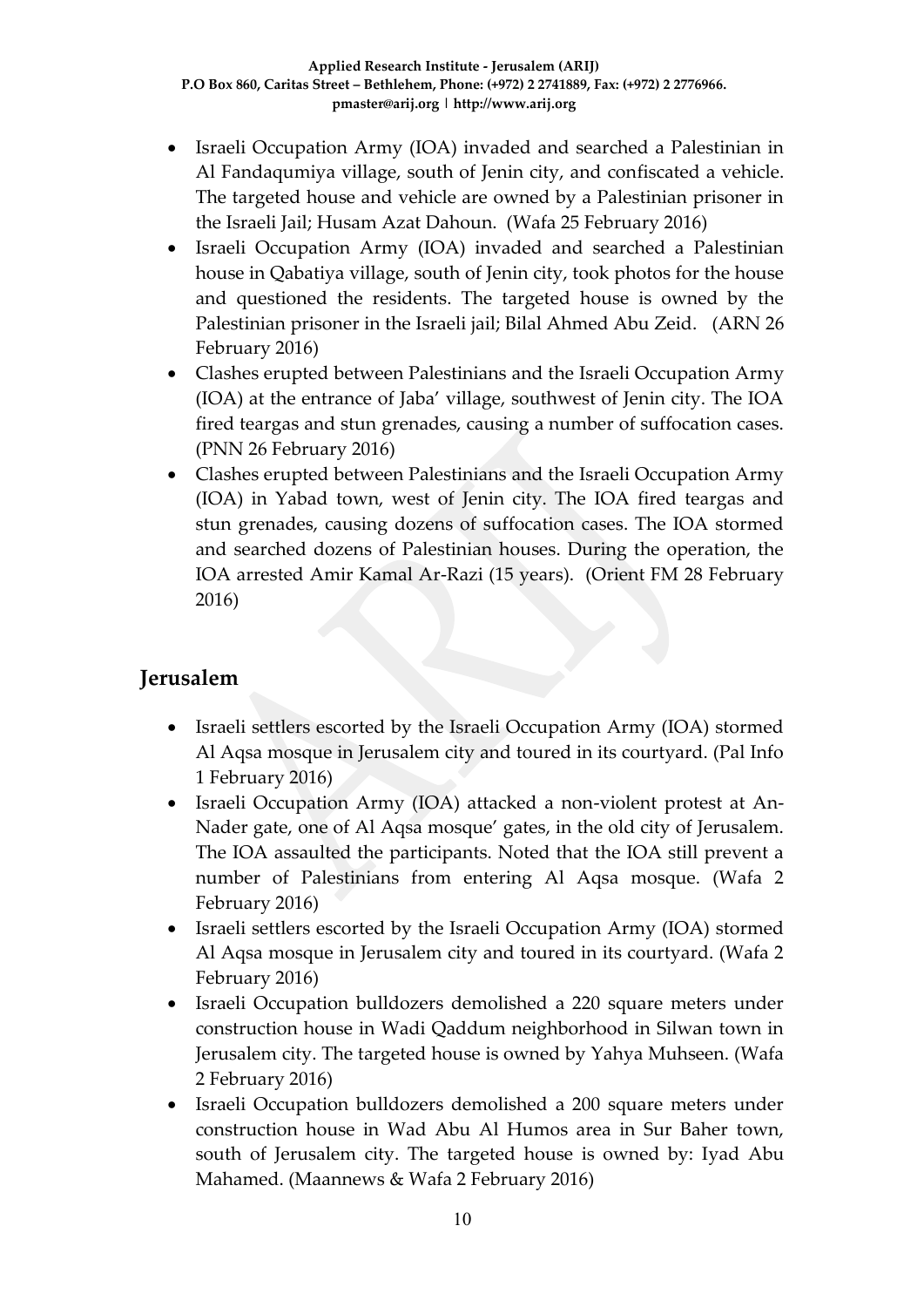- Israeli Occupation Army (IOA) invaded and searched a Palestinian in Al Fandaqumiya village, south of Jenin city, and confiscated a vehicle. The targeted house and vehicle are owned by a Palestinian prisoner in the Israeli Jail; Husam Azat Dahoun. (Wafa 25 February 2016)
- Israeli Occupation Army (IOA) invaded and searched a Palestinian house in Qabatiya village, south of Jenin city, took photos for the house and questioned the residents. The targeted house is owned by the Palestinian prisoner in the Israeli jail; Bilal Ahmed Abu Zeid. (ARN 26 February 2016)
- Clashes erupted between Palestinians and the Israeli Occupation Army (IOA) at the entrance of Jaba' village, southwest of Jenin city. The IOA fired teargas and stun grenades, causing a number of suffocation cases. (PNN 26 February 2016)
- Clashes erupted between Palestinians and the Israeli Occupation Army (IOA) in Yabad town, west of Jenin city. The IOA fired teargas and stun grenades, causing dozens of suffocation cases. The IOA stormed and searched dozens of Palestinian houses. During the operation, the IOA arrested Amir Kamal Ar-Razi (15 years). (Orient FM 28 February 2016)

## Jerusalem

- Israeli settlers escorted by the Israeli Occupation Army (IOA) stormed Al Aqsa mosque in Jerusalem city and toured in its courtyard. (Pal Info 1 February 2016)
- Israeli Occupation Army (IOA) attacked a non-violent protest at An-Nader gate, one of Al Aqsa mosque' gates, in the old city of Jerusalem. The IOA assaulted the participants. Noted that the IOA still prevent a number of Palestinians from entering Al Aqsa mosque. (Wafa 2 February 2016)
- Israeli settlers escorted by the Israeli Occupation Army (IOA) stormed Al Aqsa mosque in Jerusalem city and toured in its courtyard. (Wafa 2 February 2016)
- Israeli Occupation bulldozers demolished a 220 square meters under construction house in Wadi Qaddum neighborhood in Silwan town in Jerusalem city. The targeted house is owned by Yahya Muhseen. (Wafa 2 February 2016)
- Israeli Occupation bulldozers demolished a 200 square meters under construction house in Wad Abu Al Humos area in Sur Baher town, south of Jerusalem city. The targeted house is owned by: Iyad Abu Mahamed. (Maannews & Wafa 2 February 2016)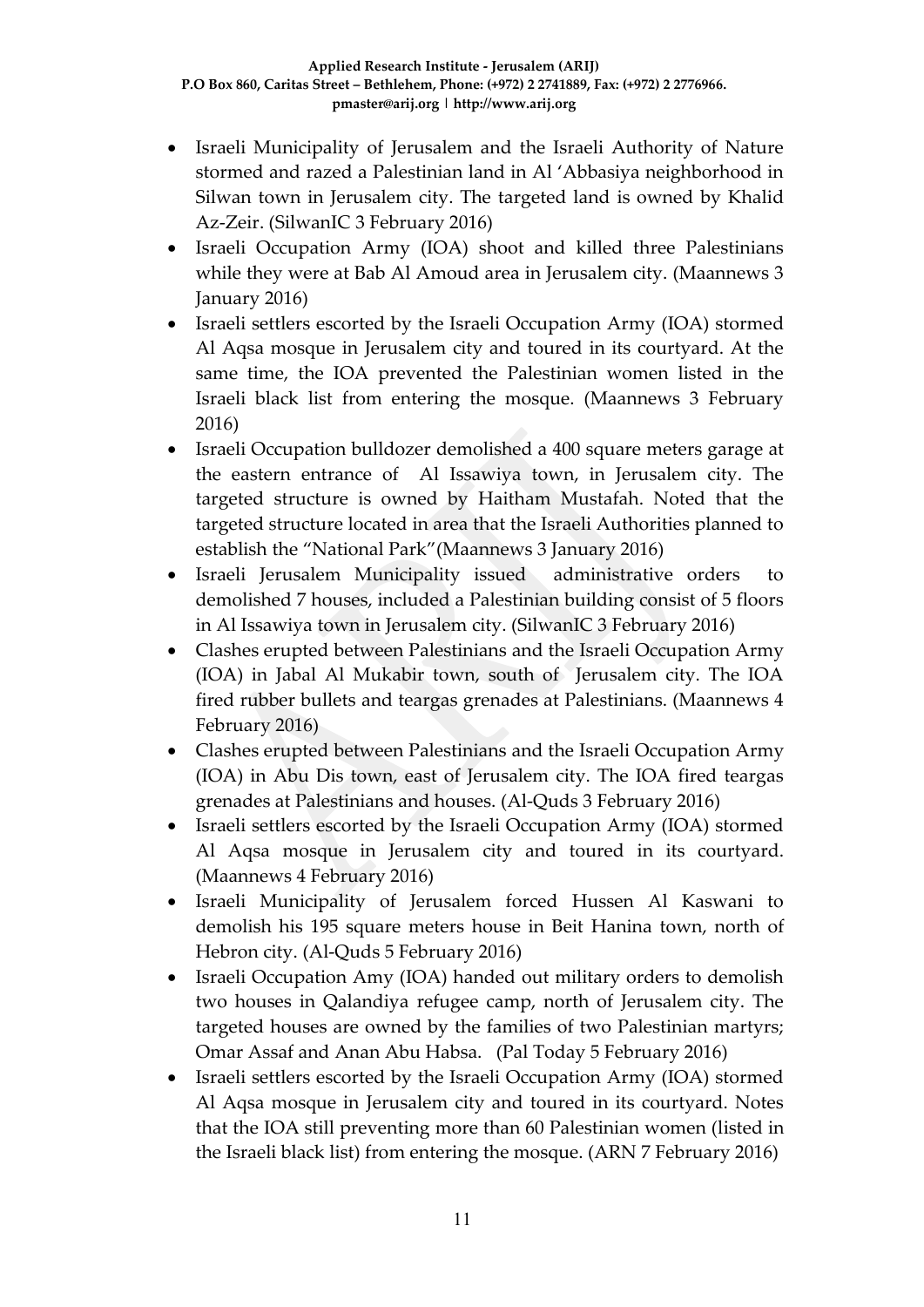- Israeli Municipality of Jerusalem and the Israeli Authority of Nature stormed and razed a Palestinian land in Al 'Abbasiya neighborhood in Silwan town in Jerusalem city. The targeted land is owned by Khalid Az-Zeir. (SilwanIC 3 February 2016)
- Israeli Occupation Army (IOA) shoot and killed three Palestinians while they were at Bab Al Amoud area in Jerusalem city. (Maannews 3 January 2016)
- Israeli settlers escorted by the Israeli Occupation Army (IOA) stormed Al Aqsa mosque in Jerusalem city and toured in its courtyard. At the same time, the IOA prevented the Palestinian women listed in the Israeli black list from entering the mosque. (Maannews 3 February 2016)
- Israeli Occupation bulldozer demolished a 400 square meters garage at the eastern entrance of Al Issawiya town, in Jerusalem city. The targeted structure is owned by Haitham Mustafah. Noted that the targeted structure located in area that the Israeli Authorities planned to establish the "National Park"(Maannews 3 January 2016)
- Israeli Jerusalem Municipality issued administrative orders to demolished 7 houses, included a Palestinian building consist of 5 floors in Al Issawiya town in Jerusalem city. (SilwanIC 3 February 2016)
- Clashes erupted between Palestinians and the Israeli Occupation Army (IOA) in Jabal Al Mukabir town, south of Jerusalem city. The IOA fired rubber bullets and teargas grenades at Palestinians. (Maannews 4 February 2016)
- Clashes erupted between Palestinians and the Israeli Occupation Army (IOA) in Abu Dis town, east of Jerusalem city. The IOA fired teargas grenades at Palestinians and houses. (Al-Quds 3 February 2016)
- Israeli settlers escorted by the Israeli Occupation Army (IOA) stormed Al Aqsa mosque in Jerusalem city and toured in its courtyard. (Maannews 4 February 2016)
- Israeli Municipality of Jerusalem forced Hussen Al Kaswani to demolish his 195 square meters house in Beit Hanina town, north of Hebron city. (Al-Quds 5 February 2016)
- Israeli Occupation Amy (IOA) handed out military orders to demolish two houses in Qalandiya refugee camp, north of Jerusalem city. The targeted houses are owned by the families of two Palestinian martyrs; Omar Assaf and Anan Abu Habsa. (Pal Today 5 February 2016)
- Israeli settlers escorted by the Israeli Occupation Army (IOA) stormed Al Aqsa mosque in Jerusalem city and toured in its courtyard. Notes that the IOA still preventing more than 60 Palestinian women (listed in the Israeli black list) from entering the mosque. (ARN 7 February 2016)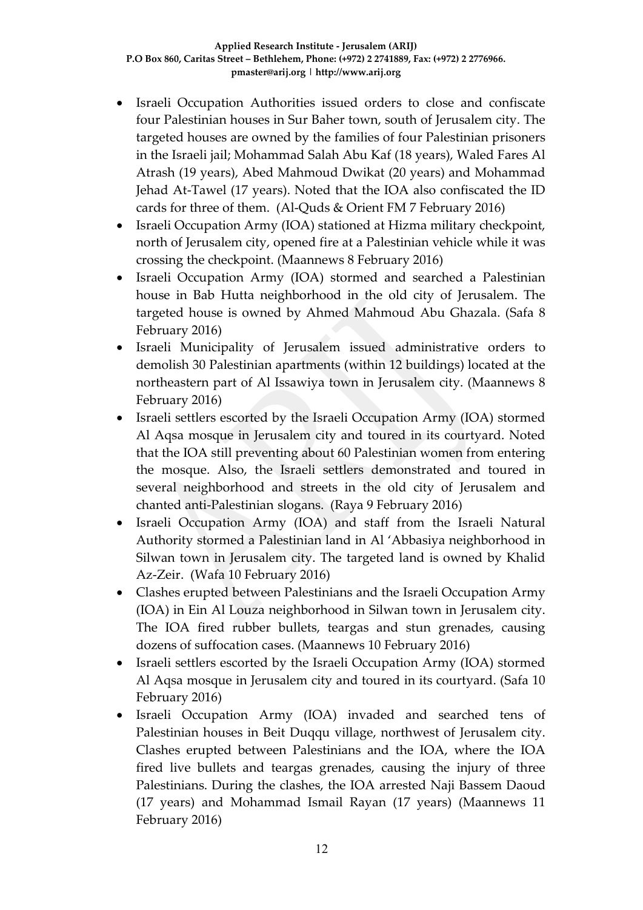- Israeli Occupation Authorities issued orders to close and confiscate four Palestinian houses in Sur Baher town, south of Jerusalem city. The targeted houses are owned by the families of four Palestinian prisoners in the Israeli jail; Mohammad Salah Abu Kaf (18 years), Waled Fares Al Atrash (19 years), Abed Mahmoud Dwikat (20 years) and Mohammad Jehad At-Tawel (17 years). Noted that the IOA also confiscated the ID cards for three of them. (Al-Quds & Orient FM 7 February 2016)
- Israeli Occupation Army (IOA) stationed at Hizma military checkpoint, north of Jerusalem city, opened fire at a Palestinian vehicle while it was crossing the checkpoint. (Maannews 8 February 2016)
- Israeli Occupation Army (IOA) stormed and searched a Palestinian house in Bab Hutta neighborhood in the old city of Jerusalem. The targeted house is owned by Ahmed Mahmoud Abu Ghazala. (Safa 8 February 2016)
- Israeli Municipality of Jerusalem issued administrative orders to demolish 30 Palestinian apartments (within 12 buildings) located at the northeastern part of Al Issawiya town in Jerusalem city. (Maannews 8 February 2016)
- Israeli settlers escorted by the Israeli Occupation Army (IOA) stormed Al Aqsa mosque in Jerusalem city and toured in its courtyard. Noted that the IOA still preventing about 60 Palestinian women from entering the mosque. Also, the Israeli settlers demonstrated and toured in several neighborhood and streets in the old city of Jerusalem and chanted anti-Palestinian slogans. (Raya 9 February 2016)
- Israeli Occupation Army (IOA) and staff from the Israeli Natural Authority stormed a Palestinian land in Al 'Abbasiya neighborhood in Silwan town in Jerusalem city. The targeted land is owned by Khalid Az-Zeir. (Wafa 10 February 2016)
- Clashes erupted between Palestinians and the Israeli Occupation Army (IOA) in Ein Al Louza neighborhood in Silwan town in Jerusalem city. The IOA fired rubber bullets, teargas and stun grenades, causing dozens of suffocation cases. (Maannews 10 February 2016)
- Israeli settlers escorted by the Israeli Occupation Army (IOA) stormed Al Aqsa mosque in Jerusalem city and toured in its courtyard. (Safa 10 February 2016)
- Israeli Occupation Army (IOA) invaded and searched tens of Palestinian houses in Beit Duqqu village, northwest of Jerusalem city. Clashes erupted between Palestinians and the IOA, where the IOA fired live bullets and teargas grenades, causing the injury of three Palestinians. During the clashes, the IOA arrested Naji Bassem Daoud (17 years) and Mohammad Ismail Rayan (17 years) (Maannews 11 February 2016)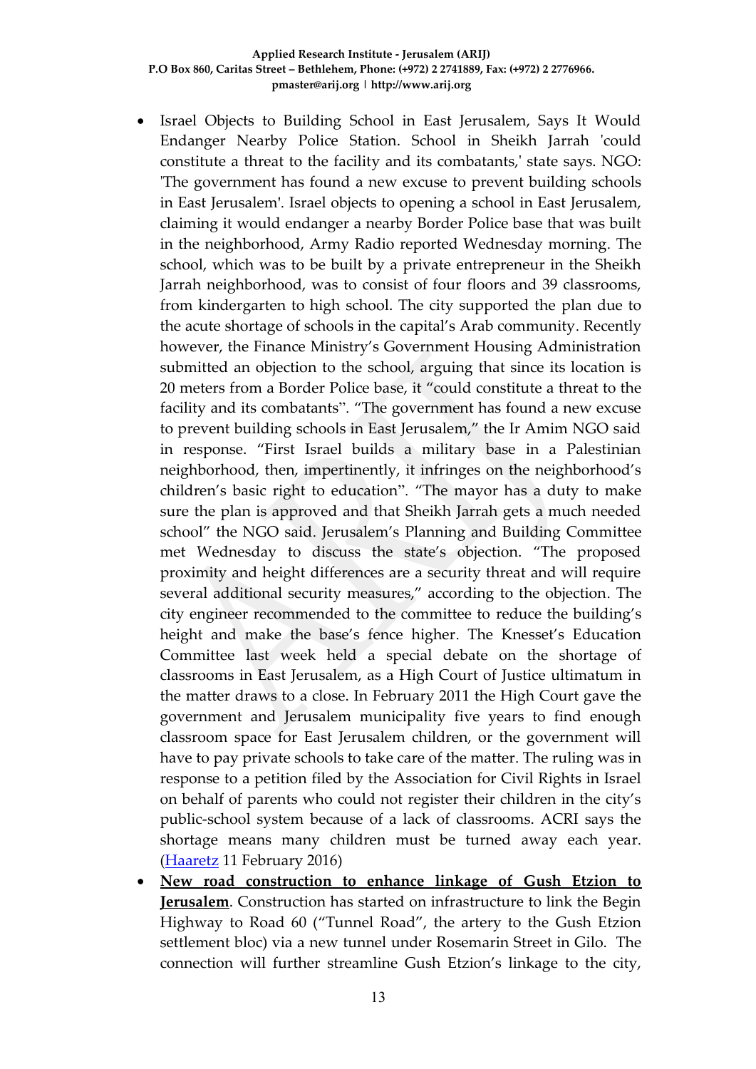- Israel Objects to Building School in East Jerusalem, Says It Would Endanger Nearby Police Station. School in Sheikh Jarrah 'could constitute a threat to the facility and its combatants,' state says. NGO: 'The government has found a new excuse to prevent building schools in East Jerusalem'. Israel objects to opening a school in East Jerusalem, claiming it would endanger a nearby Border Police base that was built in the neighborhood, Army Radio reported Wednesday morning. The school, which was to be built by a private entrepreneur in the Sheikh Jarrah neighborhood, was to consist of four floors and 39 classrooms, from kindergarten to high school. The city supported the plan due to the acute shortage of schools in the capital's Arab community. Recently however, the Finance Ministry's Government Housing Administration submitted an objection to the school, arguing that since its location is 20 meters from a Border Police base, it "could constitute a threat to the facility and its combatants". "The government has found a new excuse to prevent building schools in East Jerusalem," the Ir Amim NGO said in response. "First Israel builds a military base in a Palestinian neighborhood, then, impertinently, it infringes on the neighborhood's children's basic right to education". "The mayor has a duty to make sure the plan is approved and that Sheikh Jarrah gets a much needed school" the NGO said. Jerusalem's Planning and Building Committee met Wednesday to discuss the state's objection. "The proposed proximity and height differences are a security threat and will require several additional security measures," according to the objection. The city engineer recommended to the committee to reduce the building's height and make the base's fence higher. The Knesset's Education Committee last week held a special debate on the shortage of classrooms in East Jerusalem, as a High Court of Justice ultimatum in the matter draws to a close. In February 2011 the High Court gave the government and Jerusalem municipality five years to find enough classroom space for East Jerusalem children, or the government will have to pay private schools to take care of the matter. The ruling was in response to a petition filed by the Association for Civil Rights in Israel on behalf of parents who could not register their children in the city's public-school system because of a lack of classrooms. ACRI says the shortage means many children must be turned away each year. (Haaretz 11 February 2016)
- **New road construction to enhance linkage of Gush Etzion to Jerusalem**. Construction has started on infrastructure to link the Begin Highway to Road 60 ("Tunnel Road", the artery to the Gush Etzion settlement bloc) via a new tunnel under Rosemarin Street in Gilo. The connection will further streamline Gush Etzion's linkage to the city,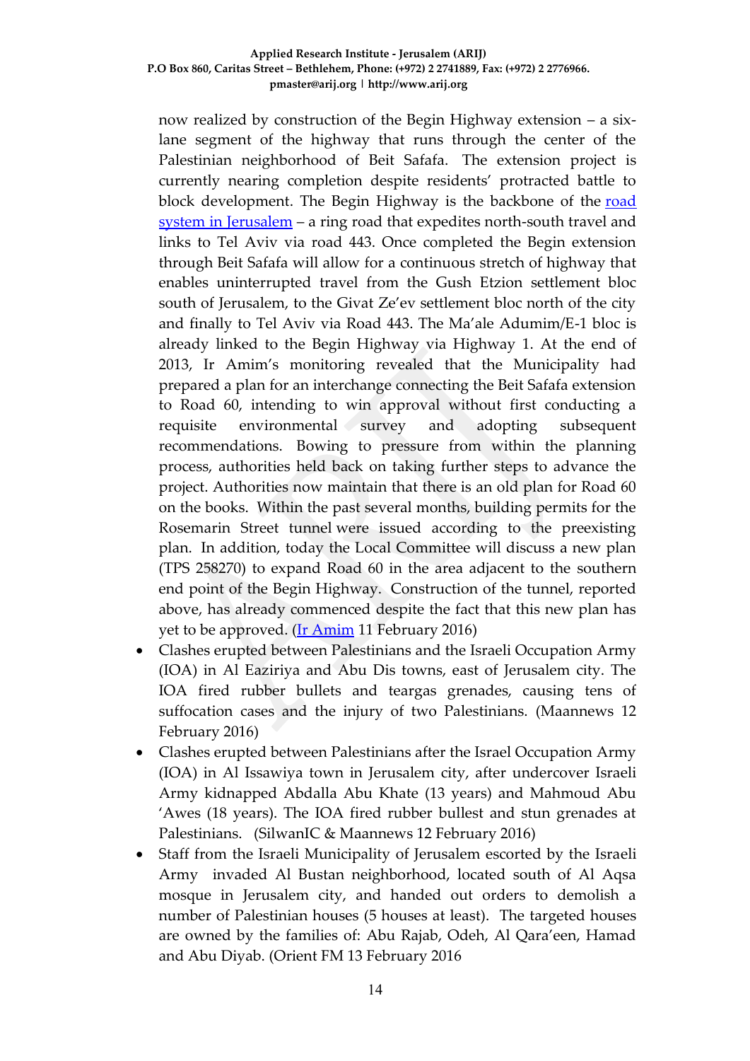now realized by construction of the Begin Highway extension – a six-lane segment of the highway that runs through the center of the Palestinian neighborhood of Beit Safafa. The extension project is currently nearing completion despite residents' protracted battle to block development. The Begin Highway is the backbone of the [road system in Jerusalem](#) – a ring road that expedites north-south travel and links to Tel Aviv via road 443. Once completed the Begin extension through Beit Safafa will allow for a continuous stretch of highway that enables uninterrupted travel from the Gush Etzion settlement bloc south of Jerusalem, to the Givat Ze'ev settlement bloc north of the city and finally to Tel Aviv via Road 443. The Ma'ale Adumim/E-1 bloc is already linked to the Begin Highway via Highway 1. At the end of 2013, Ir Amim's monitoring revealed that the Municipality had prepared a plan for an interchange connecting the Beit Safafa extension to Road 60, intending to win approval without first conducting a requisite environmental survey and adopting subsequent recommendations. Bowing to pressure from within the planning process, authorities held back on taking further steps to advance the project. Authorities now maintain that there is an old plan for Road 60 on the books. Within the past several months, building permits for the Rosemarin Street tunnel were issued according to the preexisting plan. In addition, today the Local Committee will discuss a new plan (TPS 258270) to expand Road 60 in the area adjacent to the southern end point of the Begin Highway. Construction of the tunnel, reported above, has already commenced despite the fact that this new plan has yet to be approved. ([Ir Amim](#) 11 February 2016)

- Clashes erupted between Palestinians and the Israeli Occupation Army (IOA) in Al Eaziriya and Abu Dis towns, east of Jerusalem city. The IOA fired rubber bullets and teargas grenades, causing tens of suffocation cases and the injury of two Palestinians. (Maannews 12 February 2016)
- Clashes erupted between Palestinians after the Israel Occupation Army (IOA) in Al Issawiya town in Jerusalem city, after undercover Israeli Army kidnapped Abdalla Abu Khate (13 years) and Mahmoud Abu 'Awes (18 years). The IOA fired rubber bullest and stun grenades at Palestinians. (SilwanIC & Maannews 12 February 2016)
- Staff from the Israeli Municipality of Jerusalem escorted by the Israeli Army invaded Al Bustan neighborhood, located south of Al Aqsa mosque in Jerusalem city, and handed out orders to demolish a number of Palestinian houses (5 houses at least). The targeted houses are owned by the families of: Abu Rajab, Odeh, Al Qara'een, Hamad and Abu Diyab. (Orient FM 13 February 2016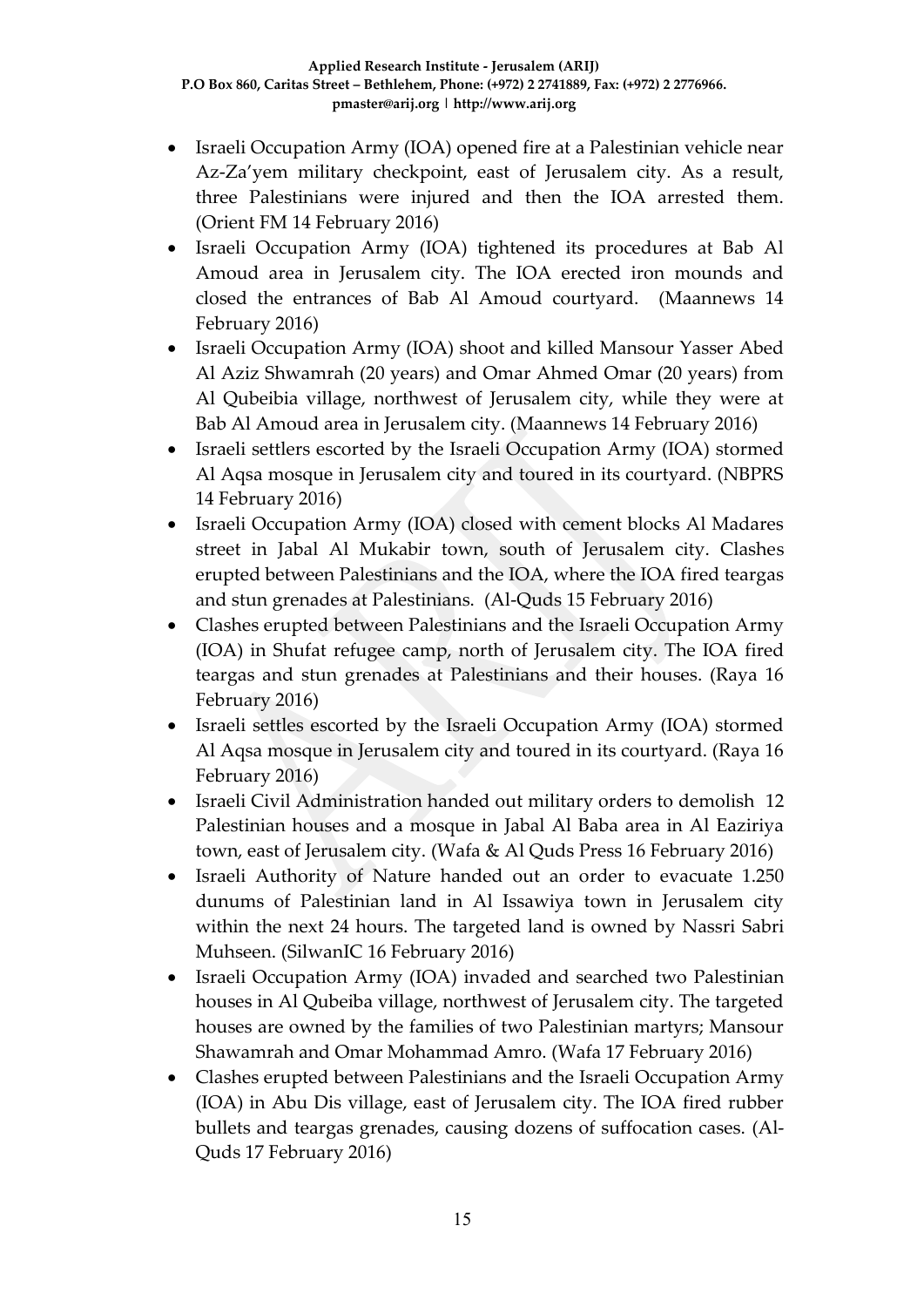- Israeli Occupation Army (IOA) opened fire at a Palestinian vehicle near Az-Za'yem military checkpoint, east of Jerusalem city. As a result, three Palestinians were injured and then the IOA arrested them. (Orient FM 14 February 2016)
- Israeli Occupation Army (IOA) tightened its procedures at Bab Al Amoud area in Jerusalem city. The IOA erected iron mounds and closed the entrances of Bab Al Amoud courtyard. (Maannews 14 February 2016)
- Israeli Occupation Army (IOA) shoot and killed Mansour Yasser Abed Al Aziz Shwamrah (20 years) and Omar Ahmed Omar (20 years) from Al Qubeibia village, northwest of Jerusalem city, while they were at Bab Al Amoud area in Jerusalem city. (Maannews 14 February 2016)
- Israeli settlers escorted by the Israeli Occupation Army (IOA) stormed Al Aqsa mosque in Jerusalem city and toured in its courtyard. (NBPRS 14 February 2016)
- Israeli Occupation Army (IOA) closed with cement blocks Al Madares street in Jabal Al Mukabir town, south of Jerusalem city. Clashes erupted between Palestinians and the IOA, where the IOA fired teargas and stun grenades at Palestinians. (Al-Quds 15 February 2016)
- Clashes erupted between Palestinians and the Israeli Occupation Army (IOA) in Shufat refugee camp, north of Jerusalem city. The IOA fired teargas and stun grenades at Palestinians and their houses. (Raya 16 February 2016)
- Israeli settles escorted by the Israeli Occupation Army (IOA) stormed Al Aqsa mosque in Jerusalem city and toured in its courtyard. (Raya 16 February 2016)
- Israeli Civil Administration handed out military orders to demolish 12 Palestinian houses and a mosque in Jabal Al Baba area in Al Eaziriya town, east of Jerusalem city. (Wafa & Al Quds Press 16 February 2016)
- Israeli Authority of Nature handed out an order to evacuate 1.250 dunums of Palestinian land in Al Issawiya town in Jerusalem city within the next 24 hours. The targeted land is owned by Nassri Sabri Muhseen. (SilwanIC 16 February 2016)
- Israeli Occupation Army (IOA) invaded and searched two Palestinian houses in Al Qubeiba village, northwest of Jerusalem city. The targeted houses are owned by the families of two Palestinian martyrs; Mansour Shawamrah and Omar Mohammad Amro. (Wafa 17 February 2016)
- Clashes erupted between Palestinians and the Israeli Occupation Army (IOA) in Abu Dis village, east of Jerusalem city. The IOA fired rubber bullets and teargas grenades, causing dozens of suffocation cases. (Al-Quds 17 February 2016)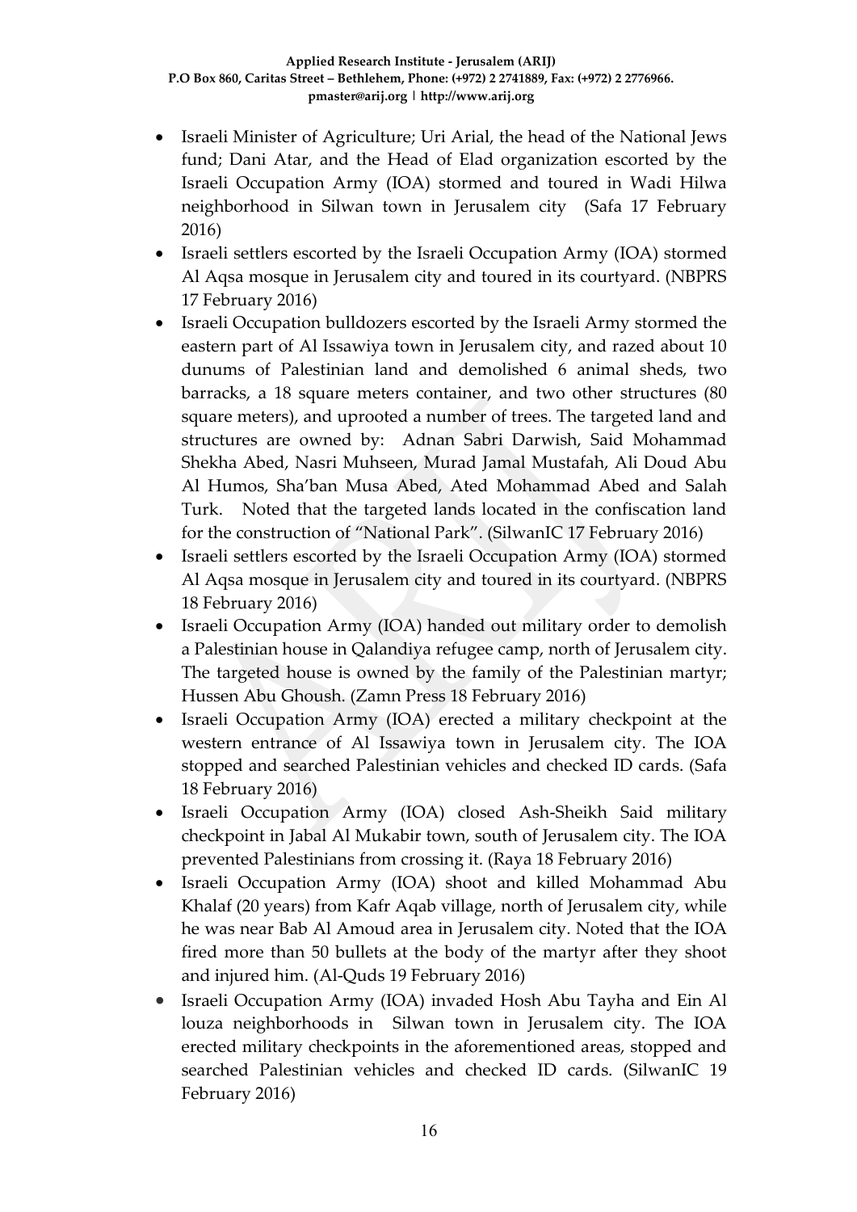- Israeli Minister of Agriculture; Uri Arial, the head of the National Jews fund; Dani Atar, and the Head of Elad organization escorted by the Israeli Occupation Army (IOA) stormed and toured in Wadi Hilwa neighborhood in Silwan town in Jerusalem city (Safa 17 February 2016)
- Israeli settlers escorted by the Israeli Occupation Army (IOA) stormed Al Aqsa mosque in Jerusalem city and toured in its courtyard. (NBPRS 17 February 2016)
- Israeli Occupation bulldozers escorted by the Israeli Army stormed the eastern part of Al Issawiya town in Jerusalem city, and razed about 10 dunums of Palestinian land and demolished 6 animal sheds, two barracks, a 18 square meters container, and two other structures (80 square meters), and uprooted a number of trees. The targeted land and structures are owned by: Adnan Sabri Darwish, Said Mohammad Shekha Abed, Nasri Muhseen, Murad Jamal Mustafah, Ali Doud Abu Al Humos, Sha'ban Musa Abed, Ated Mohammad Abed and Salah Turk. Noted that the targeted lands located in the confiscation land for the construction of "National Park". (SilwanIC 17 February 2016)
- Israeli settlers escorted by the Israeli Occupation Army (IOA) stormed Al Aqsa mosque in Jerusalem city and toured in its courtyard. (NBPRS 18 February 2016)
- Israeli Occupation Army (IOA) handed out military order to demolish a Palestinian house in Qalandiya refugee camp, north of Jerusalem city. The targeted house is owned by the family of the Palestinian martyr; Hussen Abu Ghoush. (Zamn Press 18 February 2016)
- Israeli Occupation Army (IOA) erected a military checkpoint at the western entrance of Al Issawiya town in Jerusalem city. The IOA stopped and searched Palestinian vehicles and checked ID cards. (Safa 18 February 2016)
- Israeli Occupation Army (IOA) closed Ash-Sheikh Said military checkpoint in Jabal Al Mukabir town, south of Jerusalem city. The IOA prevented Palestinians from crossing it. (Raya 18 February 2016)
- Israeli Occupation Army (IOA) shoot and killed Mohammad Abu Khalaf (20 years) from Kafr Aqab village, north of Jerusalem city, while he was near Bab Al Amoud area in Jerusalem city. Noted that the IOA fired more than 50 bullets at the body of the martyr after they shoot and injured him. (Al-Quds 19 February 2016)
- Israeli Occupation Army (IOA) invaded Hosh Abu Tayha and Ein Al louza neighborhoods in Silwan town in Jerusalem city. The IOA erected military checkpoints in the aforementioned areas, stopped and searched Palestinian vehicles and checked ID cards. (SilwanIC 19 February 2016)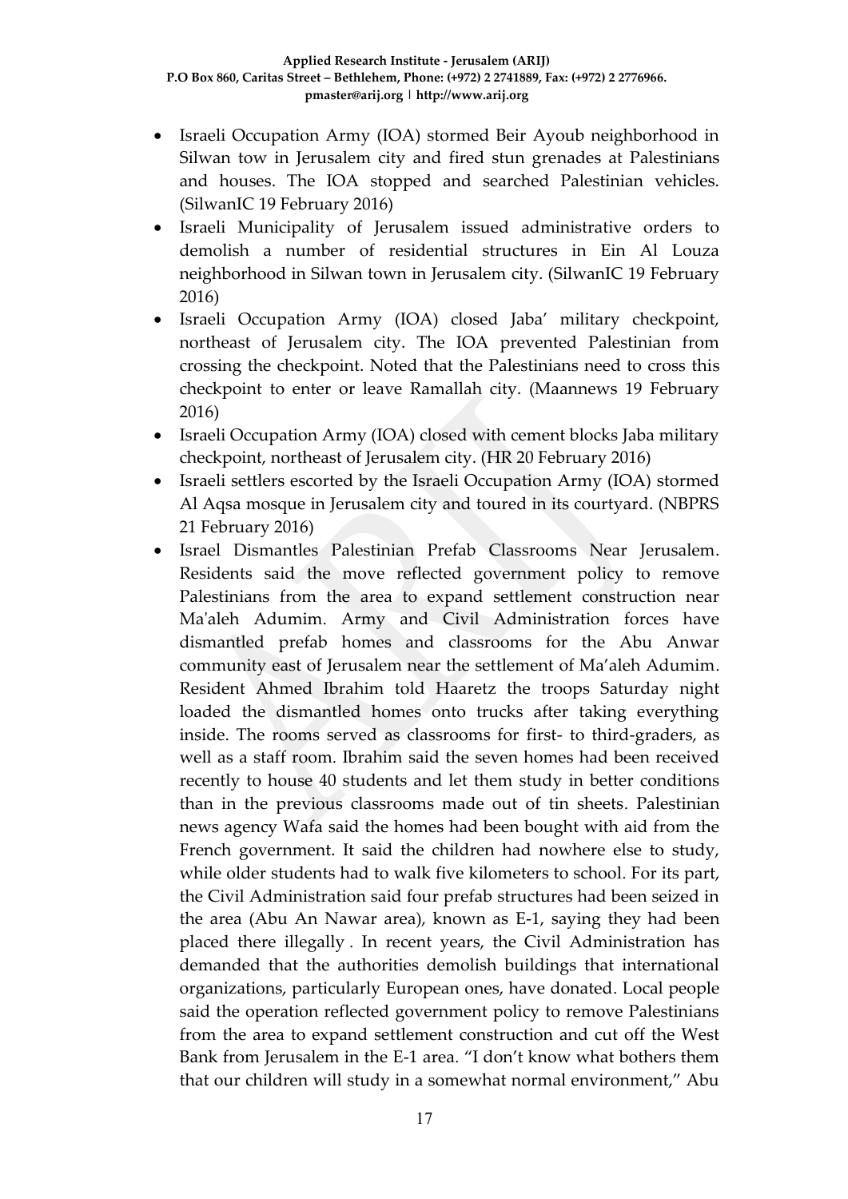- Israeli Occupation Army (IOA) stormed Beir Ayoub neighborhood in Silwan tow in Jerusalem city and fired stun grenades at Palestinians and houses. The IOA stopped and searched Palestinian vehicles. (SilwanIC 19 February 2016)
- Israeli Municipality of Jerusalem issued administrative orders to demolish a number of residential structures in Ein Al Louza neighborhood in Silwan town in Jerusalem city. (SilwanIC 19 February 2016)
- Israeli Occupation Army (IOA) closed Jaba' military checkpoint, northeast of Jerusalem city. The IOA prevented Palestinian from crossing the checkpoint. Noted that the Palestinians need to cross this checkpoint to enter or leave Ramallah city. (Maannews 19 February 2016)
- Israeli Occupation Army (IOA) closed with cement blocks Jaba military checkpoint, northeast of Jerusalem city. (HR 20 February 2016)
- Israeli settlers escorted by the Israeli Occupation Army (IOA) stormed Al Aqsa mosque in Jerusalem city and toured in its courtyard. (NBPRS 21 February 2016)
- Israel Dismantles Palestinian Prefab Classrooms Near Jerusalem. Residents said the move reflected government policy to remove Palestinians from the area to expand settlement construction near Ma'aleh Adumim. Army and Civil Administration forces have dismantled prefab homes and classrooms for the Abu Anwar community east of Jerusalem near the settlement of Ma'aleh Adumim. Resident Ahmed Ibrahim told Haaretz the troops Saturday night loaded the dismantled homes onto trucks after taking everything inside. The rooms served as classrooms for first- to third-graders, as well as a staff room. Ibrahim said the seven homes had been received recently to house 40 students and let them study in better conditions than in the previous classrooms made out of tin sheets. Palestinian news agency Wafa said the homes had been bought with aid from the French government. It said the children had nowhere else to study, while older students had to walk five kilometers to school. For its part, the Civil Administration said four prefab structures had been seized in the area (Abu An Nawar area), known as E-1, saying they had been placed there illegally . In recent years, the Civil Administration has demanded that the authorities demolish buildings that international organizations, particularly European ones, have donated. Local people said the operation reflected government policy to remove Palestinians from the area to expand settlement construction and cut off the West Bank from Jerusalem in the E-1 area. "I don't know what bothers them that our children will study in a somewhat normal environment," Abu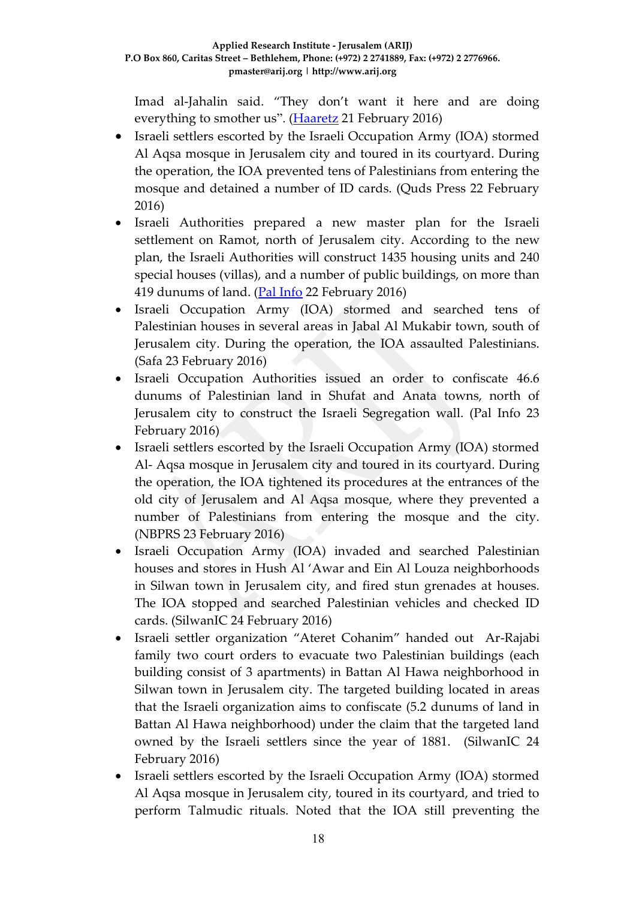Imad al-Jahalin said. "They don't want it here and are doing everything to smother us". ([Haaretz](#) 21 February 2016)

- Israeli settlers escorted by the Israeli Occupation Army (IOA) stormed Al Aqsa mosque in Jerusalem city and toured in its courtyard. During the operation, the IOA prevented tens of Palestinians from entering the mosque and detained a number of ID cards. (Quds Press 22 February 2016)
- Israeli Authorities prepared a new master plan for the Israeli settlement on Ramot, north of Jerusalem city. According to the new plan, the Israeli Authorities will construct 1435 housing units and 240 special houses (villas), and a number of public buildings, on more than 419 dunums of land. ([Pal Info](#) 22 February 2016)
- Israeli Occupation Army (IOA) stormed and searched tens of Palestinian houses in several areas in Jabal Al Mukabir town, south of Jerusalem city. During the operation, the IOA assaulted Palestinians. (Safa 23 February 2016)
- Israeli Occupation Authorities issued an order to confiscate 46.6 dunums of Palestinian land in Shufat and Anata towns, north of Jerusalem city to construct the Israeli Segregation wall. (Pal Info 23 February 2016)
- Israeli settlers escorted by the Israeli Occupation Army (IOA) stormed Al- Aqsa mosque in Jerusalem city and toured in its courtyard. During the operation, the IOA tightened its procedures at the entrances of the old city of Jerusalem and Al Aqsa mosque, where they prevented a number of Palestinians from entering the mosque and the city. (NBPRS 23 February 2016)
- Israeli Occupation Army (IOA) invaded and searched Palestinian houses and stores in Hush Al 'Awar and Ein Al Louza neighborhoods in Silwan town in Jerusalem city, and fired stun grenades at houses. The IOA stopped and searched Palestinian vehicles and checked ID cards. (SilwanIC 24 February 2016)
- Israeli settler organization "Ateret Cohanim" handed out Ar-Rajabi family two court orders to evacuate two Palestinian buildings (each building consist of 3 apartments) in Battan Al Hawa neighborhood in Silwan town in Jerusalem city. The targeted building located in areas that the Israeli organization aims to confiscate (5.2 dunums of land in Battan Al Hawa neighborhood) under the claim that the targeted land owned by the Israeli settlers since the year of 1881. (SilwanIC 24 February 2016)
- Israeli settlers escorted by the Israeli Occupation Army (IOA) stormed Al Aqsa mosque in Jerusalem city, toured in its courtyard, and tried to perform Talmudic rituals. Noted that the IOA still preventing the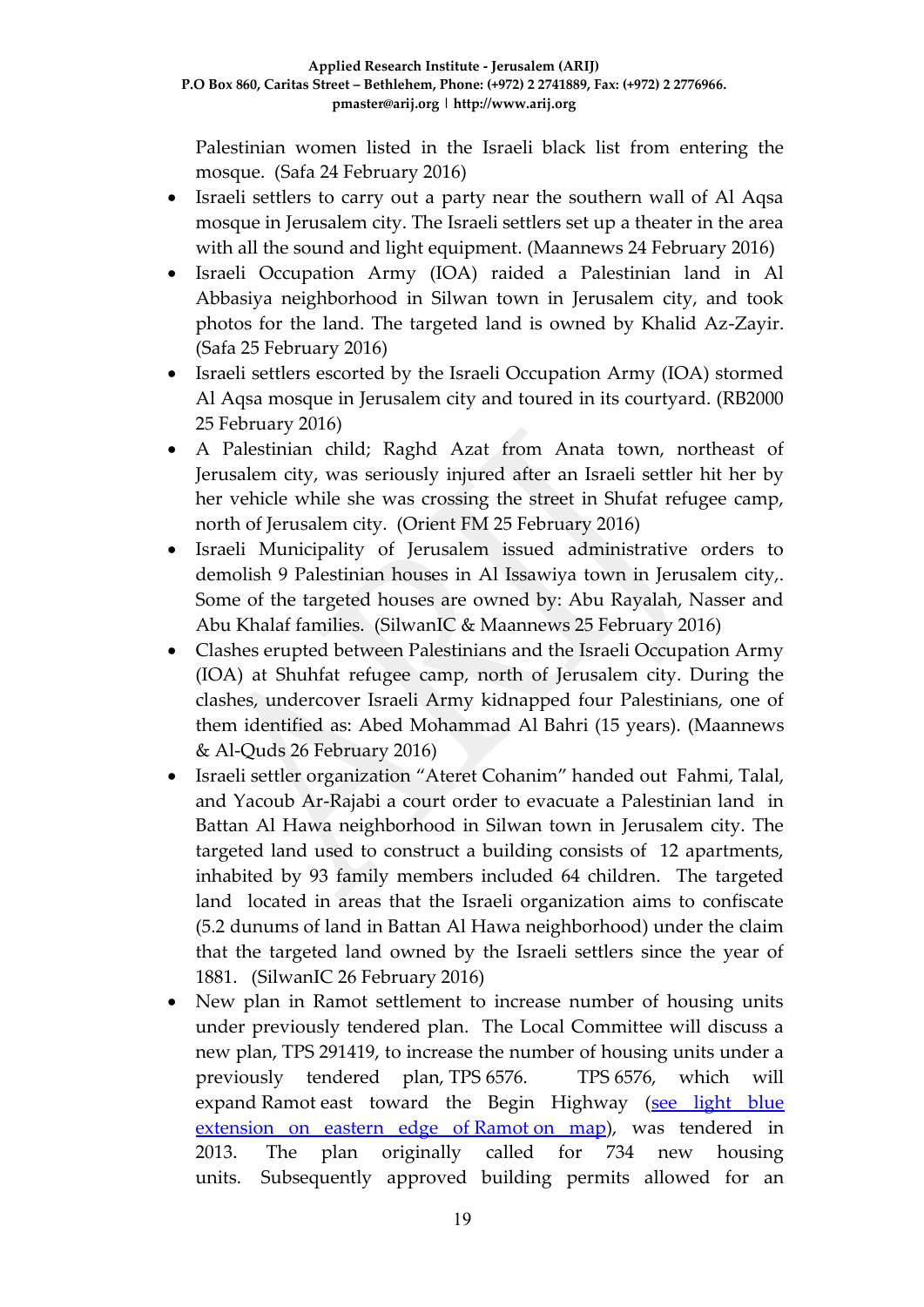Palestinian women listed in the Israeli black list from entering the mosque. (Safa 24 February 2016)

- Israeli settlers to carry out a party near the southern wall of Al Aqsa mosque in Jerusalem city. The Israeli settlers set up a theater in the area with all the sound and light equipment. (Maannews 24 February 2016)
- Israeli Occupation Army (IOA) raided a Palestinian land in Al Abbasiya neighborhood in Silwan town in Jerusalem city, and took photos for the land. The targeted land is owned by Khalid Az-Zayir. (Safa 25 February 2016)
- Israeli settlers escorted by the Israeli Occupation Army (IOA) stormed Al Aqsa mosque in Jerusalem city and toured in its courtyard. (RB2000 25 February 2016)
- A Palestinian child; Raghd Azat from Anata town, northeast of Jerusalem city, was seriously injured after an Israeli settler hit her by her vehicle while she was crossing the street in Shufat refugee camp, north of Jerusalem city. (Orient FM 25 February 2016)
- Israeli Municipality of Jerusalem issued administrative orders to demolish 9 Palestinian houses in Al Issawiya town in Jerusalem city,. Some of the targeted houses are owned by: Abu Rayalah, Nasser and Abu Khalaf families. (SilwanIC & Maannews 25 February 2016)
- Clashes erupted between Palestinians and the Israeli Occupation Army (IOA) at Shuhfat refugee camp, north of Jerusalem city. During the clashes, undercover Israeli Army kidnapped four Palestinians, one of them identified as: Abed Mohammad Al Bahri (15 years). (Maannews & Al-Quds 26 February 2016)
- Israeli settler organization "Ateret Cohanim" handed out Fahmi, Talal, and Yacoub Ar-Rajabi a court order to evacuate a Palestinian land in Battan Al Hawa neighborhood in Silwan town in Jerusalem city. The targeted land used to construct a building consists of 12 apartments, inhabited by 93 family members included 64 children. The targeted land located in areas that the Israeli organization aims to confiscate (5.2 dunums of land in Battan Al Hawa neighborhood) under the claim that the targeted land owned by the Israeli settlers since the year of 1881. (SilwanIC 26 February 2016)
- New plan in Ramot settlement to increase number of housing units under previously tendered plan. The Local Committee will discuss a new plan, TPS 291419, to increase the number of housing units under a previously tendered plan, TPS 6576. TPS 6576, which will expand Ramot east toward the Begin Highway (see light blue extension on eastern edge of Ramot on map), was tendered in 2013. The plan originally called for 734 new housing units. Subsequently approved building permits allowed for an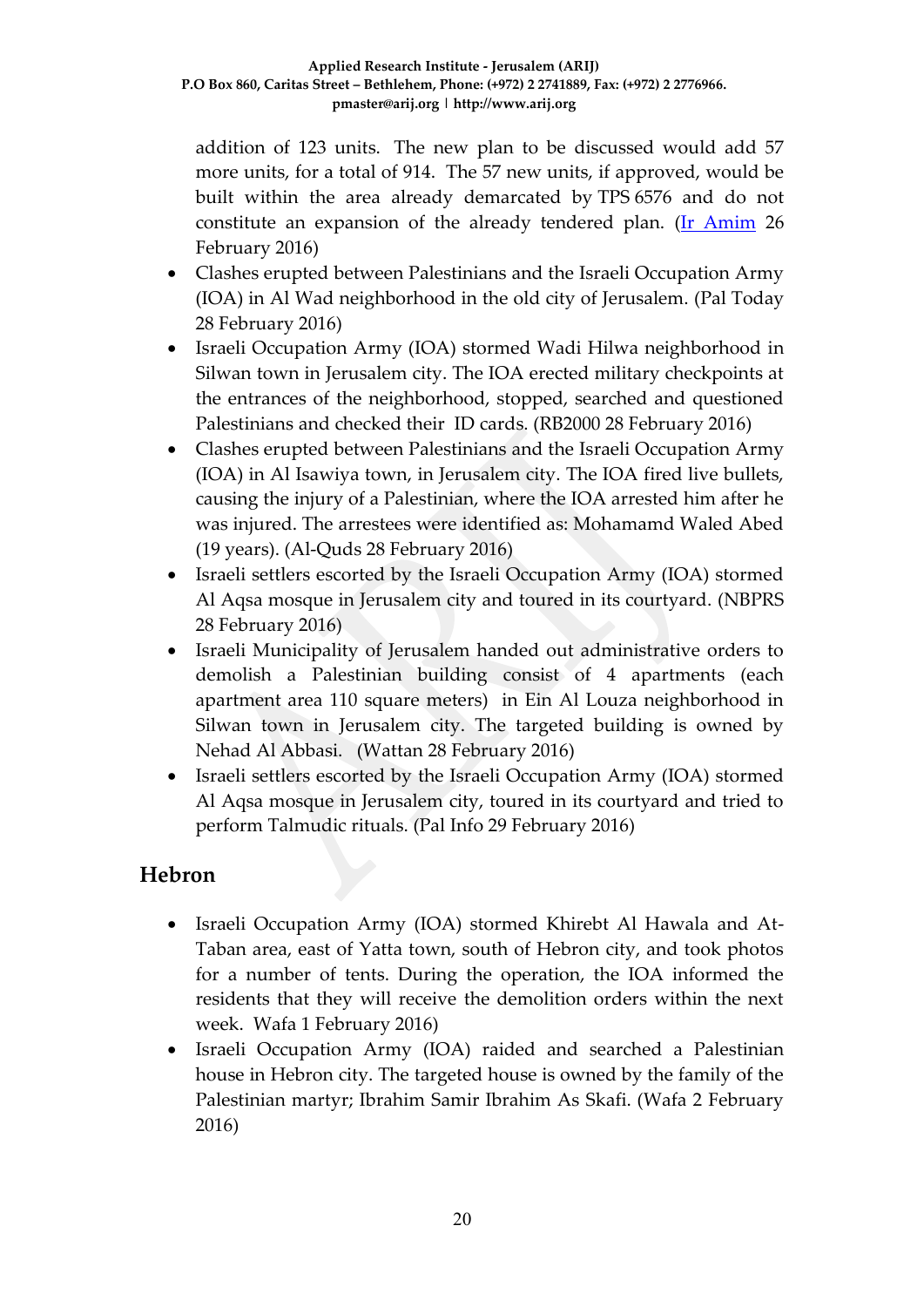addition of 123 units. The new plan to be discussed would add 57 more units, for a total of 914. The 57 new units, if approved, would be built within the area already demarcated by TPS 6576 and do not constitute an expansion of the already tendered plan. (Ir Amim 26 February 2016)

- Clashes erupted between Palestinians and the Israeli Occupation Army (IOA) in Al Wad neighborhood in the old city of Jerusalem. (Pal Today 28 February 2016)
- Israeli Occupation Army (IOA) stormed Wadi Hilwa neighborhood in Silwan town in Jerusalem city. The IOA erected military checkpoints at the entrances of the neighborhood, stopped, searched and questioned Palestinians and checked their ID cards. (RB2000 28 February 2016)
- Clashes erupted between Palestinians and the Israeli Occupation Army (IOA) in Al Isawiya town, in Jerusalem city. The IOA fired live bullets, causing the injury of a Palestinian, where the IOA arrested him after he was injured. The arrestees were identified as: Mohamamd Waled Abed (19 years). (Al-Quds 28 February 2016)
- Israeli settlers escorted by the Israeli Occupation Army (IOA) stormed Al Aqsa mosque in Jerusalem city and toured in its courtyard. (NBPRS 28 February 2016)
- Israeli Municipality of Jerusalem handed out administrative orders to demolish a Palestinian building consist of 4 apartments (each apartment area 110 square meters) in Ein Al Louza neighborhood in Silwan town in Jerusalem city. The targeted building is owned by Nehad Al Abbasi. (Wattan 28 February 2016)
- Israeli settlers escorted by the Israeli Occupation Army (IOA) stormed Al Aqsa mosque in Jerusalem city, toured in its courtyard and tried to perform Talmudic rituals. (Pal Info 29 February 2016)

## Hebron

- Israeli Occupation Army (IOA) stormed Khirebt Al Hawala and At-Taban area, east of Yatta town, south of Hebron city, and took photos for a number of tents. During the operation, the IOA informed the residents that they will receive the demolition orders within the next week. Wafa 1 February 2016)
- Israeli Occupation Army (IOA) raided and searched a Palestinian house in Hebron city. The targeted house is owned by the family of the Palestinian martyr; Ibrahim Samir Ibrahim As Skafi. (Wafa 2 February 2016)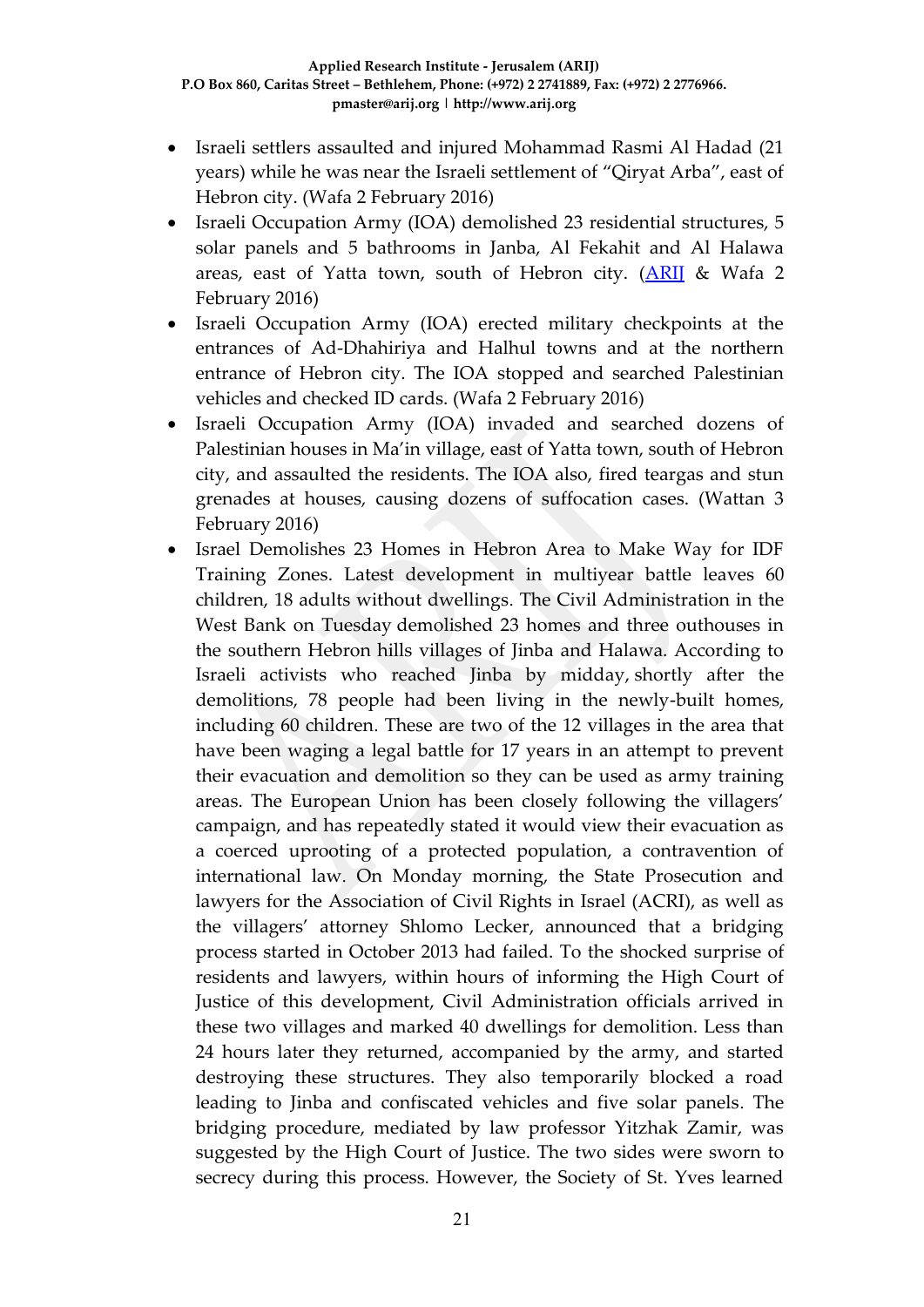- Israeli settlers assaulted and injured Mohammad Rasmi Al Hadad (21 years) while he was near the Israeli settlement of "Qiryat Arba", east of Hebron city. (Wafa 2 February 2016)
- Israeli Occupation Army (IOA) demolished 23 residential structures, 5 solar panels and 5 bathrooms in Janba, Al Fekahit and Al Halawa areas, east of Yatta town, south of Hebron city. (ARIJ & Wafa 2 February 2016)
- Israeli Occupation Army (IOA) erected military checkpoints at the entrances of Ad-Dhahiriya and Halhul towns and at the northern entrance of Hebron city. The IOA stopped and searched Palestinian vehicles and checked ID cards. (Wafa 2 February 2016)
- Israeli Occupation Army (IOA) invaded and searched dozens of Palestinian houses in Ma'in village, east of Yatta town, south of Hebron city, and assaulted the residents. The IOA also, fired teargas and stun grenades at houses, causing dozens of suffocation cases. (Wattan 3 February 2016)
- Israel Demolishes 23 Homes in Hebron Area to Make Way for IDF Training Zones. Latest development in multiyear battle leaves 60 children, 18 adults without dwellings. The Civil Administration in the West Bank on Tuesday demolished 23 homes and three outhouses in the southern Hebron hills villages of Jinba and Halawa. According to Israeli activists who reached Jinba by midday, shortly after the demolitions, 78 people had been living in the newly-built homes, including 60 children. These are two of the 12 villages in the area that have been waging a legal battle for 17 years in an attempt to prevent their evacuation and demolition so they can be used as army training areas. The European Union has been closely following the villagers' campaign, and has repeatedly stated it would view their evacuation as a coerced uprooting of a protected population, a contravention of international law. On Monday morning, the State Prosecution and lawyers for the Association of Civil Rights in Israel (ACRI), as well as the villagers' attorney Shlomo Lecker, announced that a bridging process started in October 2013 had failed. To the shocked surprise of residents and lawyers, within hours of informing the High Court of Justice of this development, Civil Administration officials arrived in these two villages and marked 40 dwellings for demolition. Less than 24 hours later they returned, accompanied by the army, and started destroying these structures. They also temporarily blocked a road leading to Jinba and confiscated vehicles and five solar panels. The bridging procedure, mediated by law professor Yitzhak Zamir, was suggested by the High Court of Justice. The two sides were sworn to secrecy during this process. However, the Society of St. Yves learned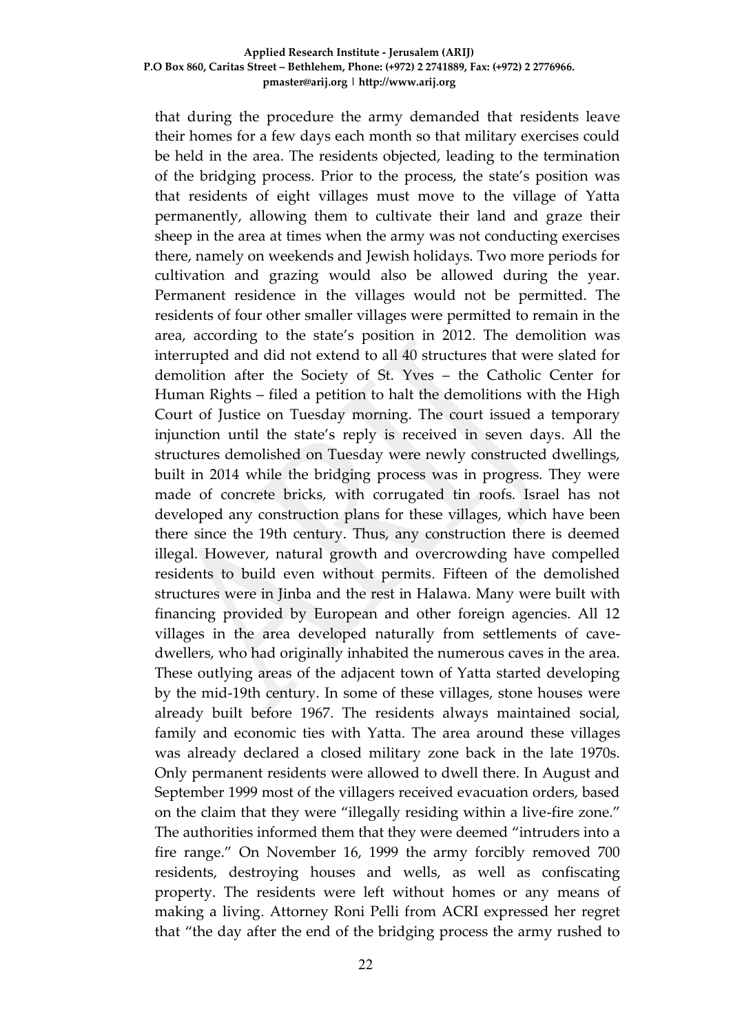that during the procedure the army demanded that residents leave their homes for a few days each month so that military exercises could be held in the area. The residents objected, leading to the termination of the bridging process. Prior to the process, the state's position was that residents of eight villages must move to the village of Yatta permanently, allowing them to cultivate their land and graze their sheep in the area at times when the army was not conducting exercises there, namely on weekends and Jewish holidays. Two more periods for cultivation and grazing would also be allowed during the year. Permanent residence in the villages would not be permitted. The residents of four other smaller villages were permitted to remain in the area, according to the state's position in 2012. The demolition was interrupted and did not extend to all 40 structures that were slated for demolition after the Society of St. Yves – the Catholic Center for Human Rights – filed a petition to halt the demolitions with the High Court of Justice on Tuesday morning. The court issued a temporary injunction until the state's reply is received in seven days. All the structures demolished on Tuesday were newly constructed dwellings, built in 2014 while the bridging process was in progress. They were made of concrete bricks, with corrugated tin roofs. Israel has not developed any construction plans for these villages, which have been there since the 19th century. Thus, any construction there is deemed illegal. However, natural growth and overcrowding have compelled residents to build even without permits. Fifteen of the demolished structures were in Jinba and the rest in Halawa. Many were built with financing provided by European and other foreign agencies. All 12 villages in the area developed naturally from settlements of cave-dwellers, who had originally inhabited the numerous caves in the area. These outlying areas of the adjacent town of Yatta started developing by the mid-19th century. In some of these villages, stone houses were already built before 1967. The residents always maintained social, family and economic ties with Yatta. The area around these villages was already declared a closed military zone back in the late 1970s. Only permanent residents were allowed to dwell there. In August and September 1999 most of the villagers received evacuation orders, based on the claim that they were "illegally residing within a live-fire zone." The authorities informed them that they were deemed "intruders into a fire range." On November 16, 1999 the army forcibly removed 700 residents, destroying houses and wells, as well as confiscating property. The residents were left without homes or any means of making a living. Attorney Roni Pelli from ACRI expressed her regret that "the day after the end of the bridging process the army rushed to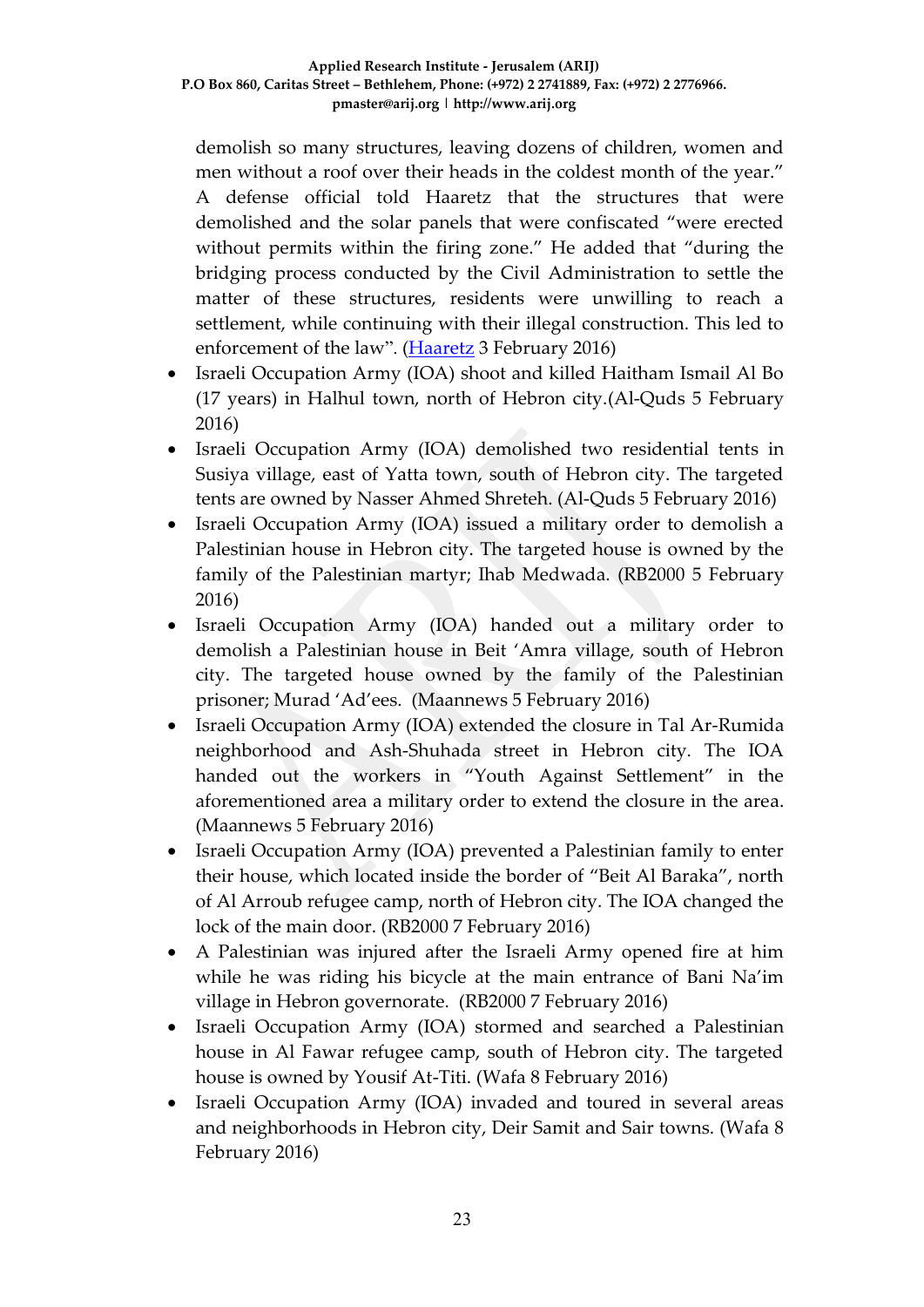demolish so many structures, leaving dozens of children, women and men without a roof over their heads in the coldest month of the year." A defense official told Haaretz that the structures that were demolished and the solar panels that were confiscated "were erected without permits within the firing zone." He added that "during the bridging process conducted by the Civil Administration to settle the matter of these structures, residents were unwilling to reach a settlement, while continuing with their illegal construction. This led to enforcement of the law". (Haaretz 3 February 2016)

- Israeli Occupation Army (IOA) shoot and killed Haitham Ismail Al Bo (17 years) in Halhul town, north of Hebron city.(Al-Quds 5 February 2016)
- Israeli Occupation Army (IOA) demolished two residential tents in Susiya village, east of Yatta town, south of Hebron city. The targeted tents are owned by Nasser Ahmed Shreteh. (Al-Quds 5 February 2016)
- Israeli Occupation Army (IOA) issued a military order to demolish a Palestinian house in Hebron city. The targeted house is owned by the family of the Palestinian martyr; Ihab Medwada. (RB2000 5 February 2016)
- Israeli Occupation Army (IOA) handed out a military order to demolish a Palestinian house in Beit 'Amra village, south of Hebron city. The targeted house owned by the family of the Palestinian prisoner; Murad 'Ad'ees. (Maannews 5 February 2016)
- Israeli Occupation Army (IOA) extended the closure in Tal Ar-Rumida neighborhood and Ash-Shuhada street in Hebron city. The IOA handed out the workers in "Youth Against Settlement" in the aforementioned area a military order to extend the closure in the area. (Maannews 5 February 2016)
- Israeli Occupation Army (IOA) prevented a Palestinian family to enter their house, which located inside the border of "Beit Al Baraka", north of Al Arroub refugee camp, north of Hebron city. The IOA changed the lock of the main door. (RB2000 7 February 2016)
- A Palestinian was injured after the Israeli Army opened fire at him while he was riding his bicycle at the main entrance of Bani Na'im village in Hebron governorate. (RB2000 7 February 2016)
- Israeli Occupation Army (IOA) stormed and searched a Palestinian house in Al Fawar refugee camp, south of Hebron city. The targeted house is owned by Yousif At-Titi. (Wafa 8 February 2016)
- Israeli Occupation Army (IOA) invaded and toured in several areas and neighborhoods in Hebron city, Deir Samit and Sair towns. (Wafa 8 February 2016)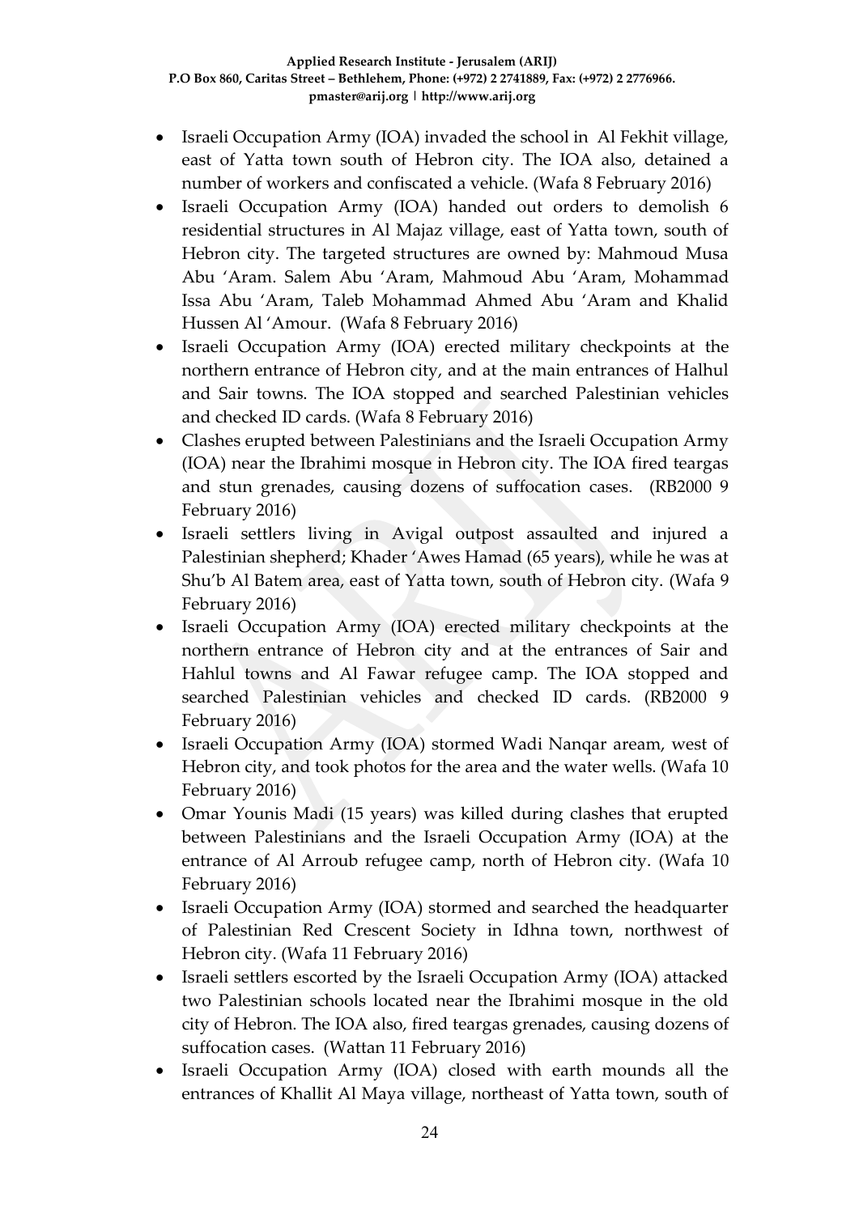- Israeli Occupation Army (IOA) invaded the school in Al Fekhit village, east of Yatta town south of Hebron city. The IOA also, detained a number of workers and confiscated a vehicle. (Wafa 8 February 2016)
- Israeli Occupation Army (IOA) handed out orders to demolish 6 residential structures in Al Majaz village, east of Yatta town, south of Hebron city. The targeted structures are owned by: Mahmoud Musa Abu 'Aram. Salem Abu 'Aram, Mahmoud Abu 'Aram, Mohammad Issa Abu 'Aram, Taleb Mohammad Ahmed Abu 'Aram and Khalid Hussen Al 'Amour. (Wafa 8 February 2016)
- Israeli Occupation Army (IOA) erected military checkpoints at the northern entrance of Hebron city, and at the main entrances of Halhul and Sair towns. The IOA stopped and searched Palestinian vehicles and checked ID cards. (Wafa 8 February 2016)
- Clashes erupted between Palestinians and the Israeli Occupation Army (IOA) near the Ibrahimi mosque in Hebron city. The IOA fired teargas and stun grenades, causing dozens of suffocation cases. (RB2000 9 February 2016)
- Israeli settlers living in Avigal outpost assaulted and injured a Palestinian shepherd; Khader 'Awes Hamad (65 years), while he was at Shu'b Al Batem area, east of Yatta town, south of Hebron city. (Wafa 9 February 2016)
- Israeli Occupation Army (IOA) erected military checkpoints at the northern entrance of Hebron city and at the entrances of Sair and Hahlul towns and Al Fawar refugee camp. The IOA stopped and searched Palestinian vehicles and checked ID cards. (RB2000 9 February 2016)
- Israeli Occupation Army (IOA) stormed Wadi Nanqar aream, west of Hebron city, and took photos for the area and the water wells. (Wafa 10 February 2016)
- Omar Younis Madi (15 years) was killed during clashes that erupted between Palestinians and the Israeli Occupation Army (IOA) at the entrance of Al Arroub refugee camp, north of Hebron city. (Wafa 10 February 2016)
- Israeli Occupation Army (IOA) stormed and searched the headquarter of Palestinian Red Crescent Society in Idhna town, northwest of Hebron city. (Wafa 11 February 2016)
- Israeli settlers escorted by the Israeli Occupation Army (IOA) attacked two Palestinian schools located near the Ibrahimi mosque in the old city of Hebron. The IOA also, fired teargas grenades, causing dozens of suffocation cases. (Wattan 11 February 2016)
- Israeli Occupation Army (IOA) closed with earth mounds all the entrances of Khallit Al Maya village, northeast of Yatta town, south of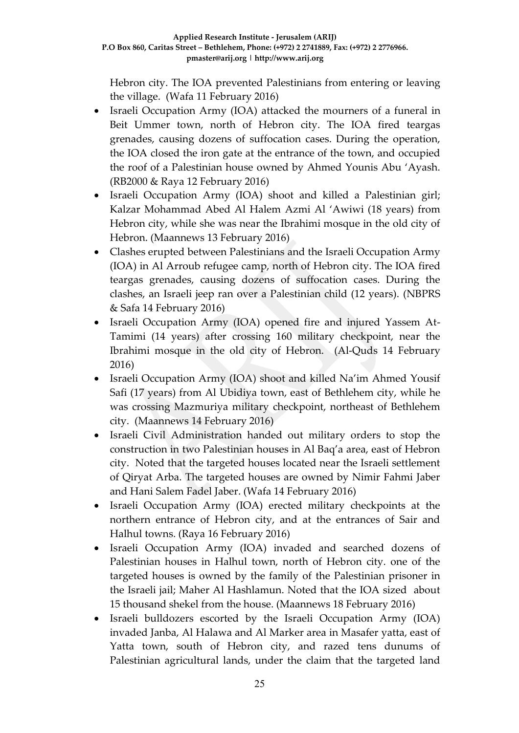Hebron city. The IOA prevented Palestinians from entering or leaving the village. (Wafa 11 February 2016)

- Israeli Occupation Army (IOA) attacked the mourners of a funeral in Beit Ummer town, north of Hebron city. The IOA fired teargas grenades, causing dozens of suffocation cases. During the operation, the IOA closed the iron gate at the entrance of the town, and occupied the roof of a Palestinian house owned by Ahmed Younis Abu 'Ayash. (RB2000 & Raya 12 February 2016)
- Israeli Occupation Army (IOA) shoot and killed a Palestinian girl; Kalzar Mohammad Abed Al Halem Azmi Al 'Awiwi (18 years) from Hebron city, while she was near the Ibrahimi mosque in the old city of Hebron. (Maannews 13 February 2016)
- Clashes erupted between Palestinians and the Israeli Occupation Army (IOA) in Al Arroub refugee camp, north of Hebron city. The IOA fired teargas grenades, causing dozens of suffocation cases. During the clashes, an Israeli jeep ran over a Palestinian child (12 years). (NBPRS & Safa 14 February 2016)
- Israeli Occupation Army (IOA) opened fire and injured Yassem At-Tamimi (14 years) after crossing 160 military checkpoint, near the Ibrahimi mosque in the old city of Hebron. (Al-Quds 14 February 2016)
- Israeli Occupation Army (IOA) shoot and killed Na'im Ahmed Yousif Safi (17 years) from Al Ubidiya town, east of Bethlehem city, while he was crossing Mazmuriya military checkpoint, northeast of Bethlehem city. (Maannews 14 February 2016)
- Israeli Civil Administration handed out military orders to stop the construction in two Palestinian houses in Al Baq'a area, east of Hebron city. Noted that the targeted houses located near the Israeli settlement of Qiryat Arba. The targeted houses are owned by Nimir Fahmi Jaber and Hani Salem Fadel Jaber. (Wafa 14 February 2016)
- Israeli Occupation Army (IOA) erected military checkpoints at the northern entrance of Hebron city, and at the entrances of Sair and Halhul towns. (Raya 16 February 2016)
- Israeli Occupation Army (IOA) invaded and searched dozens of Palestinian houses in Halhul town, north of Hebron city. one of the targeted houses is owned by the family of the Palestinian prisoner in the Israeli jail; Maher Al Hashlamun. Noted that the IOA sized about 15 thousand shekel from the house. (Maannews 18 February 2016)
- Israeli bulldozers escorted by the Israeli Occupation Army (IOA) invaded Janba, Al Halawa and Al Marker area in Masafer yatta, east of Yatta town, south of Hebron city, and razed tens dunums of Palestinian agricultural lands, under the claim that the targeted land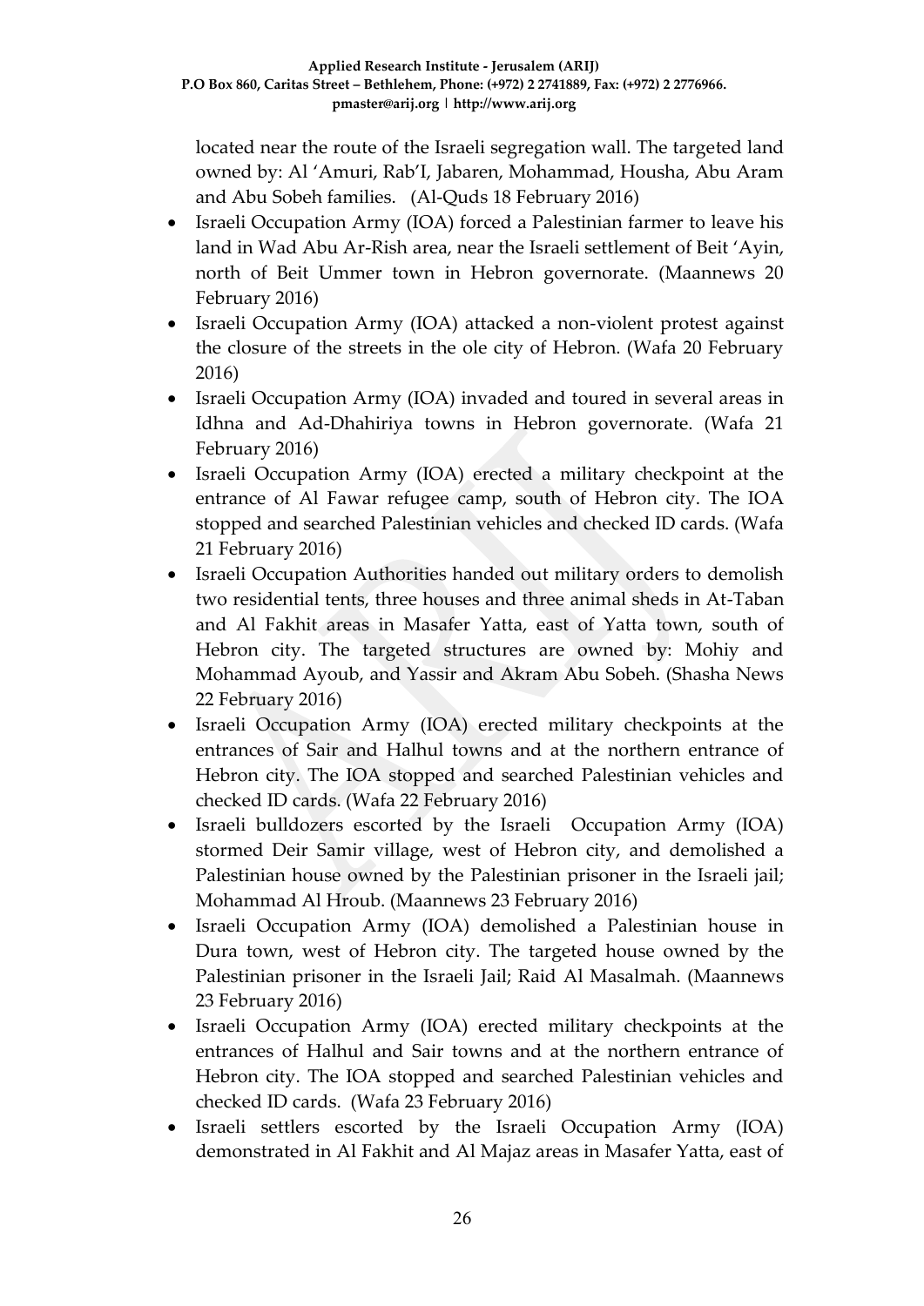located near the route of the Israeli segregation wall. The targeted land owned by: Al 'Amuri, Rab'I, Jabaren, Mohammad, Housha, Abu Aram and Abu Sobeh families. (Al-Quds 18 February 2016)

- Israeli Occupation Army (IOA) forced a Palestinian farmer to leave his land in Wad Abu Ar-Rish area, near the Israeli settlement of Beit 'Ayin, north of Beit Ummer town in Hebron governorate. (Maannews 20 February 2016)
- Israeli Occupation Army (IOA) attacked a non-violent protest against the closure of the streets in the ole city of Hebron. (Wafa 20 February 2016)
- Israeli Occupation Army (IOA) invaded and toured in several areas in Idhna and Ad-Dhahiriya towns in Hebron governorate. (Wafa 21 February 2016)
- Israeli Occupation Army (IOA) erected a military checkpoint at the entrance of Al Fawar refugee camp, south of Hebron city. The IOA stopped and searched Palestinian vehicles and checked ID cards. (Wafa 21 February 2016)
- Israeli Occupation Authorities handed out military orders to demolish two residential tents, three houses and three animal sheds in At-Taban and Al Fakhit areas in Masafer Yatta, east of Yatta town, south of Hebron city. The targeted structures are owned by: Mohiy and Mohammad Ayoub, and Yassir and Akram Abu Sobeh. (Shasha News 22 February 2016)
- Israeli Occupation Army (IOA) erected military checkpoints at the entrances of Sair and Halhul towns and at the northern entrance of Hebron city. The IOA stopped and searched Palestinian vehicles and checked ID cards. (Wafa 22 February 2016)
- Israeli bulldozers escorted by the Israeli Occupation Army (IOA) stormed Deir Samir village, west of Hebron city, and demolished a Palestinian house owned by the Palestinian prisoner in the Israeli jail; Mohammad Al Hroub. (Maannews 23 February 2016)
- Israeli Occupation Army (IOA) demolished a Palestinian house in Dura town, west of Hebron city. The targeted house owned by the Palestinian prisoner in the Israeli Jail; Raid Al Masalmah. (Maannews 23 February 2016)
- Israeli Occupation Army (IOA) erected military checkpoints at the entrances of Halhul and Sair towns and at the northern entrance of Hebron city. The IOA stopped and searched Palestinian vehicles and checked ID cards. (Wafa 23 February 2016)
- Israeli settlers escorted by the Israeli Occupation Army (IOA) demonstrated in Al Fakhit and Al Majaz areas in Masafer Yatta, east of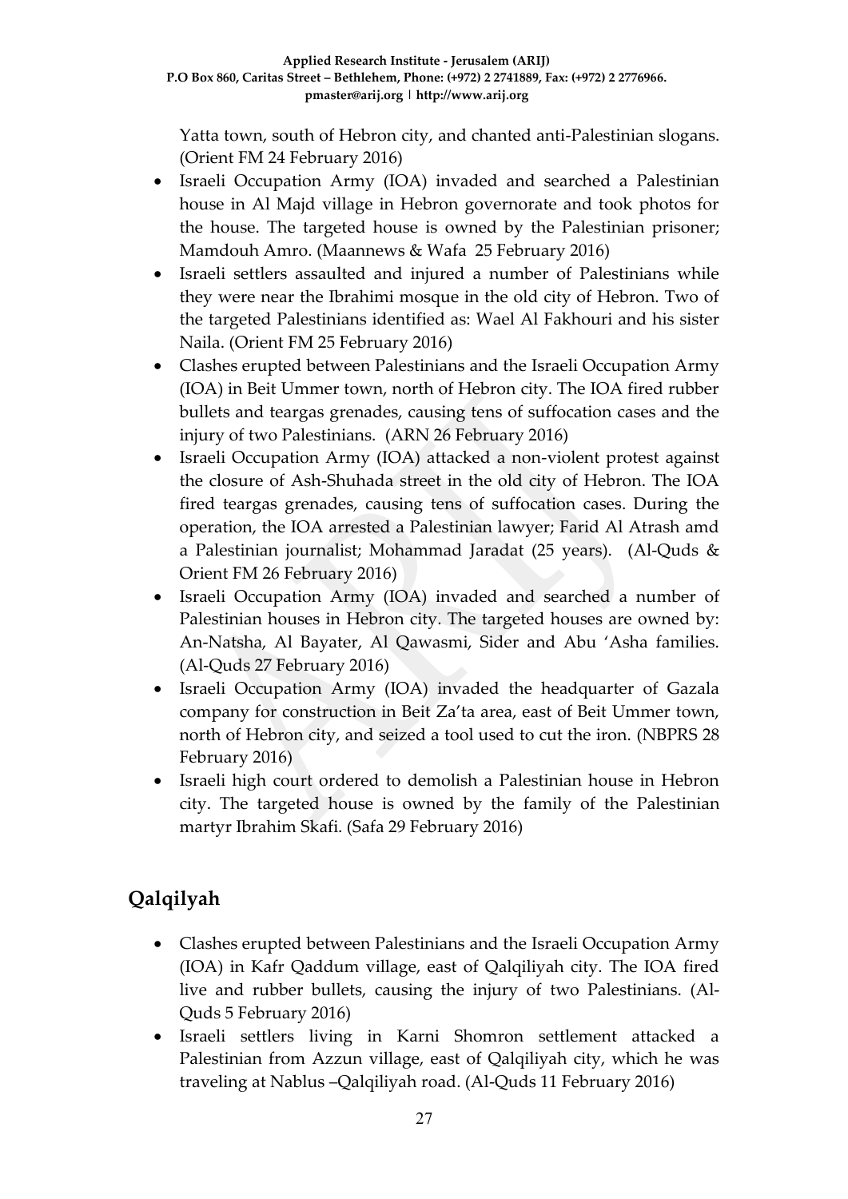Yatta town, south of Hebron city, and chanted anti-Palestinian slogans. (Orient FM 24 February 2016)

- Israeli Occupation Army (IOA) invaded and searched a Palestinian house in Al Majd village in Hebron governorate and took photos for the house. The targeted house is owned by the Palestinian prisoner; Mamdouh Amro. (Maannews & Wafa 25 February 2016)
- Israeli settlers assaulted and injured a number of Palestinians while they were near the Ibrahimi mosque in the old city of Hebron. Two of the targeted Palestinians identified as: Wael Al Fakhouri and his sister Naila. (Orient FM 25 February 2016)
- Clashes erupted between Palestinians and the Israeli Occupation Army (IOA) in Beit Ummer town, north of Hebron city. The IOA fired rubber bullets and teargas grenades, causing tens of suffocation cases and the injury of two Palestinians. (ARN 26 February 2016)
- Israeli Occupation Army (IOA) attacked a non-violent protest against the closure of Ash-Shuhada street in the old city of Hebron. The IOA fired teargas grenades, causing tens of suffocation cases. During the operation, the IOA arrested a Palestinian lawyer; Farid Al Atrash amd a Palestinian journalist; Mohammad Jaradat (25 years). (Al-Quds & Orient FM 26 February 2016)
- Israeli Occupation Army (IOA) invaded and searched a number of Palestinian houses in Hebron city. The targeted houses are owned by: An-Natsha, Al Bayater, Al Qawasmi, Sider and Abu 'Asha families. (Al-Quds 27 February 2016)
- Israeli Occupation Army (IOA) invaded the headquarter of Gazala company for construction in Beit Za'ta area, east of Beit Ummer town, north of Hebron city, and seized a tool used to cut the iron. (NBPRS 28 February 2016)
- Israeli high court ordered to demolish a Palestinian house in Hebron city. The targeted house is owned by the family of the Palestinian martyr Ibrahim Skafi. (Safa 29 February 2016)

## Qalqilyah

- Clashes erupted between Palestinians and the Israeli Occupation Army (IOA) in Kafr Qaddum village, east of Qalqiliyah city. The IOA fired live and rubber bullets, causing the injury of two Palestinians. (Al-Quds 5 February 2016)
- Israeli settlers living in Karni Shomron settlement attacked a Palestinian from Azzun village, east of Qalqiliyah city, which he was traveling at Nablus –Qalqiliyah road. (Al-Quds 11 February 2016)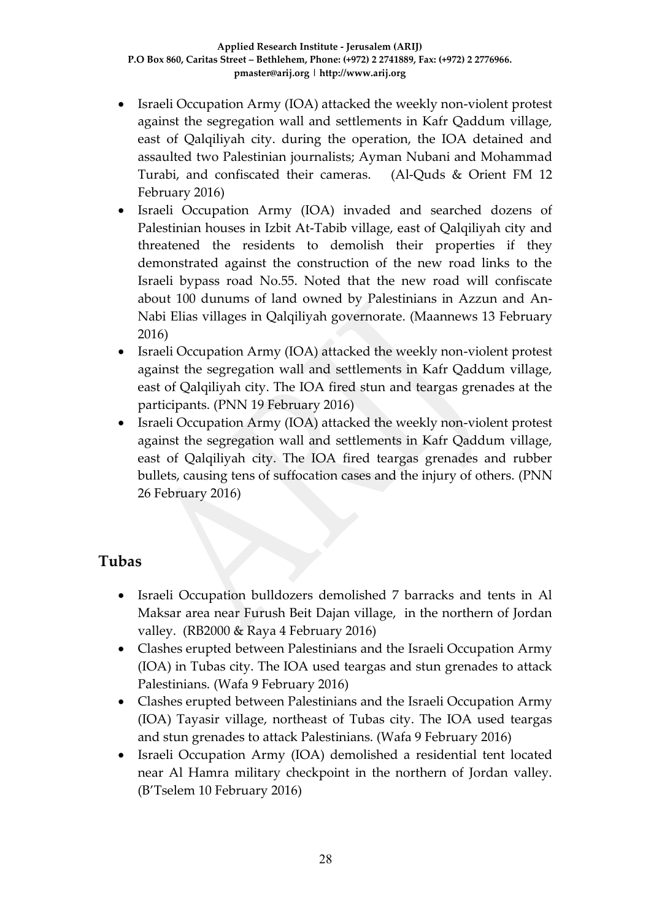- Israeli Occupation Army (IOA) attacked the weekly non-violent protest against the segregation wall and settlements in Kafr Qaddum village, east of Qalqiliyah city. during the operation, the IOA detained and assaulted two Palestinian journalists; Ayman Nubani and Mohammad Turabi, and confiscated their cameras. (Al-Quds & Orient FM 12 February 2016)
- Israeli Occupation Army (IOA) invaded and searched dozens of Palestinian houses in Izbit At-Tabib village, east of Qalqiliyah city and threatened the residents to demolish their properties if they demonstrated against the construction of the new road links to the Israeli bypass road No.55. Noted that the new road will confiscate about 100 dunums of land owned by Palestinians in Azzun and An-Nabi Elias villages in Qalqiliyah governorate. (Maannews 13 February 2016)
- Israeli Occupation Army (IOA) attacked the weekly non-violent protest against the segregation wall and settlements in Kafr Qaddum village, east of Qalqiliyah city. The IOA fired stun and teargas grenades at the participants. (PNN 19 February 2016)
- Israeli Occupation Army (IOA) attacked the weekly non-violent protest against the segregation wall and settlements in Kafr Qaddum village, east of Qalqiliyah city. The IOA fired teargas grenades and rubber bullets, causing tens of suffocation cases and the injury of others. (PNN 26 February 2016)

## Tubas

- Israeli Occupation bulldozers demolished 7 barracks and tents in Al Maksar area near Furush Beit Dajan village, in the northern of Jordan valley. (RB2000 & Raya 4 February 2016)
- Clashes erupted between Palestinians and the Israeli Occupation Army (IOA) in Tubas city. The IOA used teargas and stun grenades to attack Palestinians. (Wafa 9 February 2016)
- Clashes erupted between Palestinians and the Israeli Occupation Army (IOA) Tayasir village, northeast of Tubas city. The IOA used teargas and stun grenades to attack Palestinians. (Wafa 9 February 2016)
- Israeli Occupation Army (IOA) demolished a residential tent located near Al Hamra military checkpoint in the northern of Jordan valley. (B'Tselem 10 February 2016)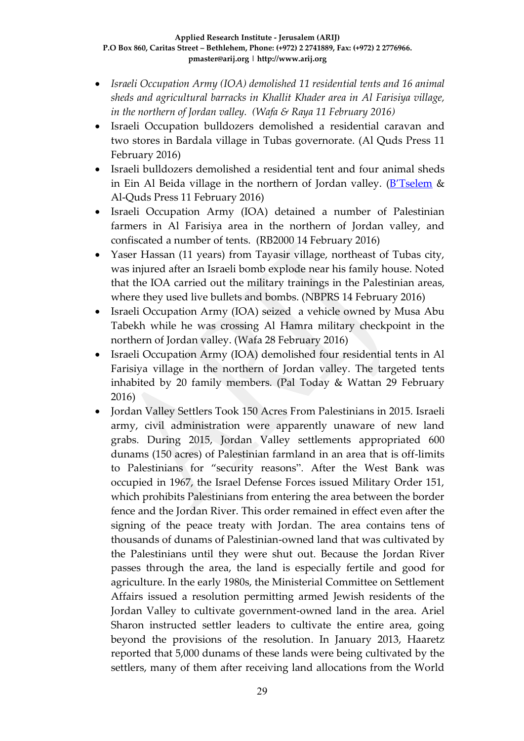- *Israeli Occupation Army (IOA) demolished 11 residential tents and 16 animal sheds and agricultural barracks in Khallit Khader area in Al Farisiya village, in the northern of Jordan valley. (Wafa & Raya 11 February 2016)*
- Israeli Occupation bulldozers demolished a residential caravan and two stores in Bardala village in Tubas governorate. (Al Quds Press 11 February 2016)
- Israeli bulldozers demolished a residential tent and four animal sheds in Ein Al Beida village in the northern of Jordan valley. (B'Tselem & Al-Quds Press 11 February 2016)
- Israeli Occupation Army (IOA) detained a number of Palestinian farmers in Al Farisiya area in the northern of Jordan valley, and confiscated a number of tents. (RB2000 14 February 2016)
- Yaser Hassan (11 years) from Tayasir village, northeast of Tubas city, was injured after an Israeli bomb explode near his family house. Noted that the IOA carried out the military trainings in the Palestinian areas, where they used live bullets and bombs. (NBPRS 14 February 2016)
- Israeli Occupation Army (IOA) seized a vehicle owned by Musa Abu Tabekh while he was crossing Al Hamra military checkpoint in the northern of Jordan valley. (Wafa 28 February 2016)
- Israeli Occupation Army (IOA) demolished four residential tents in Al Farisiya village in the northern of Jordan valley. The targeted tents inhabited by 20 family members. (Pal Today & Wattan 29 February 2016)
- Jordan Valley Settlers Took 150 Acres From Palestinians in 2015. Israeli army, civil administration were apparently unaware of new land grabs. During 2015, Jordan Valley settlements appropriated 600 dunams (150 acres) of Palestinian farmland in an area that is off-limits to Palestinians for "security reasons". After the West Bank was occupied in 1967, the Israel Defense Forces issued Military Order 151, which prohibits Palestinians from entering the area between the border fence and the Jordan River. This order remained in effect even after the signing of the peace treaty with Jordan. The area contains tens of thousands of dunams of Palestinian-owned land that was cultivated by the Palestinians until they were shut out. Because the Jordan River passes through the area, the land is especially fertile and good for agriculture. In the early 1980s, the Ministerial Committee on Settlement Affairs issued a resolution permitting armed Jewish residents of the Jordan Valley to cultivate government-owned land in the area. Ariel Sharon instructed settler leaders to cultivate the entire area, going beyond the provisions of the resolution. In January 2013, Haaretz reported that 5,000 dunams of these lands were being cultivated by the settlers, many of them after receiving land allocations from the World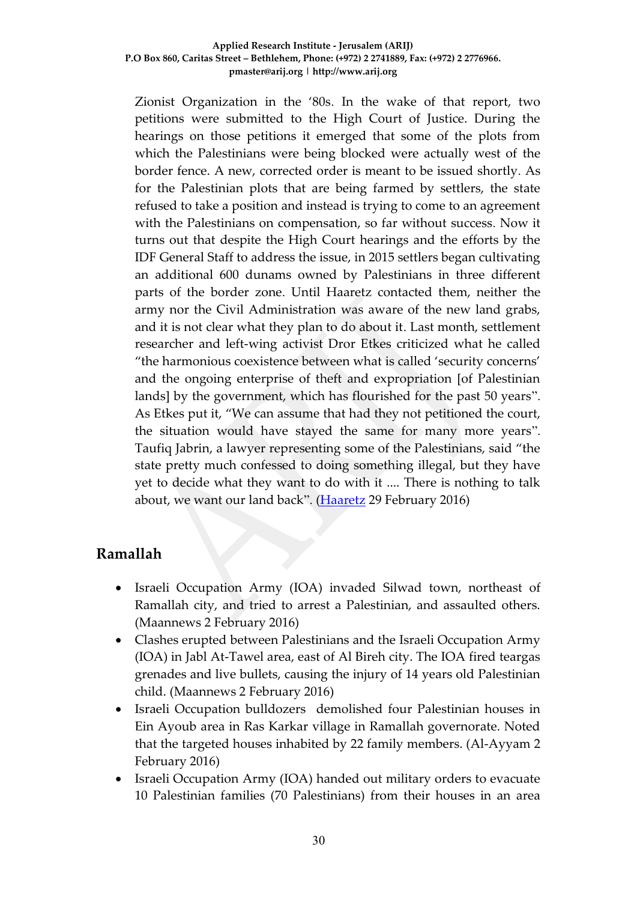Zionist Organization in the '80s. In the wake of that report, two petitions were submitted to the High Court of Justice. During the hearings on those petitions it emerged that some of the plots from which the Palestinians were being blocked were actually west of the border fence. A new, corrected order is meant to be issued shortly. As for the Palestinian plots that are being farmed by settlers, the state refused to take a position and instead is trying to come to an agreement with the Palestinians on compensation, so far without success. Now it turns out that despite the High Court hearings and the efforts by the IDF General Staff to address the issue, in 2015 settlers began cultivating an additional 600 dunams owned by Palestinians in three different parts of the border zone. Until Haaretz contacted them, neither the army nor the Civil Administration was aware of the new land grabs, and it is not clear what they plan to do about it. Last month, settlement researcher and left-wing activist Dror Etkes criticized what he called "the harmonious coexistence between what is called 'security concerns' and the ongoing enterprise of theft and expropriation [of Palestinian lands] by the government, which has flourished for the past 50 years". As Etkes put it, "We can assume that had they not petitioned the court, the situation would have stayed the same for many more years". Taufiq Jabrin, a lawyer representing some of the Palestinians, said "the state pretty much confessed to doing something illegal, but they have yet to decide what they want to do with it .... There is nothing to talk about, we want our land back". (Haaretz 29 February 2016)

## Ramallah

- Israeli Occupation Army (IOA) invaded Silwad town, northeast of Ramallah city, and tried to arrest a Palestinian, and assaulted others. (Maannews 2 February 2016)
- Clashes erupted between Palestinians and the Israeli Occupation Army (IOA) in Jabl At-Tawel area, east of Al Bireh city. The IOA fired teargas grenades and live bullets, causing the injury of 14 years old Palestinian child. (Maannews 2 February 2016)
- Israeli Occupation bulldozers demolished four Palestinian houses in Ein Ayoub area in Ras Karkar village in Ramallah governorate. Noted that the targeted houses inhabited by 22 family members. (Al-Ayyam 2 February 2016)
- Israeli Occupation Army (IOA) handed out military orders to evacuate 10 Palestinian families (70 Palestinians) from their houses in an area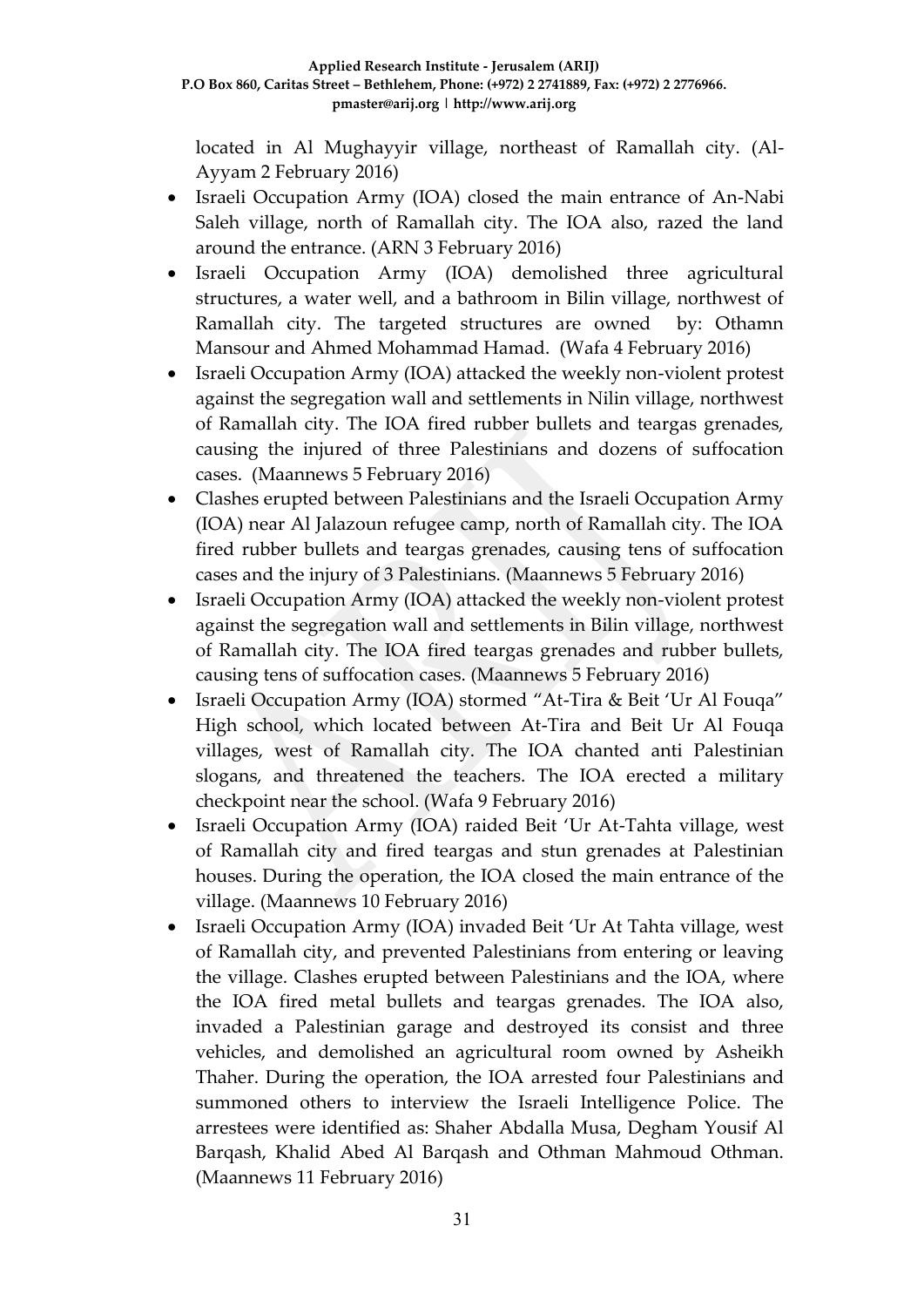located in Al Mughayyir village, northeast of Ramallah city. (Al-Ayyam 2 February 2016)

- Israeli Occupation Army (IOA) closed the main entrance of An-Nabi Saleh village, north of Ramallah city. The IOA also, razed the land around the entrance. (ARN 3 February 2016)
- Israeli Occupation Army (IOA) demolished three agricultural structures, a water well, and a bathroom in Bilin village, northwest of Ramallah city. The targeted structures are owned by: Othamn Mansour and Ahmed Mohammad Hamad. (Wafa 4 February 2016)
- Israeli Occupation Army (IOA) attacked the weekly non-violent protest against the segregation wall and settlements in Nilin village, northwest of Ramallah city. The IOA fired rubber bullets and teargas grenades, causing the injured of three Palestinians and dozens of suffocation cases. (Maannews 5 February 2016)
- Clashes erupted between Palestinians and the Israeli Occupation Army (IOA) near Al Jalazoun refugee camp, north of Ramallah city. The IOA fired rubber bullets and teargas grenades, causing tens of suffocation cases and the injury of 3 Palestinians. (Maannews 5 February 2016)
- Israeli Occupation Army (IOA) attacked the weekly non-violent protest against the segregation wall and settlements in Bilin village, northwest of Ramallah city. The IOA fired teargas grenades and rubber bullets, causing tens of suffocation cases. (Maannews 5 February 2016)
- Israeli Occupation Army (IOA) stormed "At-Tira & Beit 'Ur Al Fouqa" High school, which located between At-Tira and Beit Ur Al Fouqa villages, west of Ramallah city. The IOA chanted anti Palestinian slogans, and threatened the teachers. The IOA erected a military checkpoint near the school. (Wafa 9 February 2016)
- Israeli Occupation Army (IOA) raided Beit 'Ur At-Tahta village, west of Ramallah city and fired teargas and stun grenades at Palestinian houses. During the operation, the IOA closed the main entrance of the village. (Maannews 10 February 2016)
- Israeli Occupation Army (IOA) invaded Beit 'Ur At Tahta village, west of Ramallah city, and prevented Palestinians from entering or leaving the village. Clashes erupted between Palestinians and the IOA, where the IOA fired metal bullets and teargas grenades. The IOA also, invaded a Palestinian garage and destroyed its consist and three vehicles, and demolished an agricultural room owned by Asheikh Thaher. During the operation, the IOA arrested four Palestinians and summoned others to interview the Israeli Intelligence Police. The arrestees were identified as: Shaher Abdalla Musa, Degham Yousif Al Barqash, Khalid Abed Al Barqash and Othman Mahmoud Othman. (Maannews 11 February 2016)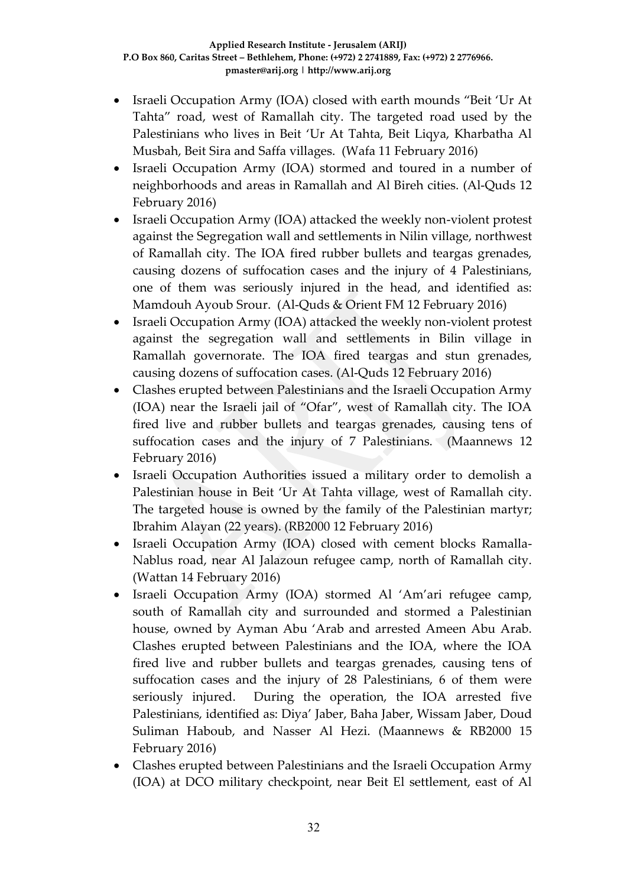- Israeli Occupation Army (IOA) closed with earth mounds "Beit 'Ur At Tahta" road, west of Ramallah city. The targeted road used by the Palestinians who lives in Beit 'Ur At Tahta, Beit Liqya, Kharbatha Al Musbah, Beit Sira and Saffa villages. (Wafa 11 February 2016)
- Israeli Occupation Army (IOA) stormed and toured in a number of neighborhoods and areas in Ramallah and Al Bireh cities. (Al-Quds 12 February 2016)
- Israeli Occupation Army (IOA) attacked the weekly non-violent protest against the Segregation wall and settlements in Nilin village, northwest of Ramallah city. The IOA fired rubber bullets and teargas grenades, causing dozens of suffocation cases and the injury of 4 Palestinians, one of them was seriously injured in the head, and identified as: Mamdouh Ayoub Srour. (Al-Quds & Orient FM 12 February 2016)
- Israeli Occupation Army (IOA) attacked the weekly non-violent protest against the segregation wall and settlements in Bilin village in Ramallah governorate. The IOA fired teargas and stun grenades, causing dozens of suffocation cases. (Al-Quds 12 February 2016)
- Clashes erupted between Palestinians and the Israeli Occupation Army (IOA) near the Israeli jail of "Ofar", west of Ramallah city. The IOA fired live and rubber bullets and teargas grenades, causing tens of suffocation cases and the injury of 7 Palestinians. (Maannews 12 February 2016)
- Israeli Occupation Authorities issued a military order to demolish a Palestinian house in Beit 'Ur At Tahta village, west of Ramallah city. The targeted house is owned by the family of the Palestinian martyr; Ibrahim Alayan (22 years). (RB2000 12 February 2016)
- Israeli Occupation Army (IOA) closed with cement blocks Ramalla-Nablus road, near Al Jalazoun refugee camp, north of Ramallah city. (Wattan 14 February 2016)
- Israeli Occupation Army (IOA) stormed Al 'Am'ari refugee camp, south of Ramallah city and surrounded and stormed a Palestinian house, owned by Ayman Abu 'Arab and arrested Ameen Abu Arab. Clashes erupted between Palestinians and the IOA, where the IOA fired live and rubber bullets and teargas grenades, causing tens of suffocation cases and the injury of 28 Palestinians, 6 of them were seriously injured. During the operation, the IOA arrested five Palestinians, identified as: Diya' Jaber, Baha Jaber, Wissam Jaber, Doud Suliman Haboub, and Nasser Al Hezi. (Maannews & RB2000 15 February 2016)
- Clashes erupted between Palestinians and the Israeli Occupation Army (IOA) at DCO military checkpoint, near Beit El settlement, east of Al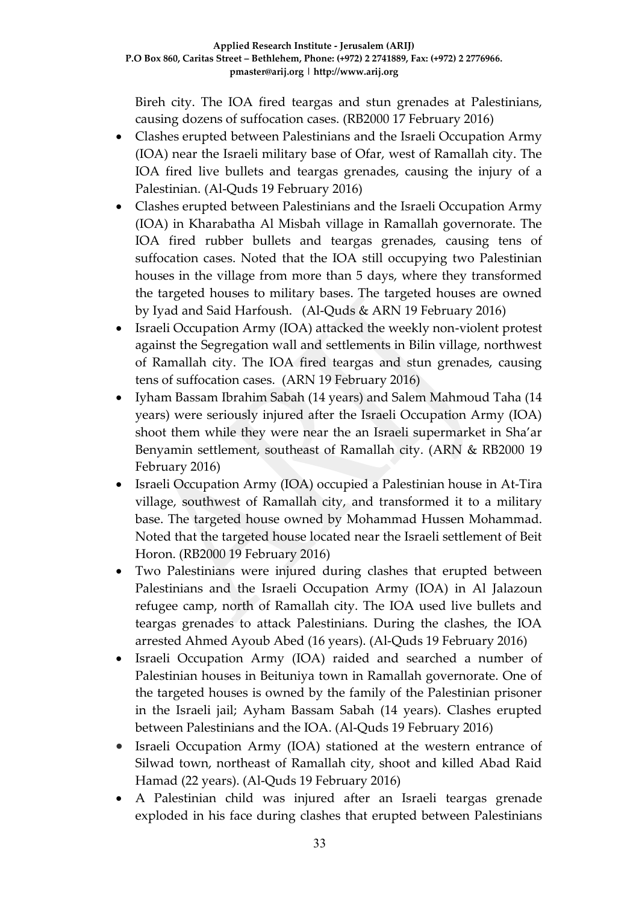Bireh city. The IOA fired teargas and stun grenades at Palestinians, causing dozens of suffocation cases. (RB2000 17 February 2016)

- Clashes erupted between Palestinians and the Israeli Occupation Army (IOA) near the Israeli military base of Ofar, west of Ramallah city. The IOA fired live bullets and teargas grenades, causing the injury of a Palestinian. (Al-Quds 19 February 2016)
- Clashes erupted between Palestinians and the Israeli Occupation Army (IOA) in Kharabatha Al Misbah village in Ramallah governorate. The IOA fired rubber bullets and teargas grenades, causing tens of suffocation cases. Noted that the IOA still occupying two Palestinian houses in the village from more than 5 days, where they transformed the targeted houses to military bases. The targeted houses are owned by Iyad and Said Harfoush. (Al-Quds & ARN 19 February 2016)
- Israeli Occupation Army (IOA) attacked the weekly non-violent protest against the Segregation wall and settlements in Bilin village, northwest of Ramallah city. The IOA fired teargas and stun grenades, causing tens of suffocation cases. (ARN 19 February 2016)
- Iyham Bassam Ibrahim Sabah (14 years) and Salem Mahmoud Taha (14 years) were seriously injured after the Israeli Occupation Army (IOA) shoot them while they were near the an Israeli supermarket in Sha'ar Benyamin settlement, southeast of Ramallah city. (ARN & RB2000 19 February 2016)
- Israeli Occupation Army (IOA) occupied a Palestinian house in At-Tira village, southwest of Ramallah city, and transformed it to a military base. The targeted house owned by Mohammad Hussen Mohammad. Noted that the targeted house located near the Israeli settlement of Beit Horon. (RB2000 19 February 2016)
- Two Palestinians were injured during clashes that erupted between Palestinians and the Israeli Occupation Army (IOA) in Al Jalazoun refugee camp, north of Ramallah city. The IOA used live bullets and teargas grenades to attack Palestinians. During the clashes, the IOA arrested Ahmed Ayoub Abed (16 years). (Al-Quds 19 February 2016)
- Israeli Occupation Army (IOA) raided and searched a number of Palestinian houses in Beituniya town in Ramallah governorate. One of the targeted houses is owned by the family of the Palestinian prisoner in the Israeli jail; Ayham Bassam Sabah (14 years). Clashes erupted between Palestinians and the IOA. (Al-Quds 19 February 2016)
- Israeli Occupation Army (IOA) stationed at the western entrance of Silwad town, northeast of Ramallah city, shoot and killed Abad Raid Hamad (22 years). (Al-Quds 19 February 2016)
- A Palestinian child was injured after an Israeli teargas grenade exploded in his face during clashes that erupted between Palestinians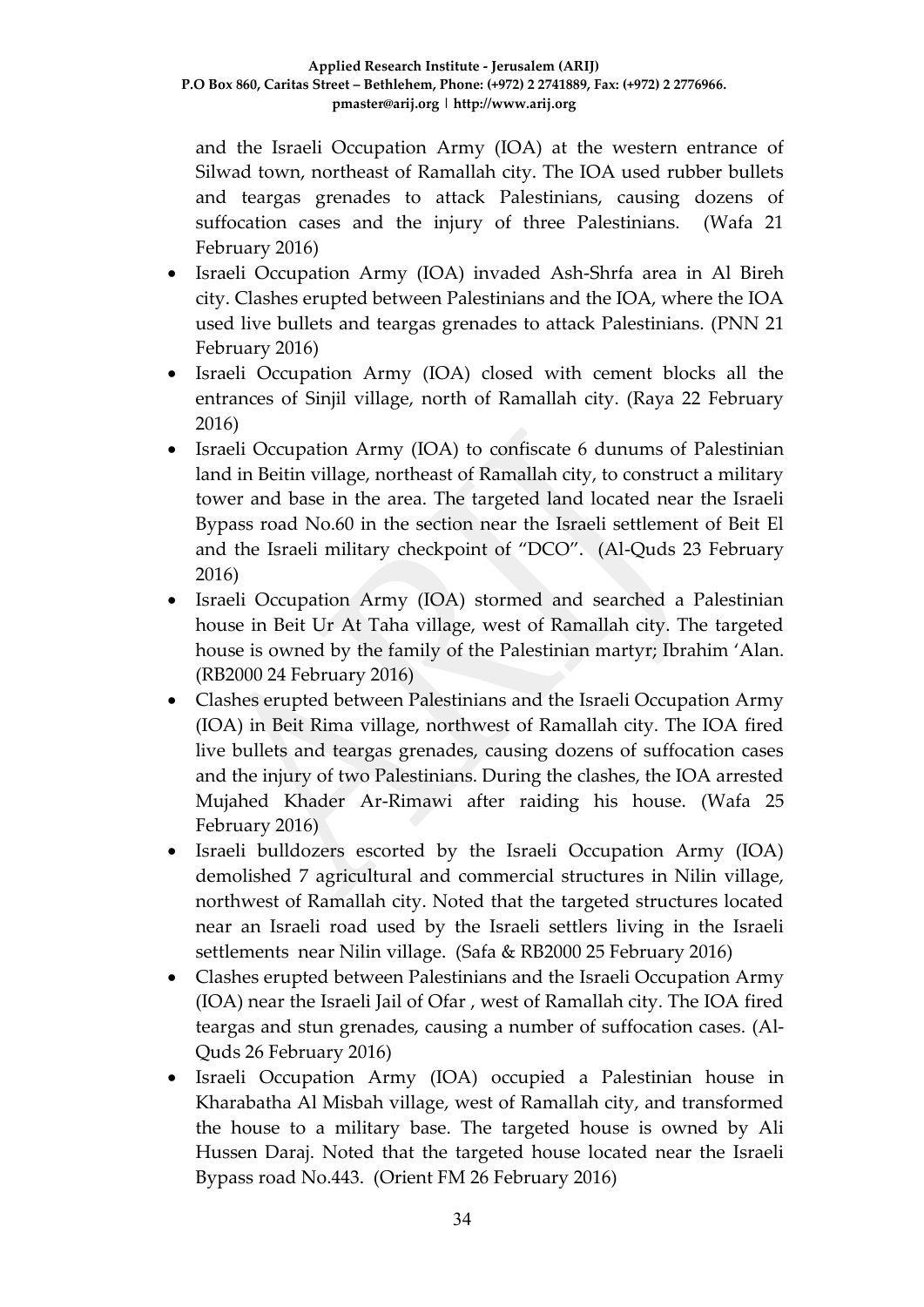and the Israeli Occupation Army (IOA) at the western entrance of Silwad town, northeast of Ramallah city. The IOA used rubber bullets and teargas grenades to attack Palestinians, causing dozens of suffocation cases and the injury of three Palestinians. (Wafa 21 February 2016)

- Israeli Occupation Army (IOA) invaded Ash-Shrfa area in Al Bireh city. Clashes erupted between Palestinians and the IOA, where the IOA used live bullets and teargas grenades to attack Palestinians. (PNN 21 February 2016)
- Israeli Occupation Army (IOA) closed with cement blocks all the entrances of Sinjil village, north of Ramallah city. (Raya 22 February 2016)
- Israeli Occupation Army (IOA) to confiscate 6 dunums of Palestinian land in Beitin village, northeast of Ramallah city, to construct a military tower and base in the area. The targeted land located near the Israeli Bypass road No.60 in the section near the Israeli settlement of Beit El and the Israeli military checkpoint of "DCO". (Al-Quds 23 February 2016)
- Israeli Occupation Army (IOA) stormed and searched a Palestinian house in Beit Ur At Taha village, west of Ramallah city. The targeted house is owned by the family of the Palestinian martyr; Ibrahim 'Alan. (RB2000 24 February 2016)
- Clashes erupted between Palestinians and the Israeli Occupation Army (IOA) in Beit Rima village, northwest of Ramallah city. The IOA fired live bullets and teargas grenades, causing dozens of suffocation cases and the injury of two Palestinians. During the clashes, the IOA arrested Mujahed Khader Ar-Rimawi after raiding his house. (Wafa 25 February 2016)
- Israeli bulldozers escorted by the Israeli Occupation Army (IOA) demolished 7 agricultural and commercial structures in Nilin village, northwest of Ramallah city. Noted that the targeted structures located near an Israeli road used by the Israeli settlers living in the Israeli settlements near Nilin village. (Safa & RB2000 25 February 2016)
- Clashes erupted between Palestinians and the Israeli Occupation Army (IOA) near the Israeli Jail of Ofar , west of Ramallah city. The IOA fired teargas and stun grenades, causing a number of suffocation cases. (Al-Quds 26 February 2016)
- Israeli Occupation Army (IOA) occupied a Palestinian house in Kharabatha Al Misbah village, west of Ramallah city, and transformed the house to a military base. The targeted house is owned by Ali Hussen Daraj. Noted that the targeted house located near the Israeli Bypass road No.443. (Orient FM 26 February 2016)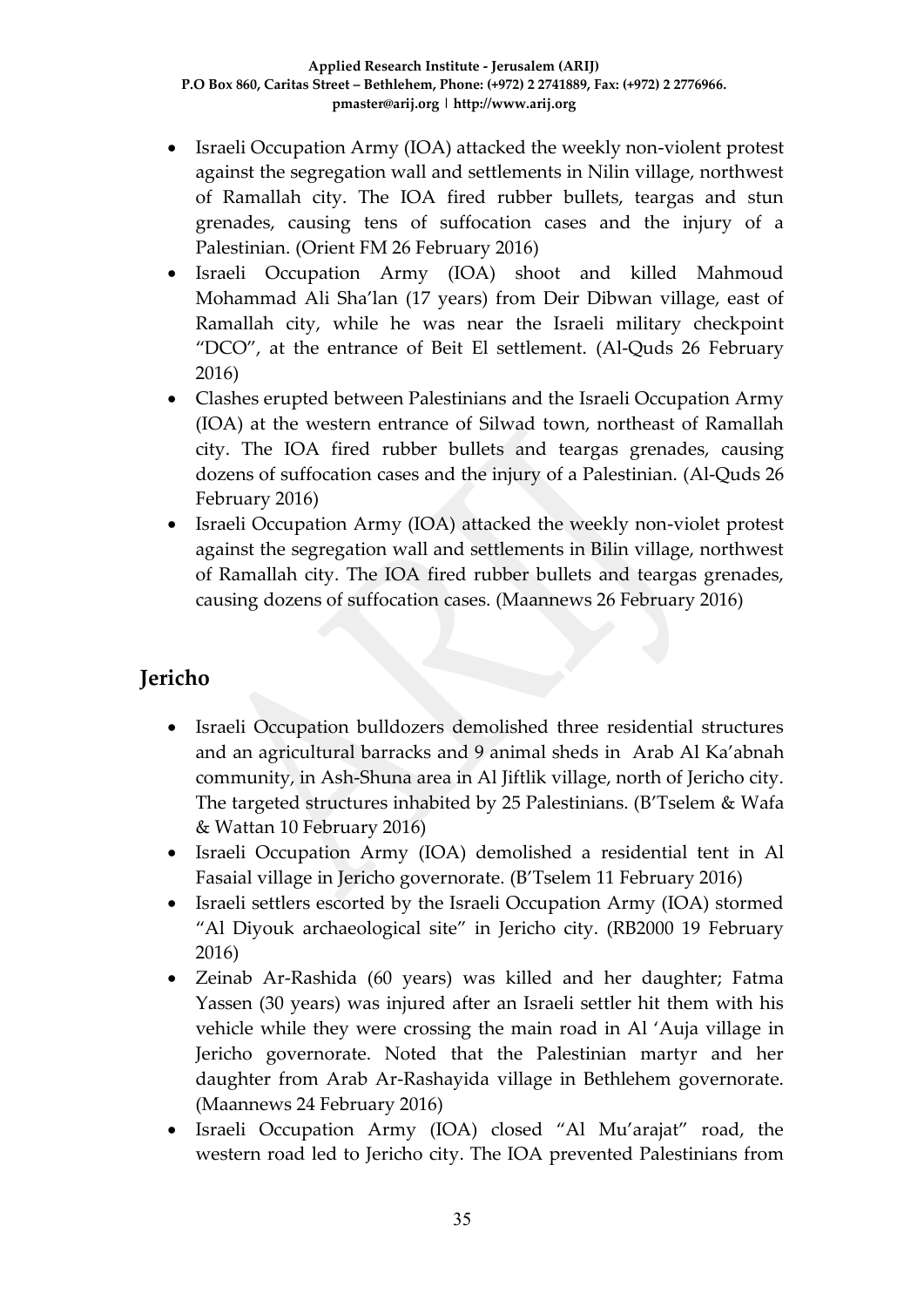- Israeli Occupation Army (IOA) attacked the weekly non-violent protest against the segregation wall and settlements in Nilin village, northwest of Ramallah city. The IOA fired rubber bullets, teargas and stun grenades, causing tens of suffocation cases and the injury of a Palestinian. (Orient FM 26 February 2016)
- Israeli Occupation Army (IOA) shoot and killed Mahmoud Mohammad Ali Sha'lan (17 years) from Deir Dibwan village, east of Ramallah city, while he was near the Israeli military checkpoint "DCO", at the entrance of Beit El settlement. (Al-Quds 26 February 2016)
- Clashes erupted between Palestinians and the Israeli Occupation Army (IOA) at the western entrance of Silwad town, northeast of Ramallah city. The IOA fired rubber bullets and teargas grenades, causing dozens of suffocation cases and the injury of a Palestinian. (Al-Quds 26 February 2016)
- Israeli Occupation Army (IOA) attacked the weekly non-violet protest against the segregation wall and settlements in Bilin village, northwest of Ramallah city. The IOA fired rubber bullets and teargas grenades, causing dozens of suffocation cases. (Maannews 26 February 2016)

## Jericho

- Israeli Occupation bulldozers demolished three residential structures and an agricultural barracks and 9 animal sheds in Arab Al Ka'abnah community, in Ash-Shuna area in Al Jiftlik village, north of Jericho city. The targeted structures inhabited by 25 Palestinians. (B'Tselem & Wafa & Wattan 10 February 2016)
- Israeli Occupation Army (IOA) demolished a residential tent in Al Fasaial village in Jericho governorate. (B'Tselem 11 February 2016)
- Israeli settlers escorted by the Israeli Occupation Army (IOA) stormed "Al Diyouk archaeological site" in Jericho city. (RB2000 19 February 2016)
- Zeinab Ar-Rashida (60 years) was killed and her daughter; Fatma Yassen (30 years) was injured after an Israeli settler hit them with his vehicle while they were crossing the main road in Al 'Auja village in Jericho governorate. Noted that the Palestinian martyr and her daughter from Arab Ar-Rashayida village in Bethlehem governorate. (Maannews 24 February 2016)
- Israeli Occupation Army (IOA) closed "Al Mu'arajat" road, the western road led to Jericho city. The IOA prevented Palestinians from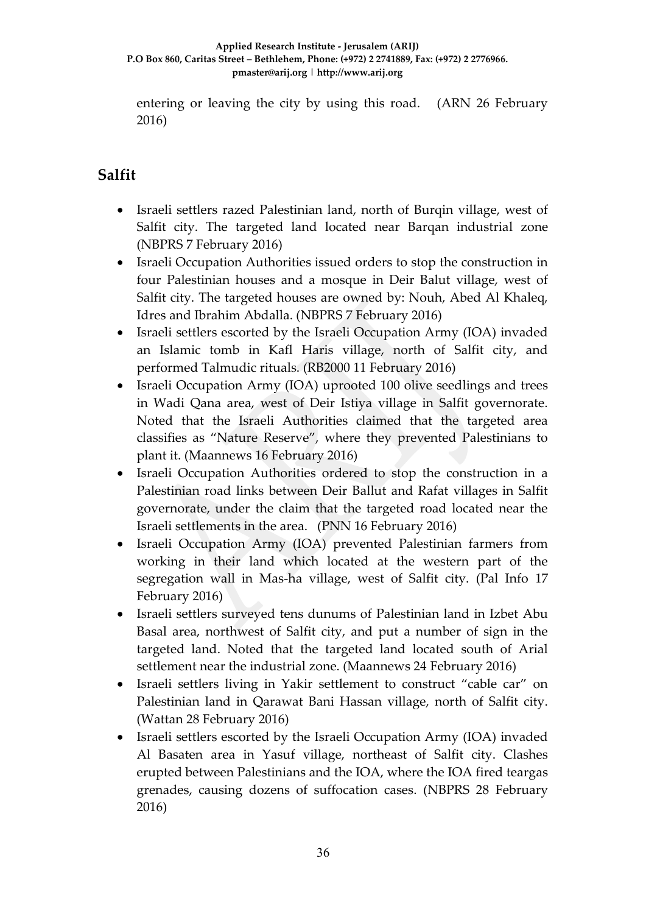entering or leaving the city by using this road. (ARN 26 February 2016)

## Salfit

- Israeli settlers razed Palestinian land, north of Burqin village, west of Salfit city. The targeted land located near Barqan industrial zone (NBPRS 7 February 2016)
- Israeli Occupation Authorities issued orders to stop the construction in four Palestinian houses and a mosque in Deir Balut village, west of Salfit city. The targeted houses are owned by: Nouh, Abed Al Khaleq, Idres and Ibrahim Abdalla. (NBPRS 7 February 2016)
- Israeli settlers escorted by the Israeli Occupation Army (IOA) invaded an Islamic tomb in Kafl Haris village, north of Salfit city, and performed Talmudic rituals. (RB2000 11 February 2016)
- Israeli Occupation Army (IOA) uprooted 100 olive seedlings and trees in Wadi Qana area, west of Deir Istiya village in Salfit governorate. Noted that the Israeli Authorities claimed that the targeted area classifies as "Nature Reserve", where they prevented Palestinians to plant it. (Maannews 16 February 2016)
- Israeli Occupation Authorities ordered to stop the construction in a Palestinian road links between Deir Ballut and Rafat villages in Salfit governorate, under the claim that the targeted road located near the Israeli settlements in the area. (PNN 16 February 2016)
- Israeli Occupation Army (IOA) prevented Palestinian farmers from working in their land which located at the western part of the segregation wall in Mas-ha village, west of Salfit city. (Pal Info 17 February 2016)
- Israeli settlers surveyed tens dunums of Palestinian land in Izbet Abu Basal area, northwest of Salfit city, and put a number of sign in the targeted land. Noted that the targeted land located south of Arial settlement near the industrial zone. (Maannews 24 February 2016)
- Israeli settlers living in Yakir settlement to construct "cable car" on Palestinian land in Qarawat Bani Hassan village, north of Salfit city. (Wattan 28 February 2016)
- Israeli settlers escorted by the Israeli Occupation Army (IOA) invaded Al Basaten area in Yasuf village, northeast of Salfit city. Clashes erupted between Palestinians and the IOA, where the IOA fired teargas grenades, causing dozens of suffocation cases. (NBPRS 28 February 2016)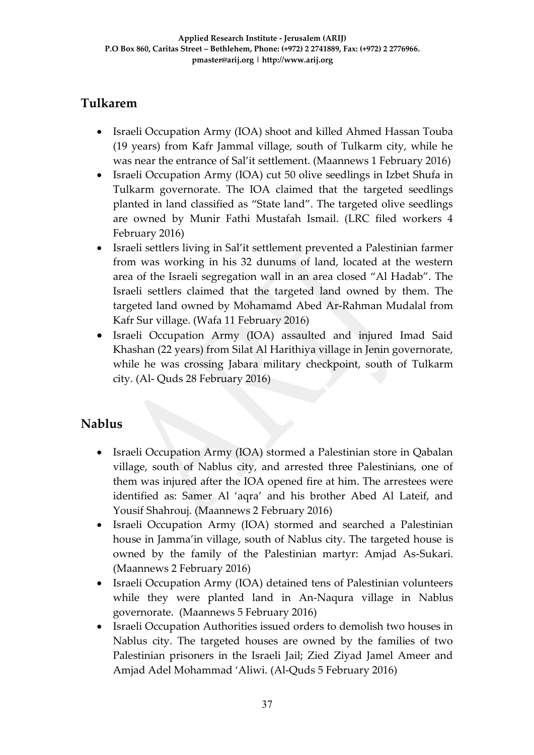## Tulkarem

- Israeli Occupation Army (IOA) shoot and killed Ahmed Hassan Touba (19 years) from Kafr Jammal village, south of Tulkarm city, while he was near the entrance of Sal'it settlement. (Maannews 1 February 2016)
- Israeli Occupation Army (IOA) cut 50 olive seedlings in Izbet Shufa in Tulkarm governorate. The IOA claimed that the targeted seedlings planted in land classified as "State land". The targeted olive seedlings are owned by Munir Fathi Mustafah Ismail. (LRC filed workers 4 February 2016)
- Israeli settlers living in Sal'it settlement prevented a Palestinian farmer from was working in his 32 dunums of land, located at the western area of the Israeli segregation wall in an area closed "Al Hadab". The Israeli settlers claimed that the targeted land owned by them. The targeted land owned by Mohamamd Abed Ar-Rahman Mudalal from Kafr Sur village. (Wafa 11 February 2016)
- Israeli Occupation Army (IOA) assaulted and injured Imad Said Khashan (22 years) from Silat Al Harithiya village in Jenin governorate, while he was crossing Jabara military checkpoint, south of Tulkarm city. (Al- Quds 28 February 2016)

## Nablus

- Israeli Occupation Army (IOA) stormed a Palestinian store in Qabalan village, south of Nablus city, and arrested three Palestinians, one of them was injured after the IOA opened fire at him. The arrestees were identified as: Samer Al 'aqra' and his brother Abed Al Lateif, and Yousif Shahrouj. (Maannews 2 February 2016)
- Israeli Occupation Army (IOA) stormed and searched a Palestinian house in Jamma'in village, south of Nablus city. The targeted house is owned by the family of the Palestinian martyr: Amjad As-Sukari. (Maannews 2 February 2016)
- Israeli Occupation Army (IOA) detained tens of Palestinian volunteers while they were planted land in An-Naqura village in Nablus governorate. (Maannews 5 February 2016)
- Israeli Occupation Authorities issued orders to demolish two houses in Nablus city. The targeted houses are owned by the families of two Palestinian prisoners in the Israeli Jail; Zied Ziyad Jamel Ameer and Amjad Adel Mohammad 'Aliwi. (Al-Quds 5 February 2016)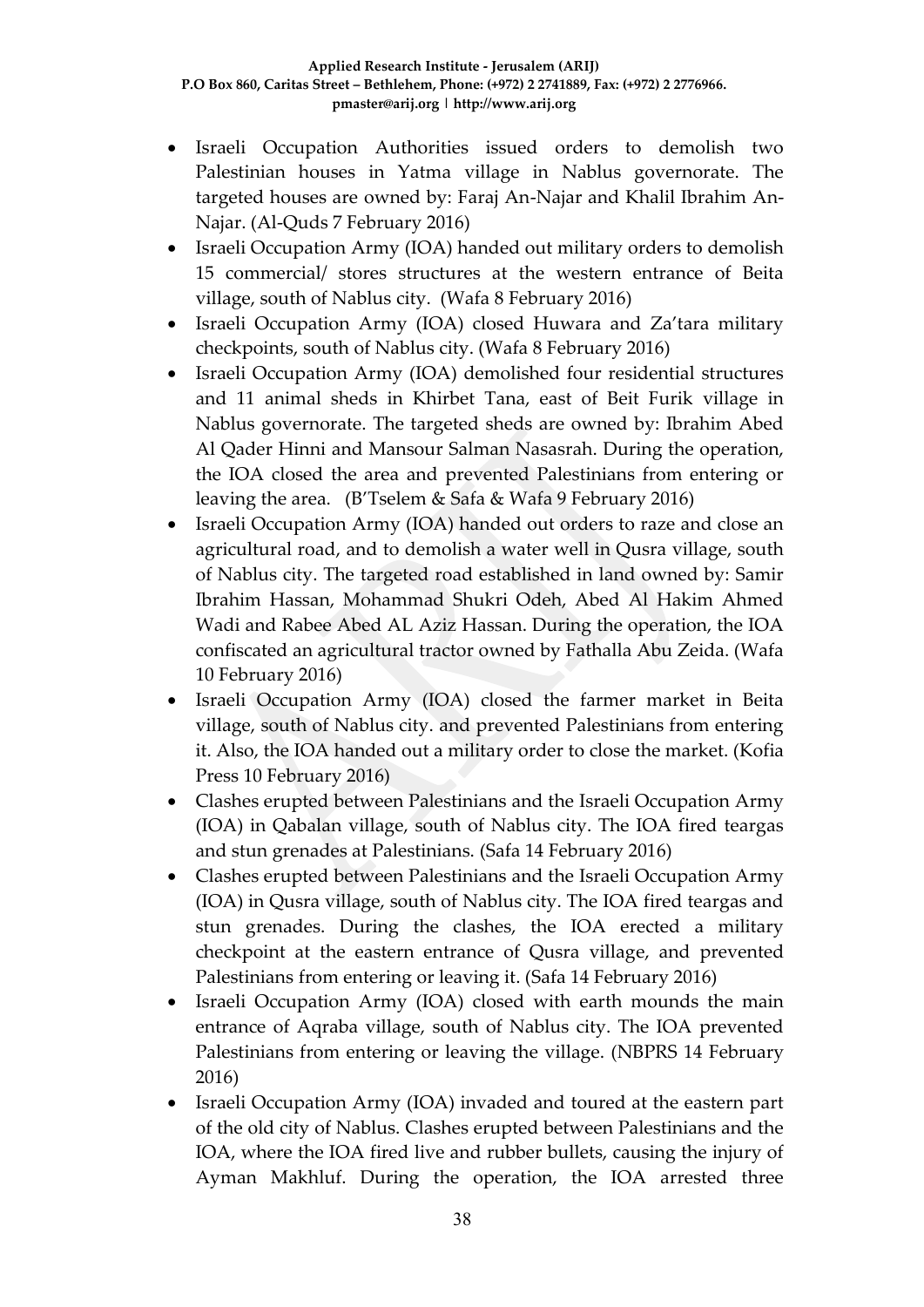- Israeli Occupation Authorities issued orders to demolish two Palestinian houses in Yatma village in Nablus governorate. The targeted houses are owned by: Faraj An-Najar and Khalil Ibrahim An-Najar. (Al-Quds 7 February 2016)
- Israeli Occupation Army (IOA) handed out military orders to demolish 15 commercial/ stores structures at the western entrance of Beita village, south of Nablus city. (Wafa 8 February 2016)
- Israeli Occupation Army (IOA) closed Huwara and Za'tara military checkpoints, south of Nablus city. (Wafa 8 February 2016)
- Israeli Occupation Army (IOA) demolished four residential structures and 11 animal sheds in Khirbet Tana, east of Beit Furik village in Nablus governorate. The targeted sheds are owned by: Ibrahim Abed Al Qader Hinni and Mansour Salman Nasasrah. During the operation, the IOA closed the area and prevented Palestinians from entering or leaving the area. (B'Tselem & Safa & Wafa 9 February 2016)
- Israeli Occupation Army (IOA) handed out orders to raze and close an agricultural road, and to demolish a water well in Qusra village, south of Nablus city. The targeted road established in land owned by: Samir Ibrahim Hassan, Mohammad Shukri Odeh, Abed Al Hakim Ahmed Wadi and Rabee Abed AL Aziz Hassan. During the operation, the IOA confiscated an agricultural tractor owned by Fathalla Abu Zeida. (Wafa 10 February 2016)
- Israeli Occupation Army (IOA) closed the farmer market in Beita village, south of Nablus city. and prevented Palestinians from entering it. Also, the IOA handed out a military order to close the market. (Kofia Press 10 February 2016)
- Clashes erupted between Palestinians and the Israeli Occupation Army (IOA) in Qabalan village, south of Nablus city. The IOA fired teargas and stun grenades at Palestinians. (Safa 14 February 2016)
- Clashes erupted between Palestinians and the Israeli Occupation Army (IOA) in Qusra village, south of Nablus city. The IOA fired teargas and stun grenades. During the clashes, the IOA erected a military checkpoint at the eastern entrance of Qusra village, and prevented Palestinians from entering or leaving it. (Safa 14 February 2016)
- Israeli Occupation Army (IOA) closed with earth mounds the main entrance of Aqraba village, south of Nablus city. The IOA prevented Palestinians from entering or leaving the village. (NBPRS 14 February 2016)
- Israeli Occupation Army (IOA) invaded and toured at the eastern part of the old city of Nablus. Clashes erupted between Palestinians and the IOA, where the IOA fired live and rubber bullets, causing the injury of Ayman Makhluf. During the operation, the IOA arrested three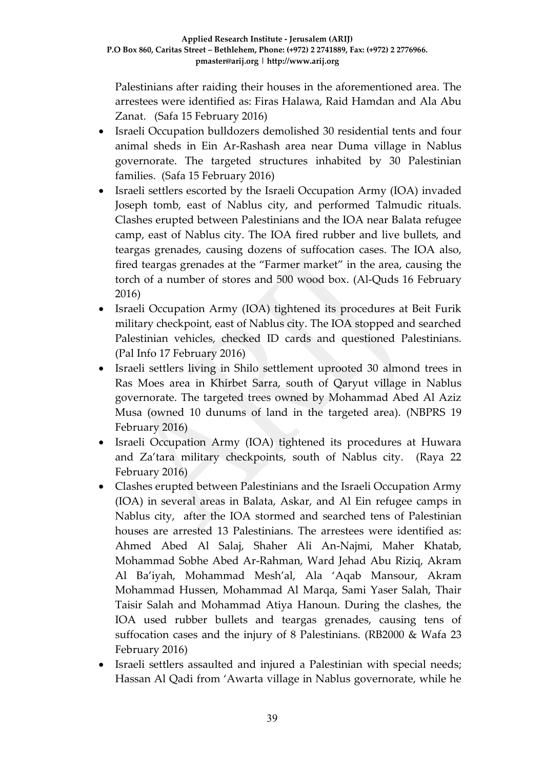Palestinians after raiding their houses in the aforementioned area. The arrestees were identified as: Firas Halawa, Raid Hamdan and Ala Abu Zanat. (Safa 15 February 2016)

- Israeli Occupation bulldozers demolished 30 residential tents and four animal sheds in Ein Ar-Rashash area near Duma village in Nablus governorate. The targeted structures inhabited by 30 Palestinian families. (Safa 15 February 2016)
- Israeli settlers escorted by the Israeli Occupation Army (IOA) invaded Joseph tomb, east of Nablus city, and performed Talmudic rituals. Clashes erupted between Palestinians and the IOA near Balata refugee camp, east of Nablus city. The IOA fired rubber and live bullets, and teargas grenades, causing dozens of suffocation cases. The IOA also, fired teargas grenades at the "Farmer market" in the area, causing the torch of a number of stores and 500 wood box. (Al-Quds 16 February 2016)
- Israeli Occupation Army (IOA) tightened its procedures at Beit Furik military checkpoint, east of Nablus city. The IOA stopped and searched Palestinian vehicles, checked ID cards and questioned Palestinians. (Pal Info 17 February 2016)
- Israeli settlers living in Shilo settlement uprooted 30 almond trees in Ras Moes area in Khirbet Sarra, south of Qaryut village in Nablus governorate. The targeted trees owned by Mohammad Abed Al Aziz Musa (owned 10 dunums of land in the targeted area). (NBPRS 19 February 2016)
- Israeli Occupation Army (IOA) tightened its procedures at Huwara and Za'tara military checkpoints, south of Nablus city. (Raya 22 February 2016)
- Clashes erupted between Palestinians and the Israeli Occupation Army (IOA) in several areas in Balata, Askar, and Al Ein refugee camps in Nablus city, after the IOA stormed and searched tens of Palestinian houses are arrested 13 Palestinians. The arrestees were identified as: Ahmed Abed Al Salaj, Shaher Ali An-Najmi, Maher Khatab, Mohammad Sobhe Abed Ar-Rahman, Ward Jehad Abu Riziq, Akram Al Ba'iyah, Mohammad Mesh'al, Ala 'Aqab Mansour, Akram Mohammad Hussen, Mohammad Al Marqa, Sami Yaser Salah, Thair Taisir Salah and Mohammad Atiya Hanoun. During the clashes, the IOA used rubber bullets and teargas grenades, causing tens of suffocation cases and the injury of 8 Palestinians. (RB2000 & Wafa 23 February 2016)
- Israeli settlers assaulted and injured a Palestinian with special needs; Hassan Al Qadi from 'Awarta village in Nablus governorate, while he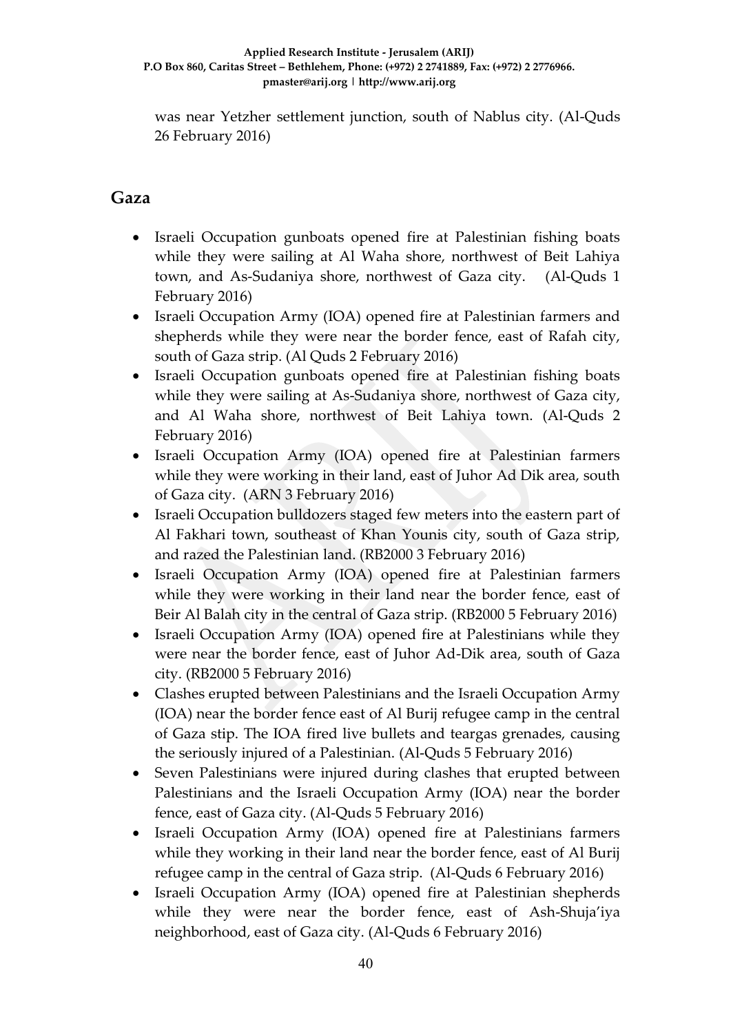was near Yetzher settlement junction, south of Nablus city. (Al-Quds 26 February 2016)

## Gaza

- Israeli Occupation gunboats opened fire at Palestinian fishing boats while they were sailing at Al Waha shore, northwest of Beit Lahiya town, and As-Sudaniya shore, northwest of Gaza city. (Al-Quds 1 February 2016)
- Israeli Occupation Army (IOA) opened fire at Palestinian farmers and shepherds while they were near the border fence, east of Rafah city, south of Gaza strip. (Al Quds 2 February 2016)
- Israeli Occupation gunboats opened fire at Palestinian fishing boats while they were sailing at As-Sudaniya shore, northwest of Gaza city, and Al Waha shore, northwest of Beit Lahiya town. (Al-Quds 2 February 2016)
- Israeli Occupation Army (IOA) opened fire at Palestinian farmers while they were working in their land, east of Juhor Ad Dik area, south of Gaza city. (ARN 3 February 2016)
- Israeli Occupation bulldozers staged few meters into the eastern part of Al Fakhari town, southeast of Khan Younis city, south of Gaza strip, and razed the Palestinian land. (RB2000 3 February 2016)
- Israeli Occupation Army (IOA) opened fire at Palestinian farmers while they were working in their land near the border fence, east of Beir Al Balah city in the central of Gaza strip. (RB2000 5 February 2016)
- Israeli Occupation Army (IOA) opened fire at Palestinians while they were near the border fence, east of Juhor Ad-Dik area, south of Gaza city. (RB2000 5 February 2016)
- Clashes erupted between Palestinians and the Israeli Occupation Army (IOA) near the border fence east of Al Burij refugee camp in the central of Gaza stip. The IOA fired live bullets and teargas grenades, causing the seriously injured of a Palestinian. (Al-Quds 5 February 2016)
- Seven Palestinians were injured during clashes that erupted between Palestinians and the Israeli Occupation Army (IOA) near the border fence, east of Gaza city. (Al-Quds 5 February 2016)
- Israeli Occupation Army (IOA) opened fire at Palestinians farmers while they working in their land near the border fence, east of Al Burij refugee camp in the central of Gaza strip. (Al-Quds 6 February 2016)
- Israeli Occupation Army (IOA) opened fire at Palestinian shepherds while they were near the border fence, east of Ash-Shuja'iya neighborhood, east of Gaza city. (Al-Quds 6 February 2016)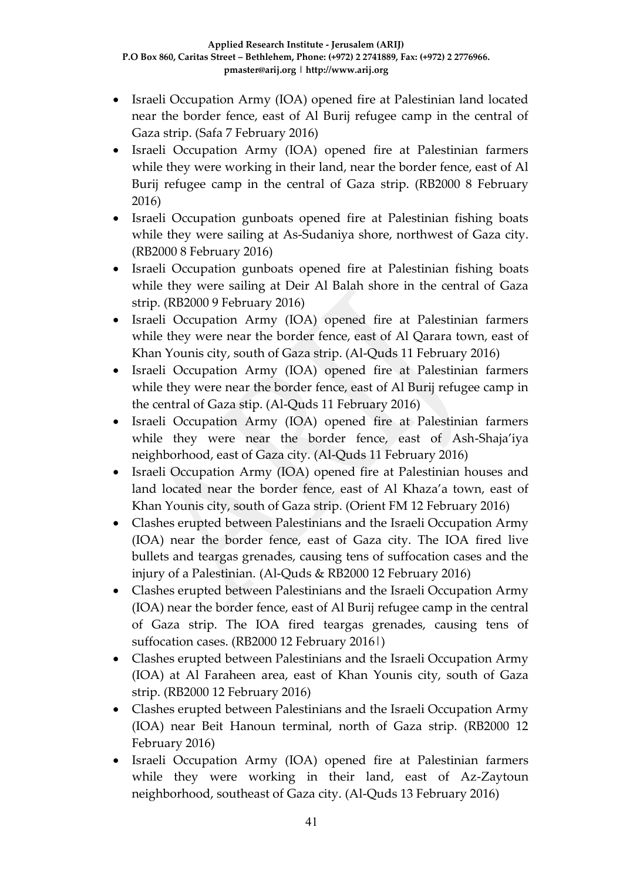- Israeli Occupation Army (IOA) opened fire at Palestinian land located near the border fence, east of Al Burij refugee camp in the central of Gaza strip. (Safa 7 February 2016)
- Israeli Occupation Army (IOA) opened fire at Palestinian farmers while they were working in their land, near the border fence, east of Al Burij refugee camp in the central of Gaza strip. (RB2000 8 February 2016)
- Israeli Occupation gunboats opened fire at Palestinian fishing boats while they were sailing at As-Sudaniya shore, northwest of Gaza city. (RB2000 8 February 2016)
- Israeli Occupation gunboats opened fire at Palestinian fishing boats while they were sailing at Deir Al Balah shore in the central of Gaza strip. (RB2000 9 February 2016)
- Israeli Occupation Army (IOA) opened fire at Palestinian farmers while they were near the border fence, east of Al Qarara town, east of Khan Younis city, south of Gaza strip. (Al-Quds 11 February 2016)
- Israeli Occupation Army (IOA) opened fire at Palestinian farmers while they were near the border fence, east of Al Burij refugee camp in the central of Gaza stip. (Al-Quds 11 February 2016)
- Israeli Occupation Army (IOA) opened fire at Palestinian farmers while they were near the border fence, east of Ash-Shaja'iya neighborhood, east of Gaza city. (Al-Quds 11 February 2016)
- Israeli Occupation Army (IOA) opened fire at Palestinian houses and land located near the border fence, east of Al Khaza'a town, east of Khan Younis city, south of Gaza strip. (Orient FM 12 February 2016)
- Clashes erupted between Palestinians and the Israeli Occupation Army (IOA) near the border fence, east of Gaza city. The IOA fired live bullets and teargas grenades, causing tens of suffocation cases and the injury of a Palestinian. (Al-Quds & RB2000 12 February 2016)
- Clashes erupted between Palestinians and the Israeli Occupation Army (IOA) near the border fence, east of Al Burij refugee camp in the central of Gaza strip. The IOA fired teargas grenades, causing tens of suffocation cases. (RB2000 12 February 2016|)
- Clashes erupted between Palestinians and the Israeli Occupation Army (IOA) at Al Faraheen area, east of Khan Younis city, south of Gaza strip. (RB2000 12 February 2016)
- Clashes erupted between Palestinians and the Israeli Occupation Army (IOA) near Beit Hanoun terminal, north of Gaza strip. (RB2000 12 February 2016)
- Israeli Occupation Army (IOA) opened fire at Palestinian farmers while they were working in their land, east of Az-Zaytoun neighborhood, southeast of Gaza city. (Al-Quds 13 February 2016)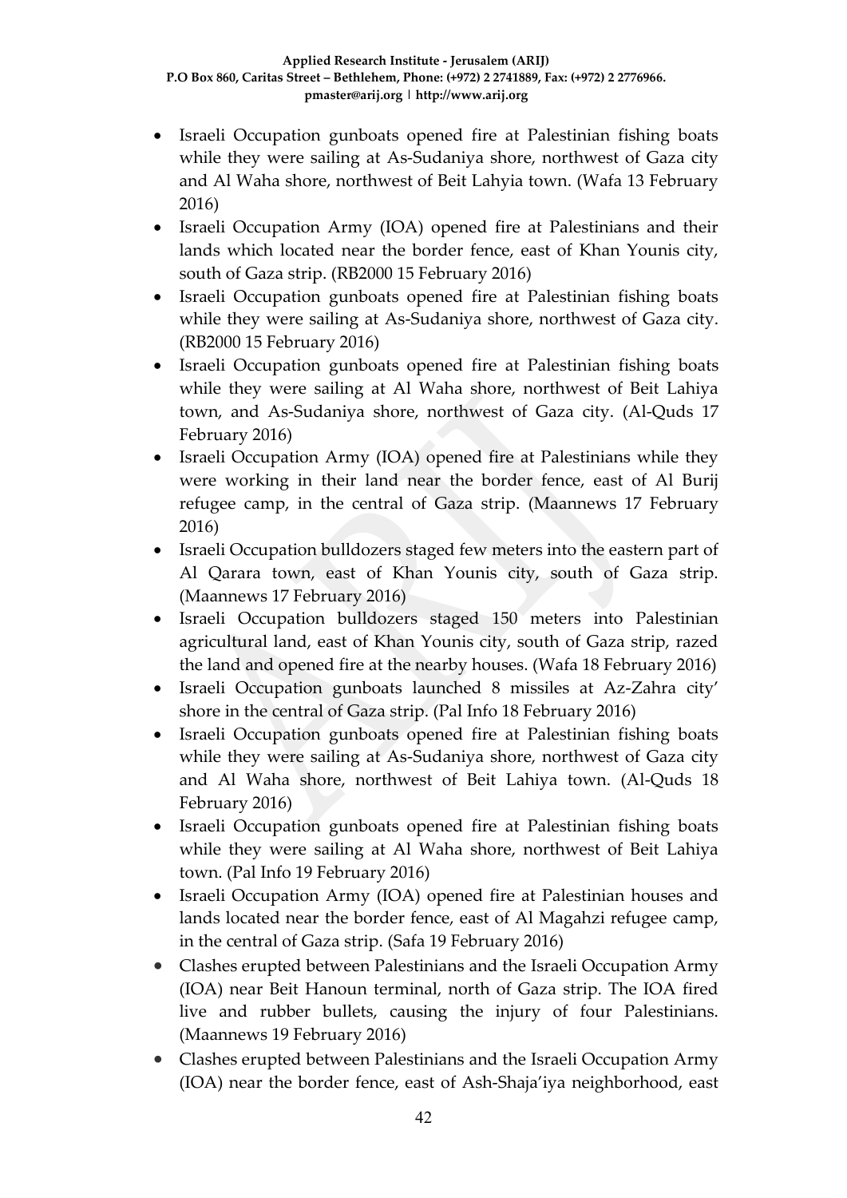- Israeli Occupation gunboats opened fire at Palestinian fishing boats while they were sailing at As-Sudaniya shore, northwest of Gaza city and Al Waha shore, northwest of Beit Lahyia town. (Wafa 13 February 2016)
- Israeli Occupation Army (IOA) opened fire at Palestinians and their lands which located near the border fence, east of Khan Younis city, south of Gaza strip. (RB2000 15 February 2016)
- Israeli Occupation gunboats opened fire at Palestinian fishing boats while they were sailing at As-Sudaniya shore, northwest of Gaza city. (RB2000 15 February 2016)
- Israeli Occupation gunboats opened fire at Palestinian fishing boats while they were sailing at Al Waha shore, northwest of Beit Lahiya town, and As-Sudaniya shore, northwest of Gaza city. (Al-Quds 17 February 2016)
- Israeli Occupation Army (IOA) opened fire at Palestinians while they were working in their land near the border fence, east of Al Burij refugee camp, in the central of Gaza strip. (Maannews 17 February 2016)
- Israeli Occupation bulldozers staged few meters into the eastern part of Al Qarara town, east of Khan Younis city, south of Gaza strip. (Maannews 17 February 2016)
- Israeli Occupation bulldozers staged 150 meters into Palestinian agricultural land, east of Khan Younis city, south of Gaza strip, razed the land and opened fire at the nearby houses. (Wafa 18 February 2016)
- Israeli Occupation gunboats launched 8 missiles at Az-Zahra city' shore in the central of Gaza strip. (Pal Info 18 February 2016)
- Israeli Occupation gunboats opened fire at Palestinian fishing boats while they were sailing at As-Sudaniya shore, northwest of Gaza city and Al Waha shore, northwest of Beit Lahiya town. (Al-Quds 18 February 2016)
- Israeli Occupation gunboats opened fire at Palestinian fishing boats while they were sailing at Al Waha shore, northwest of Beit Lahiya town. (Pal Info 19 February 2016)
- Israeli Occupation Army (IOA) opened fire at Palestinian houses and lands located near the border fence, east of Al Magahzi refugee camp, in the central of Gaza strip. (Safa 19 February 2016)
- Clashes erupted between Palestinians and the Israeli Occupation Army (IOA) near Beit Hanoun terminal, north of Gaza strip. The IOA fired live and rubber bullets, causing the injury of four Palestinians. (Maannews 19 February 2016)
- Clashes erupted between Palestinians and the Israeli Occupation Army (IOA) near the border fence, east of Ash-Shaja'iya neighborhood, east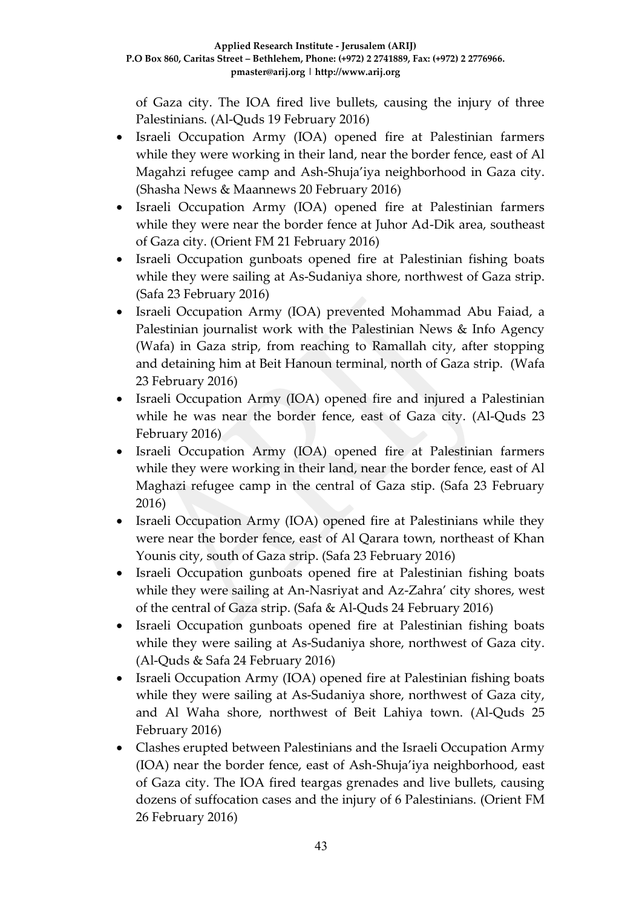of Gaza city. The IOA fired live bullets, causing the injury of three Palestinians. (Al-Quds 19 February 2016)

- Israeli Occupation Army (IOA) opened fire at Palestinian farmers while they were working in their land, near the border fence, east of Al Magahzi refugee camp and Ash-Shuja'iya neighborhood in Gaza city. (Shasha News & Maannews 20 February 2016)
- Israeli Occupation Army (IOA) opened fire at Palestinian farmers while they were near the border fence at Juhor Ad-Dik area, southeast of Gaza city. (Orient FM 21 February 2016)
- Israeli Occupation gunboats opened fire at Palestinian fishing boats while they were sailing at As-Sudaniya shore, northwest of Gaza strip. (Safa 23 February 2016)
- Israeli Occupation Army (IOA) prevented Mohammad Abu Faiad, a Palestinian journalist work with the Palestinian News & Info Agency (Wafa) in Gaza strip, from reaching to Ramallah city, after stopping and detaining him at Beit Hanoun terminal, north of Gaza strip. (Wafa 23 February 2016)
- Israeli Occupation Army (IOA) opened fire and injured a Palestinian while he was near the border fence, east of Gaza city. (Al-Quds 23 February 2016)
- Israeli Occupation Army (IOA) opened fire at Palestinian farmers while they were working in their land, near the border fence, east of Al Maghazi refugee camp in the central of Gaza stip. (Safa 23 February 2016)
- Israeli Occupation Army (IOA) opened fire at Palestinians while they were near the border fence, east of Al Qarara town, northeast of Khan Younis city, south of Gaza strip. (Safa 23 February 2016)
- Israeli Occupation gunboats opened fire at Palestinian fishing boats while they were sailing at An-Nasriyat and Az-Zahra' city shores, west of the central of Gaza strip. (Safa & Al-Quds 24 February 2016)
- Israeli Occupation gunboats opened fire at Palestinian fishing boats while they were sailing at As-Sudaniya shore, northwest of Gaza city. (Al-Quds & Safa 24 February 2016)
- Israeli Occupation Army (IOA) opened fire at Palestinian fishing boats while they were sailing at As-Sudaniya shore, northwest of Gaza city, and Al Waha shore, northwest of Beit Lahiya town. (Al-Quds 25 February 2016)
- Clashes erupted between Palestinians and the Israeli Occupation Army (IOA) near the border fence, east of Ash-Shuja'iya neighborhood, east of Gaza city. The IOA fired teargas grenades and live bullets, causing dozens of suffocation cases and the injury of 6 Palestinians. (Orient FM 26 February 2016)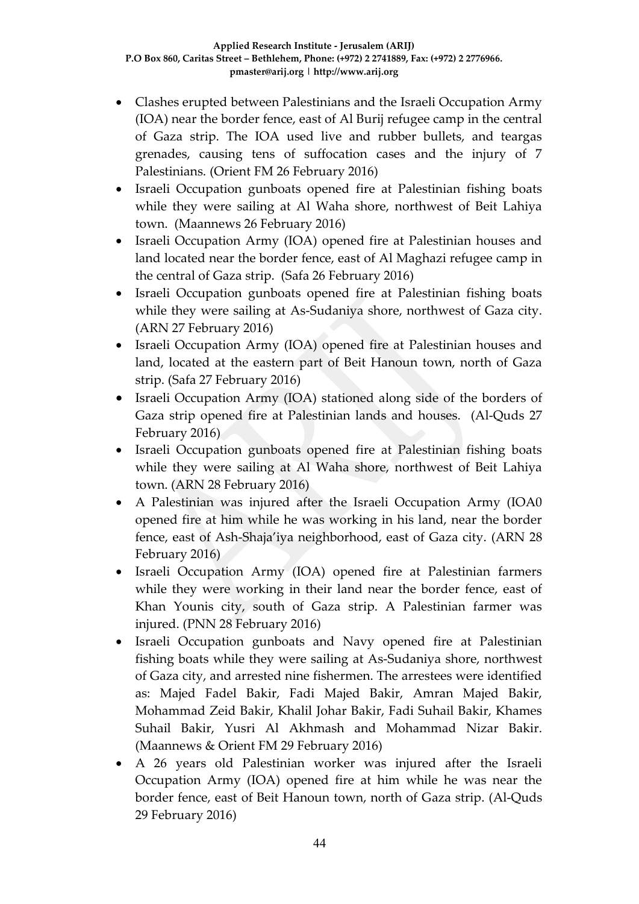- Clashes erupted between Palestinians and the Israeli Occupation Army (IOA) near the border fence, east of Al Burij refugee camp in the central of Gaza strip. The IOA used live and rubber bullets, and teargas grenades, causing tens of suffocation cases and the injury of 7 Palestinians. (Orient FM 26 February 2016)
- Israeli Occupation gunboats opened fire at Palestinian fishing boats while they were sailing at Al Waha shore, northwest of Beit Lahiya town. (Maannews 26 February 2016)
- Israeli Occupation Army (IOA) opened fire at Palestinian houses and land located near the border fence, east of Al Maghazi refugee camp in the central of Gaza strip. (Safa 26 February 2016)
- Israeli Occupation gunboats opened fire at Palestinian fishing boats while they were sailing at As-Sudaniya shore, northwest of Gaza city. (ARN 27 February 2016)
- Israeli Occupation Army (IOA) opened fire at Palestinian houses and land, located at the eastern part of Beit Hanoun town, north of Gaza strip. (Safa 27 February 2016)
- Israeli Occupation Army (IOA) stationed along side of the borders of Gaza strip opened fire at Palestinian lands and houses. (Al-Quds 27 February 2016)
- Israeli Occupation gunboats opened fire at Palestinian fishing boats while they were sailing at Al Waha shore, northwest of Beit Lahiya town. (ARN 28 February 2016)
- A Palestinian was injured after the Israeli Occupation Army (IOA0 opened fire at him while he was working in his land, near the border fence, east of Ash-Shaja'iya neighborhood, east of Gaza city. (ARN 28 February 2016)
- Israeli Occupation Army (IOA) opened fire at Palestinian farmers while they were working in their land near the border fence, east of Khan Younis city, south of Gaza strip. A Palestinian farmer was injured. (PNN 28 February 2016)
- Israeli Occupation gunboats and Navy opened fire at Palestinian fishing boats while they were sailing at As-Sudaniya shore, northwest of Gaza city, and arrested nine fishermen. The arrestees were identified as: Majed Fadel Bakir, Fadi Majed Bakir, Amran Majed Bakir, Mohammad Zeid Bakir, Khalil Johar Bakir, Fadi Suhail Bakir, Khames Suhail Bakir, Yusri Al Akhmash and Mohammad Nizar Bakir. (Maannews & Orient FM 29 February 2016)
- A 26 years old Palestinian worker was injured after the Israeli Occupation Army (IOA) opened fire at him while he was near the border fence, east of Beit Hanoun town, north of Gaza strip. (Al-Quds 29 February 2016)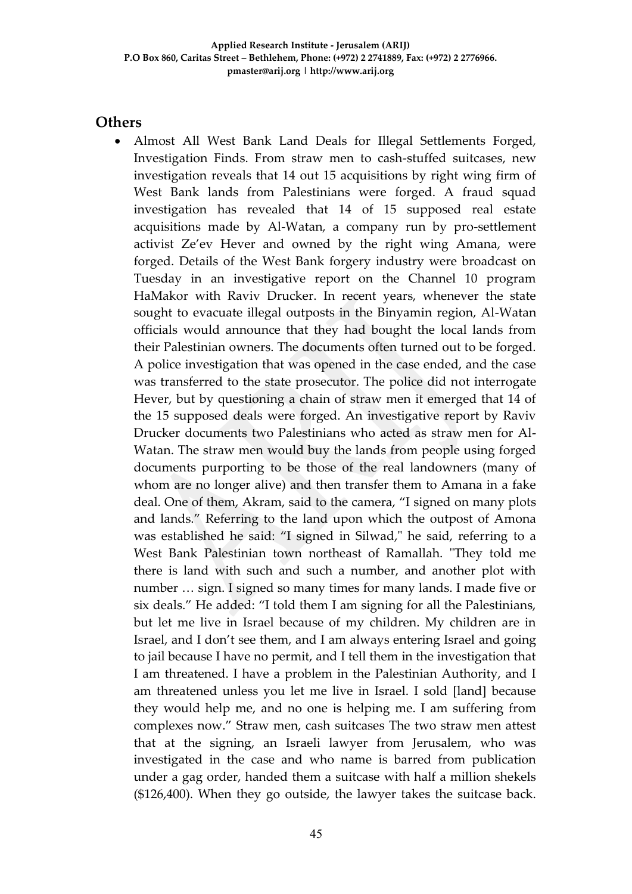## Others

- Almost All West Bank Land Deals for Illegal Settlements Forged, Investigation Finds. From straw men to cash-stuffed suitcases, new investigation reveals that 14 out 15 acquisitions by right wing firm of West Bank lands from Palestinians were forged. A fraud squad investigation has revealed that 14 of 15 supposed real estate acquisitions made by Al-Watan, a company run by pro-settlement activist Ze'ev Hever and owned by the right wing Amana, were forged. Details of the West Bank forgery industry were broadcast on Tuesday in an investigative report on the Channel 10 program HaMakor with Raviv Drucker. In recent years, whenever the state sought to evacuate illegal outposts in the Binyamin region, Al-Watan officials would announce that they had bought the local lands from their Palestinian owners. The documents often turned out to be forged. A police investigation that was opened in the case ended, and the case was transferred to the state prosecutor. The police did not interrogate Hever, but by questioning a chain of straw men it emerged that 14 of the 15 supposed deals were forged. An investigative report by Raviv Drucker documents two Palestinians who acted as straw men for Al-Watan. The straw men would buy the lands from people using forged documents purporting to be those of the real landowners (many of whom are no longer alive) and then transfer them to Amana in a fake deal. One of them, Akram, said to the camera, "I signed on many plots and lands." Referring to the land upon which the outpost of Amona was established he said: "I signed in Silwad," he said, referring to a West Bank Palestinian town northeast of Ramallah. "They told me there is land with such and such a number, and another plot with number … sign. I signed so many times for many lands. I made five or six deals." He added: "I told them I am signing for all the Palestinians, but let me live in Israel because of my children. My children are in Israel, and I don't see them, and I am always entering Israel and going to jail because I have no permit, and I tell them in the investigation that I am threatened. I have a problem in the Palestinian Authority, and I am threatened unless you let me live in Israel. I sold [land] because they would help me, and no one is helping me. I am suffering from complexes now." Straw men, cash suitcases The two straw men attest that at the signing, an Israeli lawyer from Jerusalem, who was investigated in the case and who name is barred from publication under a gag order, handed them a suitcase with half a million shekels ($126,400). When they go outside, the lawyer takes the suitcase back.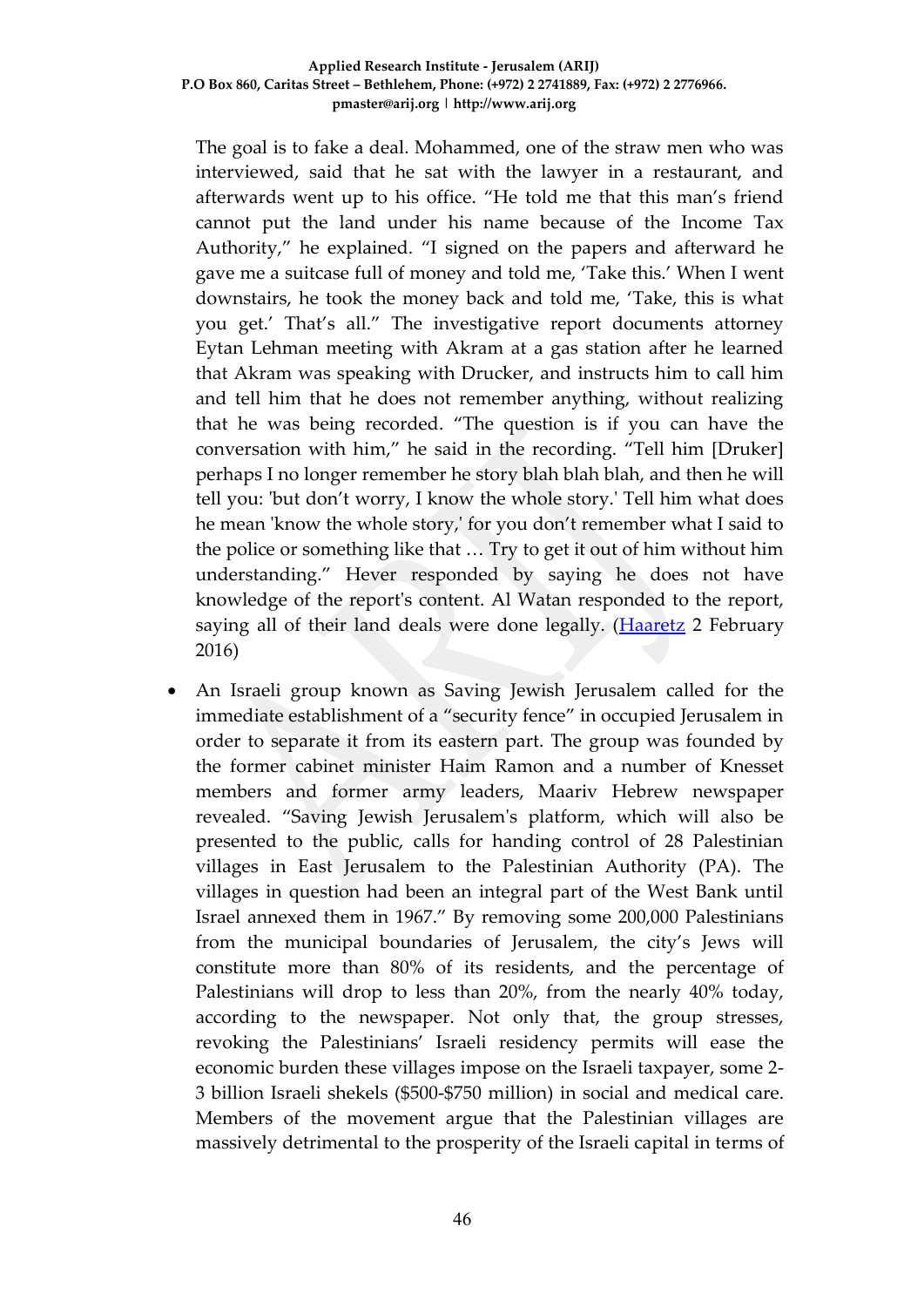The goal is to fake a deal. Mohammed, one of the straw men who was interviewed, said that he sat with the lawyer in a restaurant, and afterwards went up to his office. "He told me that this man's friend cannot put the land under his name because of the Income Tax Authority," he explained. "I signed on the papers and afterward he gave me a suitcase full of money and told me, 'Take this.' When I went downstairs, he took the money back and told me, 'Take, this is what you get.' That's all." The investigative report documents attorney Eytan Lehman meeting with Akram at a gas station after he learned that Akram was speaking with Drucker, and instructs him to call him and tell him that he does not remember anything, without realizing that he was being recorded. "The question is if you can have the conversation with him," he said in the recording. "Tell him [Druker] perhaps I no longer remember he story blah blah blah, and then he will tell you: 'but don't worry, I know the whole story.' Tell him what does he mean 'know the whole story,' for you don't remember what I said to the police or something like that … Try to get it out of him without him understanding." Hever responded by saying he does not have knowledge of the report's content. Al Watan responded to the report, saying all of their land deals were done legally. ([Haaretz](#) 2 February 2016)

- An Israeli group known as Saving Jewish Jerusalem called for the immediate establishment of a "security fence" in occupied Jerusalem in order to separate it from its eastern part. The group was founded by the former cabinet minister Haim Ramon and a number of Knesset members and former army leaders, Maariv Hebrew newspaper revealed. "Saving Jewish Jerusalem's platform, which will also be presented to the public, calls for handing control of 28 Palestinian villages in East Jerusalem to the Palestinian Authority (PA). The villages in question had been an integral part of the West Bank until Israel annexed them in 1967." By removing some 200,000 Palestinians from the municipal boundaries of Jerusalem, the city's Jews will constitute more than 80% of its residents, and the percentage of Palestinians will drop to less than 20%, from the nearly 40% today, according to the newspaper. Not only that, the group stresses, revoking the Palestinians' Israeli residency permits will ease the economic burden these villages impose on the Israeli taxpayer, some 2-3 billion Israeli shekels ($500-$750 million) in social and medical care. Members of the movement argue that the Palestinian villages are massively detrimental to the prosperity of the Israeli capital in terms of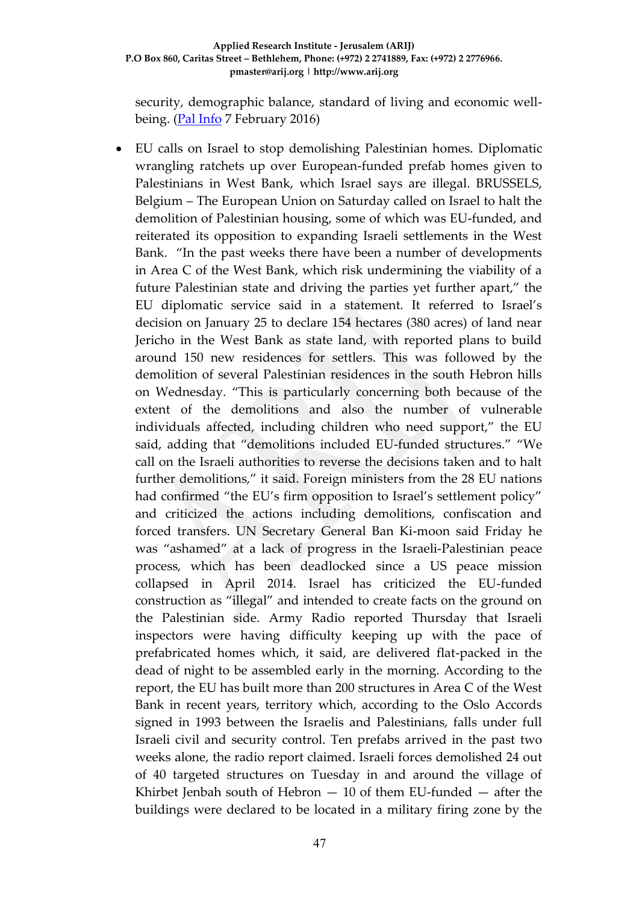security, demographic balance, standard of living and economic well-being. (Pal Info 7 February 2016)

- EU calls on Israel to stop demolishing Palestinian homes. Diplomatic wrangling ratchets up over European-funded prefab homes given to Palestinians in West Bank, which Israel says are illegal. BRUSSELS, Belgium – The European Union on Saturday called on Israel to halt the demolition of Palestinian housing, some of which was EU-funded, and reiterated its opposition to expanding Israeli settlements in the West Bank. "In the past weeks there have been a number of developments in Area C of the West Bank, which risk undermining the viability of a future Palestinian state and driving the parties yet further apart," the EU diplomatic service said in a statement. It referred to Israel's decision on January 25 to declare 154 hectares (380 acres) of land near Jericho in the West Bank as state land, with reported plans to build around 150 new residences for settlers. This was followed by the demolition of several Palestinian residences in the south Hebron hills on Wednesday. "This is particularly concerning both because of the extent of the demolitions and also the number of vulnerable individuals affected, including children who need support," the EU said, adding that "demolitions included EU-funded structures." "We call on the Israeli authorities to reverse the decisions taken and to halt further demolitions," it said. Foreign ministers from the 28 EU nations had confirmed "the EU's firm opposition to Israel's settlement policy" and criticized the actions including demolitions, confiscation and forced transfers. UN Secretary General Ban Ki-moon said Friday he was "ashamed" at a lack of progress in the Israeli-Palestinian peace process, which has been deadlocked since a US peace mission collapsed in April 2014. Israel has criticized the EU-funded construction as "illegal" and intended to create facts on the ground on the Palestinian side. Army Radio reported Thursday that Israeli inspectors were having difficulty keeping up with the pace of prefabricated homes which, it said, are delivered flat-packed in the dead of night to be assembled early in the morning. According to the report, the EU has built more than 200 structures in Area C of the West Bank in recent years, territory which, according to the Oslo Accords signed in 1993 between the Israelis and Palestinians, falls under full Israeli civil and security control. Ten prefabs arrived in the past two weeks alone, the radio report claimed. Israeli forces demolished 24 out of 40 targeted structures on Tuesday in and around the village of Khirbet Jenbah south of Hebron — 10 of them EU-funded — after the buildings were declared to be located in a military firing zone by the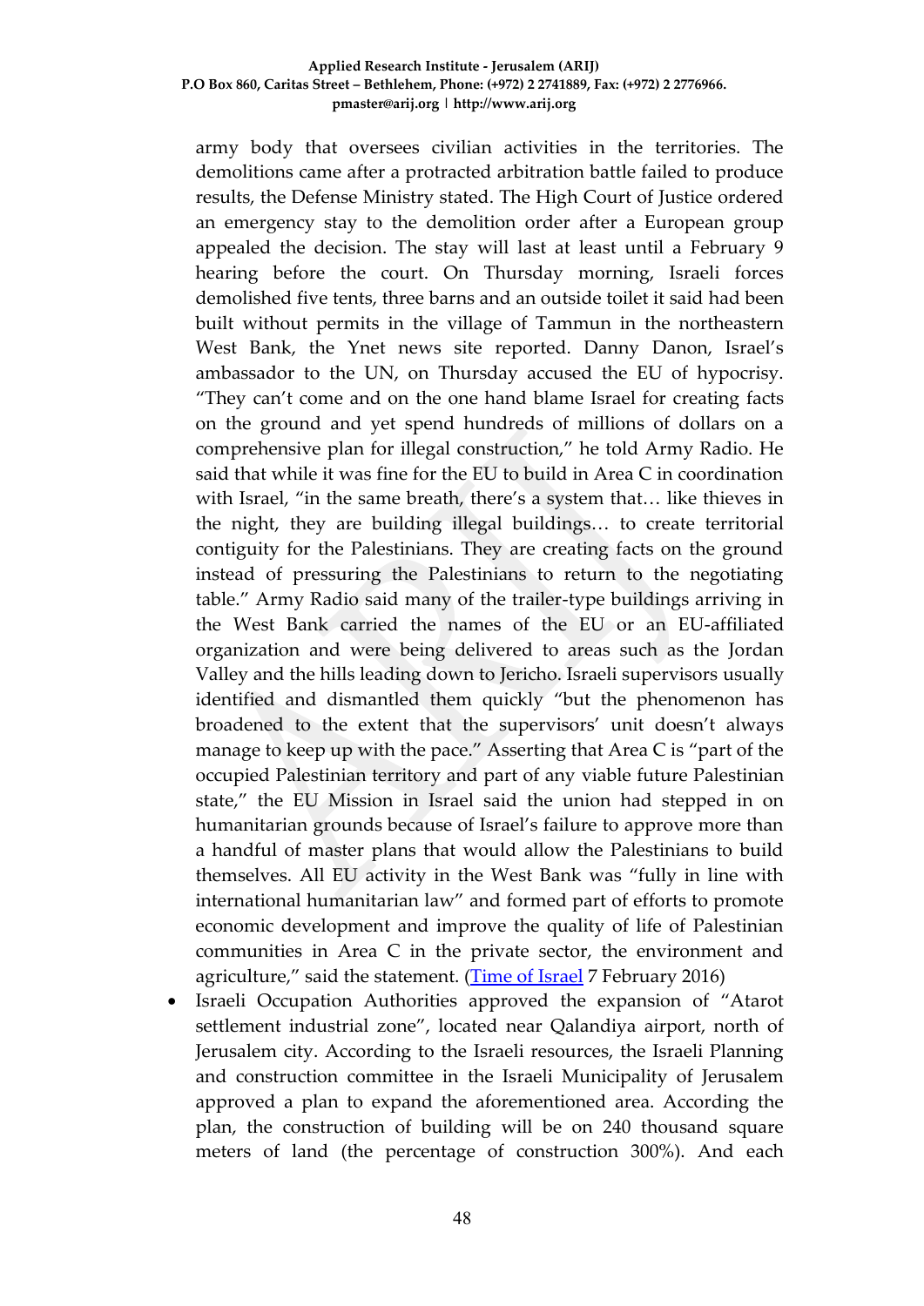army body that oversees civilian activities in the territories. The demolitions came after a protracted arbitration battle failed to produce results, the Defense Ministry stated. The High Court of Justice ordered an emergency stay to the demolition order after a European group appealed the decision. The stay will last at least until a February 9 hearing before the court. On Thursday morning, Israeli forces demolished five tents, three barns and an outside toilet it said had been built without permits in the village of Tammun in the northeastern West Bank, the Ynet news site reported. Danny Danon, Israel's ambassador to the UN, on Thursday accused the EU of hypocrisy. "They can't come and on the one hand blame Israel for creating facts on the ground and yet spend hundreds of millions of dollars on a comprehensive plan for illegal construction," he told Army Radio. He said that while it was fine for the EU to build in Area C in coordination with Israel, "in the same breath, there's a system that… like thieves in the night, they are building illegal buildings… to create territorial contiguity for the Palestinians. They are creating facts on the ground instead of pressuring the Palestinians to return to the negotiating table." Army Radio said many of the trailer-type buildings arriving in the West Bank carried the names of the EU or an EU-affiliated organization and were being delivered to areas such as the Jordan Valley and the hills leading down to Jericho. Israeli supervisors usually identified and dismantled them quickly "but the phenomenon has broadened to the extent that the supervisors' unit doesn't always manage to keep up with the pace." Asserting that Area C is "part of the occupied Palestinian territory and part of any viable future Palestinian state," the EU Mission in Israel said the union had stepped in on humanitarian grounds because of Israel's failure to approve more than a handful of master plans that would allow the Palestinians to build themselves. All EU activity in the West Bank was "fully in line with international humanitarian law" and formed part of efforts to promote economic development and improve the quality of life of Palestinian communities in Area C in the private sector, the environment and agriculture," said the statement. (Time of Israel 7 February 2016)

- Israeli Occupation Authorities approved the expansion of "Atarot settlement industrial zone", located near Qalandiya airport, north of Jerusalem city. According to the Israeli resources, the Israeli Planning and construction committee in the Israeli Municipality of Jerusalem approved a plan to expand the aforementioned area. According the plan, the construction of building will be on 240 thousand square meters of land (the percentage of construction 300%). And each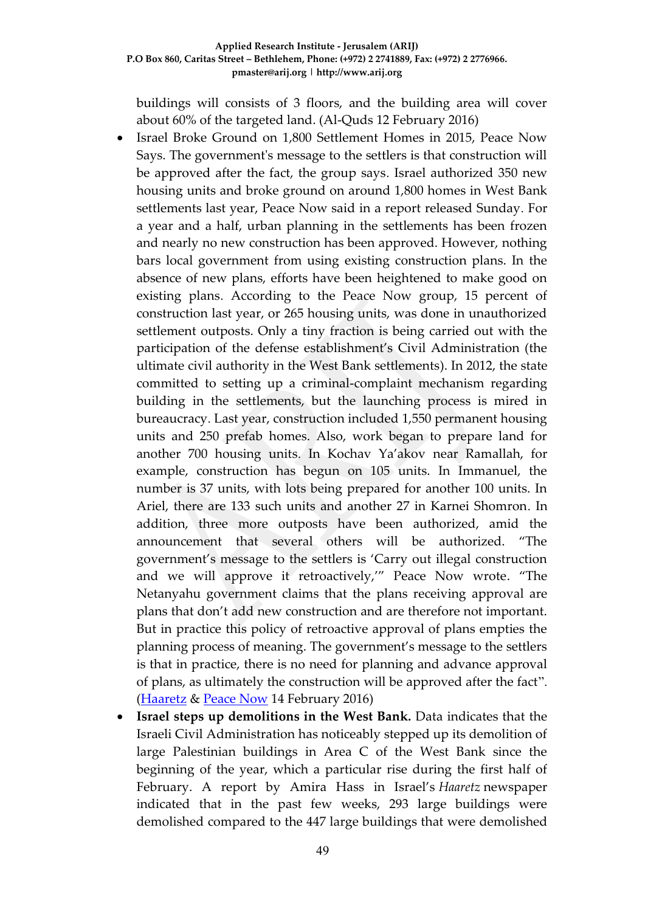buildings will consists of 3 floors, and the building area will cover about 60% of the targeted land. (Al-Quds 12 February 2016)

- Israel Broke Ground on 1,800 Settlement Homes in 2015, Peace Now Says. The government's message to the settlers is that construction will be approved after the fact, the group says. Israel authorized 350 new housing units and broke ground on around 1,800 homes in West Bank settlements last year, Peace Now said in a report released Sunday. For a year and a half, urban planning in the settlements has been frozen and nearly no new construction has been approved. However, nothing bars local government from using existing construction plans. In the absence of new plans, efforts have been heightened to make good on existing plans. According to the Peace Now group, 15 percent of construction last year, or 265 housing units, was done in unauthorized settlement outposts. Only a tiny fraction is being carried out with the participation of the defense establishment's Civil Administration (the ultimate civil authority in the West Bank settlements). In 2012, the state committed to setting up a criminal-complaint mechanism regarding building in the settlements, but the launching process is mired in bureaucracy. Last year, construction included 1,550 permanent housing units and 250 prefab homes. Also, work began to prepare land for another 700 housing units. In Kochav Ya'akov near Ramallah, for example, construction has begun on 105 units. In Immanuel, the number is 37 units, with lots being prepared for another 100 units. In Ariel, there are 133 such units and another 27 in Karnei Shomron. In addition, three more outposts have been authorized, amid the announcement that several others will be authorized. "The government's message to the settlers is 'Carry out illegal construction and we will approve it retroactively,'" Peace Now wrote. "The Netanyahu government claims that the plans receiving approval are plans that don't add new construction and are therefore not important. But in practice this policy of retroactive approval of plans empties the planning process of meaning. The government's message to the settlers is that in practice, there is no need for planning and advance approval of plans, as ultimately the construction will be approved after the fact". (Haaretz & Peace Now 14 February 2016)
- **Israel steps up demolitions in the West Bank.** Data indicates that the Israeli Civil Administration has noticeably stepped up its demolition of large Palestinian buildings in Area C of the West Bank since the beginning of the year, which a particular rise during the first half of February. A report by Amira Hass in Israel's *Haaretz* newspaper indicated that in the past few weeks, 293 large buildings were demolished compared to the 447 large buildings that were demolished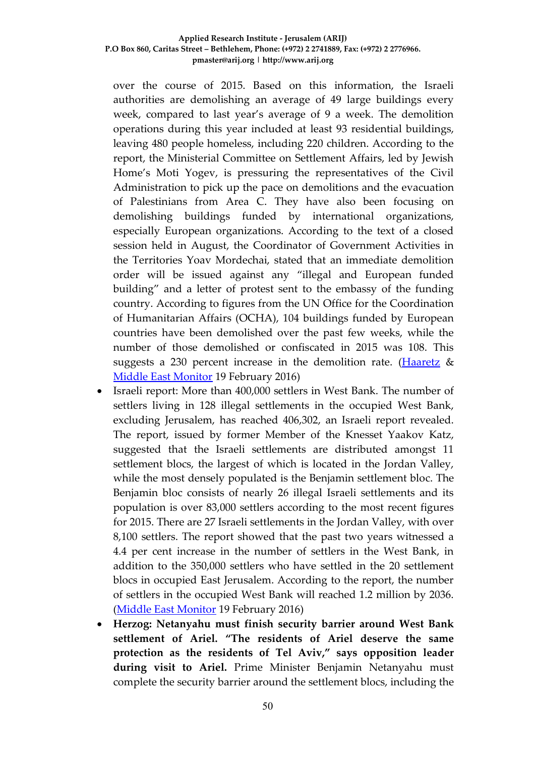over the course of 2015. Based on this information, the Israeli authorities are demolishing an average of 49 large buildings every week, compared to last year's average of 9 a week. The demolition operations during this year included at least 93 residential buildings, leaving 480 people homeless, including 220 children. According to the report, the Ministerial Committee on Settlement Affairs, led by Jewish Home's Moti Yogev, is pressuring the representatives of the Civil Administration to pick up the pace on demolitions and the evacuation of Palestinians from Area C. They have also been focusing on demolishing buildings funded by international organizations, especially European organizations. According to the text of a closed session held in August, the Coordinator of Government Activities in the Territories Yoav Mordechai, stated that an immediate demolition order will be issued against any "illegal and European funded building" and a letter of protest sent to the embassy of the funding country. According to figures from the UN Office for the Coordination of Humanitarian Affairs (OCHA), 104 buildings funded by European countries have been demolished over the past few weeks, while the number of those demolished or confiscated in 2015 was 108. This suggests a 230 percent increase in the demolition rate. (Haaretz & Middle East Monitor 19 February 2016)

- Israeli report: More than 400,000 settlers in West Bank. The number of settlers living in 128 illegal settlements in the occupied West Bank, excluding Jerusalem, has reached 406,302, an Israeli report revealed. The report, issued by former Member of the Knesset Yaakov Katz, suggested that the Israeli settlements are distributed amongst 11 settlement blocs, the largest of which is located in the Jordan Valley, while the most densely populated is the Benjamin settlement bloc. The Benjamin bloc consists of nearly 26 illegal Israeli settlements and its population is over 83,000 settlers according to the most recent figures for 2015. There are 27 Israeli settlements in the Jordan Valley, with over 8,100 settlers. The report showed that the past two years witnessed a 4.4 per cent increase in the number of settlers in the West Bank, in addition to the 350,000 settlers who have settled in the 20 settlement blocs in occupied East Jerusalem. According to the report, the number of settlers in the occupied West Bank will reached 1.2 million by 2036. (Middle East Monitor 19 February 2016)
- **Herzog: Netanyahu must finish security barrier around West Bank settlement of Ariel. "The residents of Ariel deserve the same protection as the residents of Tel Aviv," says opposition leader during visit to Ariel.** Prime Minister Benjamin Netanyahu must complete the security barrier around the settlement blocs, including the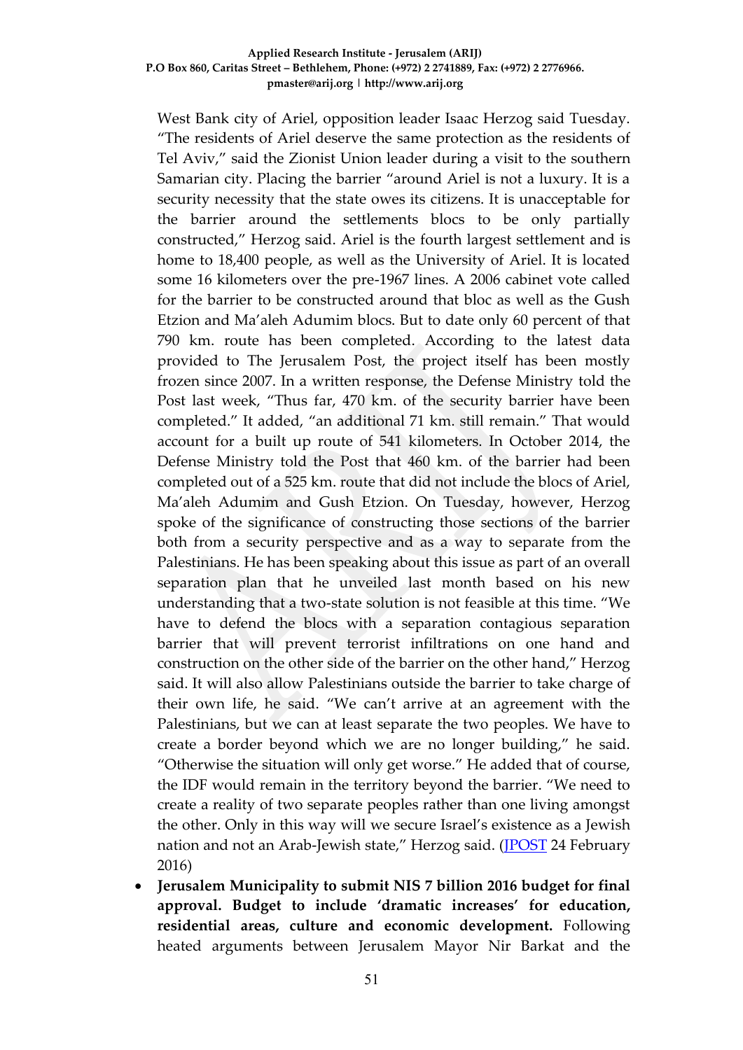West Bank city of Ariel, opposition leader Isaac Herzog said Tuesday. “The residents of Ariel deserve the same protection as the residents of Tel Aviv,” said the Zionist Union leader during a visit to the southern Samarian city. Placing the barrier “around Ariel is not a luxury. It is a security necessity that the state owes its citizens. It is unacceptable for the barrier around the settlements blocs to be only partially constructed,” Herzog said. Ariel is the fourth largest settlement and is home to 18,400 people, as well as the University of Ariel. It is located some 16 kilometers over the pre-1967 lines. A 2006 cabinet vote called for the barrier to be constructed around that bloc as well as the Gush Etzion and Ma’aleh Adumim blocs. But to date only 60 percent of that 790 km. route has been completed. According to the latest data provided to The Jerusalem Post, the project itself has been mostly frozen since 2007. In a written response, the Defense Ministry told the Post last week, “Thus far, 470 km. of the security barrier have been completed.” It added, “an additional 71 km. still remain.” That would account for a built up route of 541 kilometers. In October 2014, the Defense Ministry told the Post that 460 km. of the barrier had been completed out of a 525 km. route that did not include the blocs of Ariel, Ma’aleh Adumim and Gush Etzion. On Tuesday, however, Herzog spoke of the significance of constructing those sections of the barrier both from a security perspective and as a way to separate from the Palestinians. He has been speaking about this issue as part of an overall separation plan that he unveiled last month based on his new understanding that a two-state solution is not feasible at this time. “We have to defend the blocs with a separation contagious separation barrier that will prevent terrorist infiltrations on one hand and construction on the other side of the barrier on the other hand,” Herzog said. It will also allow Palestinians outside the barrier to take charge of their own life, he said. “We can’t arrive at an agreement with the Palestinians, but we can at least separate the two peoples. We have to create a border beyond which we are no longer building,” he said. “Otherwise the situation will only get worse.” He added that of course, the IDF would remain in the territory beyond the barrier. “We need to create a reality of two separate peoples rather than one living amongst the other. Only in this way will we secure Israel’s existence as a Jewish nation and not an Arab-Jewish state,” Herzog said. (JPOST 24 February 2016)

- **Jerusalem Municipality to submit NIS 7 billion 2016 budget for final approval. Budget to include ‘dramatic increases’ for education, residential areas, culture and economic development.** Following heated arguments between Jerusalem Mayor Nir Barkat and the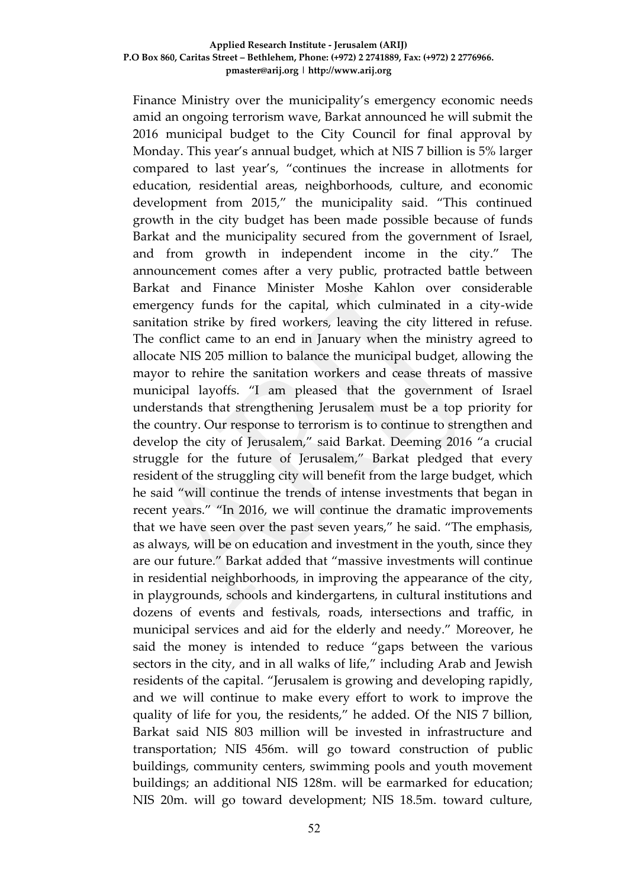Finance Ministry over the municipality's emergency economic needs amid an ongoing terrorism wave, Barkat announced he will submit the 2016 municipal budget to the City Council for final approval by Monday. This year's annual budget, which at NIS 7 billion is 5% larger compared to last year's, "continues the increase in allotments for education, residential areas, neighborhoods, culture, and economic development from 2015," the municipality said. "This continued growth in the city budget has been made possible because of funds Barkat and the municipality secured from the government of Israel, and from growth in independent income in the city." The announcement comes after a very public, protracted battle between Barkat and Finance Minister Moshe Kahlon over considerable emergency funds for the capital, which culminated in a city-wide sanitation strike by fired workers, leaving the city littered in refuse. The conflict came to an end in January when the ministry agreed to allocate NIS 205 million to balance the municipal budget, allowing the mayor to rehire the sanitation workers and cease threats of massive municipal layoffs. "I am pleased that the government of Israel understands that strengthening Jerusalem must be a top priority for the country. Our response to terrorism is to continue to strengthen and develop the city of Jerusalem," said Barkat. Deeming 2016 "a crucial struggle for the future of Jerusalem," Barkat pledged that every resident of the struggling city will benefit from the large budget, which he said "will continue the trends of intense investments that began in recent years." "In 2016, we will continue the dramatic improvements that we have seen over the past seven years," he said. "The emphasis, as always, will be on education and investment in the youth, since they are our future." Barkat added that "massive investments will continue in residential neighborhoods, in improving the appearance of the city, in playgrounds, schools and kindergartens, in cultural institutions and dozens of events and festivals, roads, intersections and traffic, in municipal services and aid for the elderly and needy." Moreover, he said the money is intended to reduce "gaps between the various sectors in the city, and in all walks of life," including Arab and Jewish residents of the capital. "Jerusalem is growing and developing rapidly, and we will continue to make every effort to work to improve the quality of life for you, the residents," he added. Of the NIS 7 billion, Barkat said NIS 803 million will be invested in infrastructure and transportation; NIS 456m. will go toward construction of public buildings, community centers, swimming pools and youth movement buildings; an additional NIS 128m. will be earmarked for education; NIS 20m. will go toward development; NIS 18.5m. toward culture,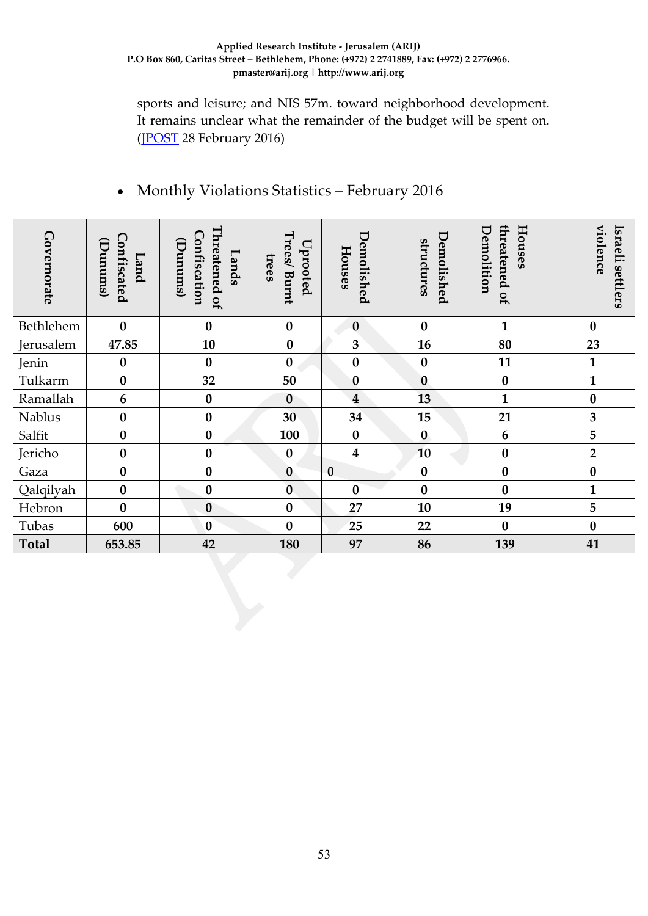sports and leisure; and NIS 57m. toward neighborhood development. It remains unclear what the remainder of the budget will be spent on. ([JPOST](JPOST) 28 February 2016)

- Monthly Violations Statistics – February 2016

| Governorate | Land Confiscated (Dunums) | Lands Threatened of Confiscation (Dunums) | Uprooted Trees/ Burnt trees | Demolished Houses | Demolished structures | Houses threatened of Demolition | Israeli settlers violence |
|---|---|---|---|---|---|---|---|
| Bethlehem | 0 | 0 | 0 | 0 | 0 | 1 | 0 |
| Jerusalem | 47.85 | 10 | 0 | 3 | 16 | 80 | 23 |
| Jenin | 0 | 0 | 0 | 0 | 0 | 11 | 1 |
| Tulkarm | 0 | 32 | 50 | 0 | 0 | 0 | 1 |
| Ramallah | 6 | 0 | 0 | 4 | 13 | 1 | 0 |
| Nablus | 0 | 0 | 30 | 34 | 15 | 21 | 3 |
| Salfit | 0 | 0 | 100 | 0 | 0 | 6 | 5 |
| Jericho | 0 | 0 | 0 | 4 | 10 | 0 | 2 |
| Gaza | 0 | 0 | 0 | 0 | 0 | 0 | 0 |
| Qalqilyah | 0 | 0 | 0 | 0 | 0 | 0 | 1 |
| Hebron | 0 | 0 | 0 | 27 | 10 | 19 | 5 |
| Tubas | 600 | 0 | 0 | 25 | 22 | 0 | 0 |
| **Total** | **653.85** | **42** | **180** | **97** | **86** | **139** | **41** |